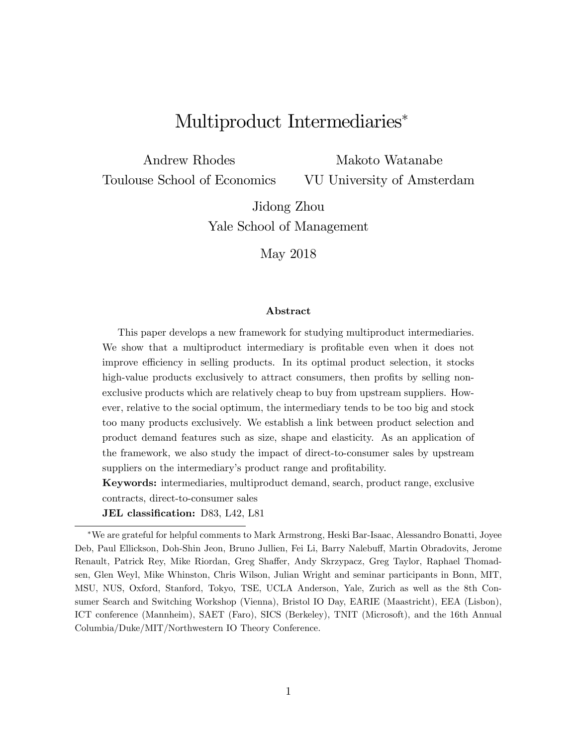# Multiproduct Intermediaries*

Andrew Rhodes
Toulouse School of Economics

Makoto Watanabe
VU University of Amsterdam

Jidong Zhou
Yale School of Management

May 2018

**Abstract**

This paper develops a new framework for studying multiproduct intermediaries. We show that a multiproduct intermediary is profitable even when it does not improve efficiency in selling products. In its optimal product selection, it stocks high-value products exclusively to attract consumers, then profits by selling non-exclusive products which are relatively cheap to buy from upstream suppliers. However, relative to the social optimum, the intermediary tends to be too big and stock too many products exclusively. We establish a link between product selection and product demand features such as size, shape and elasticity. As an application of the framework, we also study the impact of direct-to-consumer sales by upstream suppliers on the intermediary's product range and profitability.

**Keywords:** intermediaries, multiproduct demand, search, product range, exclusive contracts, direct-to-consumer sales

**JEL classification:** D83, L42, L81

---

*We are grateful for helpful comments to Mark Armstrong, Heski Bar-Isaac, Alessandro Bonatti, Joyee Deb, Paul Ellickson, Doh-Shin Jeon, Bruno Jullien, Fei Li, Barry Nalebuff, Martin Obradovits, Jerome Renault, Patrick Rey, Mike Riordan, Greg Shaffer, Andy Skrzypacz, Greg Taylor, Raphael Thomadsen, Glen Weyl, Mike Whinston, Chris Wilson, Julian Wright and seminar participants in Bonn, MIT, MSU, NUS, Oxford, Stanford, Tokyo, TSE, UCLA Anderson, Yale, Zurich as well as the 8th Consumer Search and Switching Workshop (Vienna), Bristol IO Day, EARIE (Maastricht), EEA (Lisbon), ICT conference (Mannheim), SAET (Faro), SICS (Berkeley), TNIT (Microsoft), and the 16th Annual Columbia/Duke/MIT/Northwestern IO Theory Conference.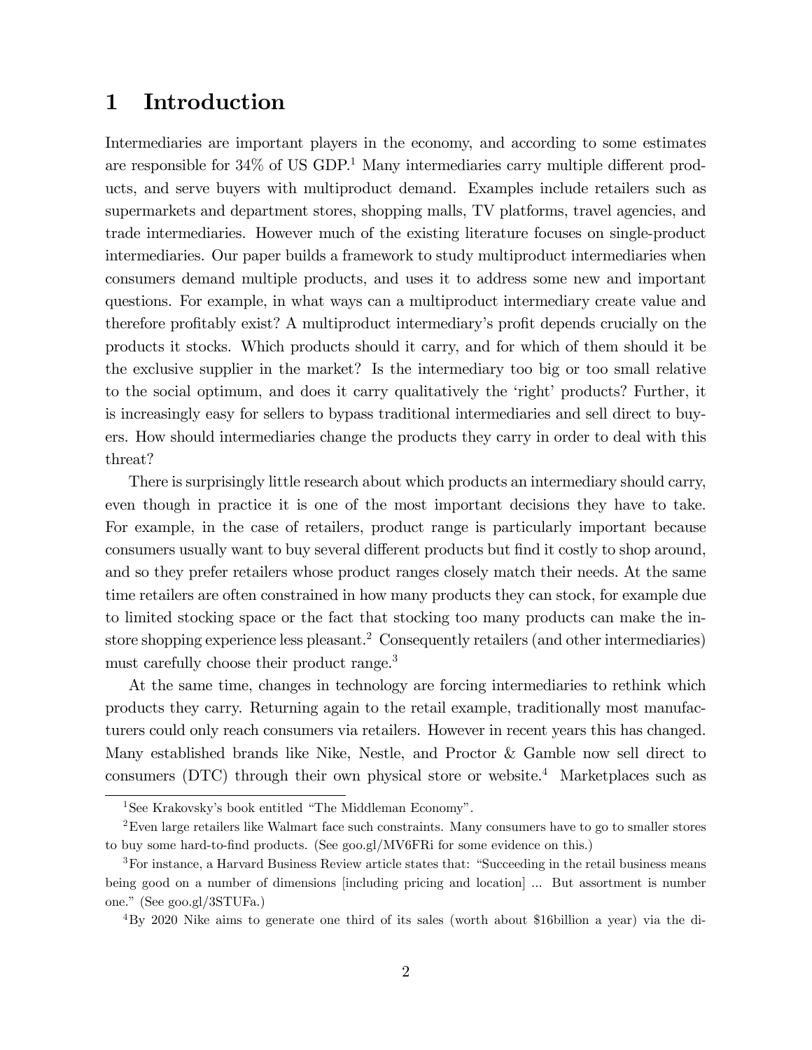# 1 Introduction

Intermediaries are important players in the economy, and according to some estimates are responsible for 34% of US GDP.[1] Many intermediaries carry multiple different products, and serve buyers with multiproduct demand. Examples include retailers such as supermarkets and department stores, shopping malls, TV platforms, travel agencies, and trade intermediaries. However much of the existing literature focuses on single-product intermediaries. Our paper builds a framework to study multiproduct intermediaries when consumers demand multiple products, and uses it to address some new and important questions. For example, in what ways can a multiproduct intermediary create value and therefore profitably exist? A multiproduct intermediary's profit depends crucially on the products it stocks. Which products should it carry, and for which of them should it be the exclusive supplier in the market? Is the intermediary too big or too small relative to the social optimum, and does it carry qualitatively the 'right' products? Further, it is increasingly easy for sellers to bypass traditional intermediaries and sell direct to buyers. How should intermediaries change the products they carry in order to deal with this threat?

There is surprisingly little research about which products an intermediary should carry, even though in practice it is one of the most important decisions they have to take. For example, in the case of retailers, product range is particularly important because consumers usually want to buy several different products but find it costly to shop around, and so they prefer retailers whose product ranges closely match their needs. At the same time retailers are often constrained in how many products they can stock, for example due to limited stocking space or the fact that stocking too many products can make the in-store shopping experience less pleasant.[2] Consequently retailers (and other intermediaries) must carefully choose their product range.[3]

At the same time, changes in technology are forcing intermediaries to rethink which products they carry. Returning again to the retail example, traditionally most manufacturers could only reach consumers via retailers. However in recent years this has changed. Many established brands like Nike, Nestle, and Proctor & Gamble now sell direct to consumers (DTC) through their own physical store or website.[4] Marketplaces such as

---

[1] See Krakovsky's book entitled "The Middleman Economy".

[2] Even large retailers like Walmart face such constraints. Many consumers have to go to smaller stores to buy some hard-to-find products. (See goo.gl/MV6FRi for some evidence on this.)

[3] For instance, a Harvard Business Review article states that: "Succeeding in the retail business means being good on a number of dimensions [including pricing and location] ... But assortment is number one." (See goo.gl/3STUFa.)

[4] By 2020 Nike aims to generate one third of its sales (worth about $16billion a year) via the di-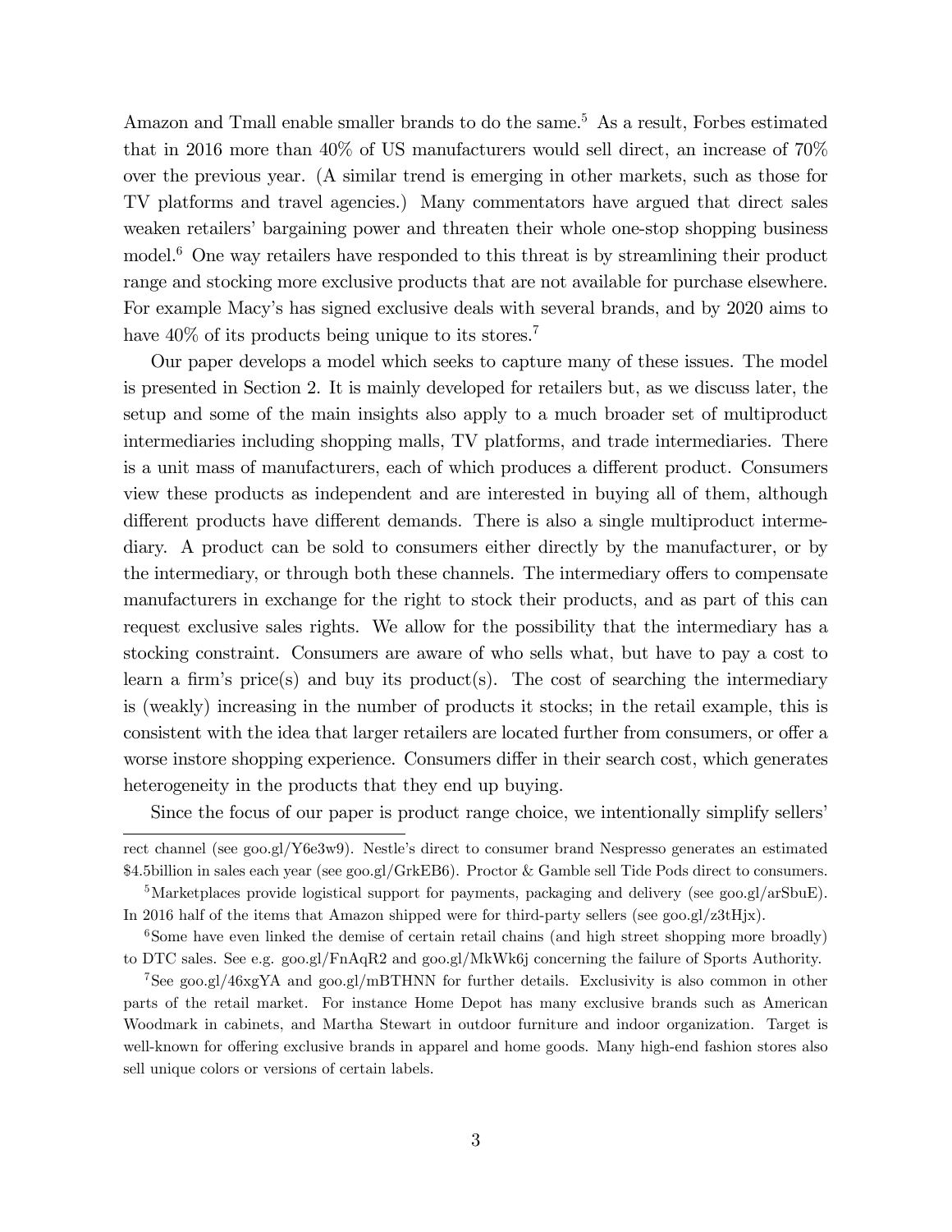Amazon and Tmall enable smaller brands to do the same.[5] As a result, Forbes estimated that in 2016 more than 40% of US manufacturers would sell direct, an increase of 70% over the previous year. (A similar trend is emerging in other markets, such as those for TV platforms and travel agencies.) Many commentators have argued that direct sales weaken retailers' bargaining power and threaten their whole one-stop shopping business model.[6] One way retailers have responded to this threat is by streamlining their product range and stocking more exclusive products that are not available for purchase elsewhere. For example Macy's has signed exclusive deals with several brands, and by 2020 aims to have 40% of its products being unique to its stores.[7]

Our paper develops a model which seeks to capture many of these issues. The model is presented in Section 2. It is mainly developed for retailers but, as we discuss later, the setup and some of the main insights also apply to a much broader set of multiproduct intermediaries including shopping malls, TV platforms, and trade intermediaries. There is a unit mass of manufacturers, each of which produces a different product. Consumers view these products as independent and are interested in buying all of them, although different products have different demands. There is also a single multiproduct intermediary. A product can be sold to consumers either directly by the manufacturer, or by the intermediary, or through both these channels. The intermediary offers to compensate manufacturers in exchange for the right to stock their products, and as part of this can request exclusive sales rights. We allow for the possibility that the intermediary has a stocking constraint. Consumers are aware of who sells what, but have to pay a cost to learn a firm's price(s) and buy its product(s). The cost of searching the intermediary is (weakly) increasing in the number of products it stocks; in the retail example, this is consistent with the idea that larger retailers are located further from consumers, or offer a worse instore shopping experience. Consumers differ in their search cost, which generates heterogeneity in the products that they end up buying.

Since the focus of our paper is product range choice, we intentionally simplify sellers'

---

rect channel (see goo.gl/Y6e3w9). Nestle's direct to consumer brand Nespresso generates an estimated \$4.5billion in sales each year (see goo.gl/GrkEB6). Proctor & Gamble sell Tide Pods direct to consumers.

[5] Marketplaces provide logistical support for payments, packaging and delivery (see goo.gl/arSbuE). In 2016 half of the items that Amazon shipped were for third-party sellers (see goo.gl/z3tHjx).

[6] Some have even linked the demise of certain retail chains (and high street shopping more broadly) to DTC sales. See e.g. goo.gl/FnAqR2 and goo.gl/MkWk6j concerning the failure of Sports Authority.

[7] See goo.gl/46xgYA and goo.gl/mBTHNN for further details. Exclusivity is also common in other parts of the retail market. For instance Home Depot has many exclusive brands such as American Woodmark in cabinets, and Martha Stewart in outdoor furniture and indoor organization. Target is well-known for offering exclusive brands in apparel and home goods. Many high-end fashion stores also sell unique colors or versions of certain labels.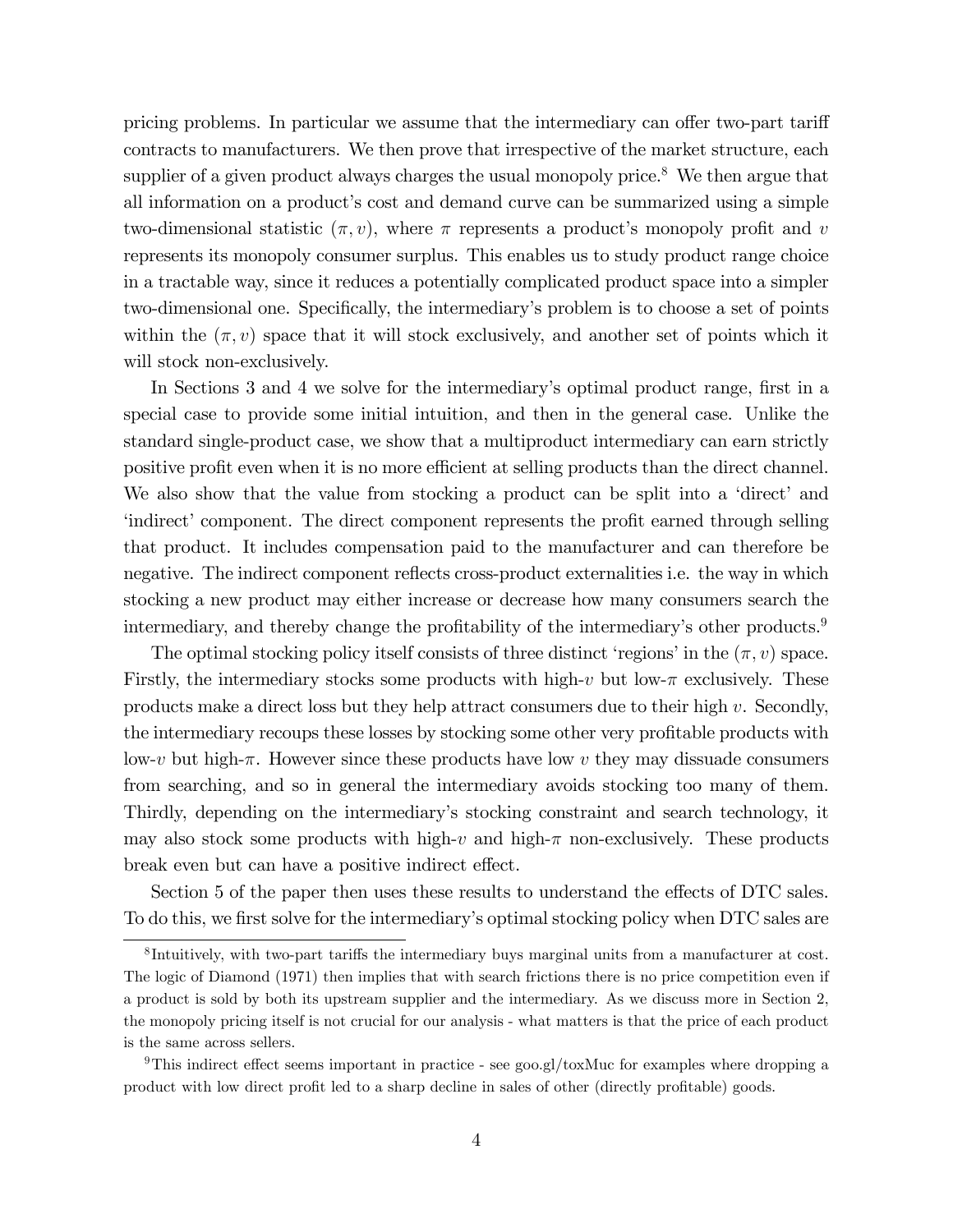pricing problems. In particular we assume that the intermediary can offer two-part tariff contracts to manufacturers. We then prove that irrespective of the market structure, each supplier of a given product always charges the usual monopoly price.[8] We then argue that all information on a product's cost and demand curve can be summarized using a simple two-dimensional statistic $(\pi, v)$, where $\pi$ represents a product's monopoly profit and $v$ represents its monopoly consumer surplus. This enables us to study product range choice in a tractable way, since it reduces a potentially complicated product space into a simpler two-dimensional one. Specifically, the intermediary's problem is to choose a set of points within the $(\pi, v)$ space that it will stock exclusively, and another set of points which it will stock non-exclusively.

In Sections 3 and 4 we solve for the intermediary's optimal product range, first in a special case to provide some initial intuition, and then in the general case. Unlike the standard single-product case, we show that a multiproduct intermediary can earn strictly positive profit even when it is no more efficient at selling products than the direct channel. We also show that the value from stocking a product can be split into a 'direct' and 'indirect' component. The direct component represents the profit earned through selling that product. It includes compensation paid to the manufacturer and can therefore be negative. The indirect component reflects cross-product externalities i.e. the way in which stocking a new product may either increase or decrease how many consumers search the intermediary, and thereby change the profitability of the intermediary's other products.[9]

The optimal stocking policy itself consists of three distinct 'regions' in the $(\pi, v)$ space. Firstly, the intermediary stocks some products with high-$v$ but low-$\pi$ exclusively. These products make a direct loss but they help attract consumers due to their high $v$. Secondly, the intermediary recoups these losses by stocking some other very profitable products with low-$v$ but high-$\pi$. However since these products have low $v$ they may dissuade consumers from searching, and so in general the intermediary avoids stocking too many of them. Thirdly, depending on the intermediary's stocking constraint and search technology, it may also stock some products with high-$v$ and high-$\pi$ non-exclusively. These products break even but can have a positive indirect effect.

Section 5 of the paper then uses these results to understand the effects of DTC sales. To do this, we first solve for the intermediary's optimal stocking policy when DTC sales are

[8] Intuitively, with two-part tariffs the intermediary buys marginal units from a manufacturer at cost. The logic of Diamond (1971) then implies that with search frictions there is no price competition even if a product is sold by both its upstream supplier and the intermediary. As we discuss more in Section 2, the monopoly pricing itself is not crucial for our analysis - what matters is that the price of each product is the same across sellers.

[9] This indirect effect seems important in practice - see goo.gl/toxMuc for examples where dropping a product with low direct profit led to a sharp decline in sales of other (directly profitable) goods.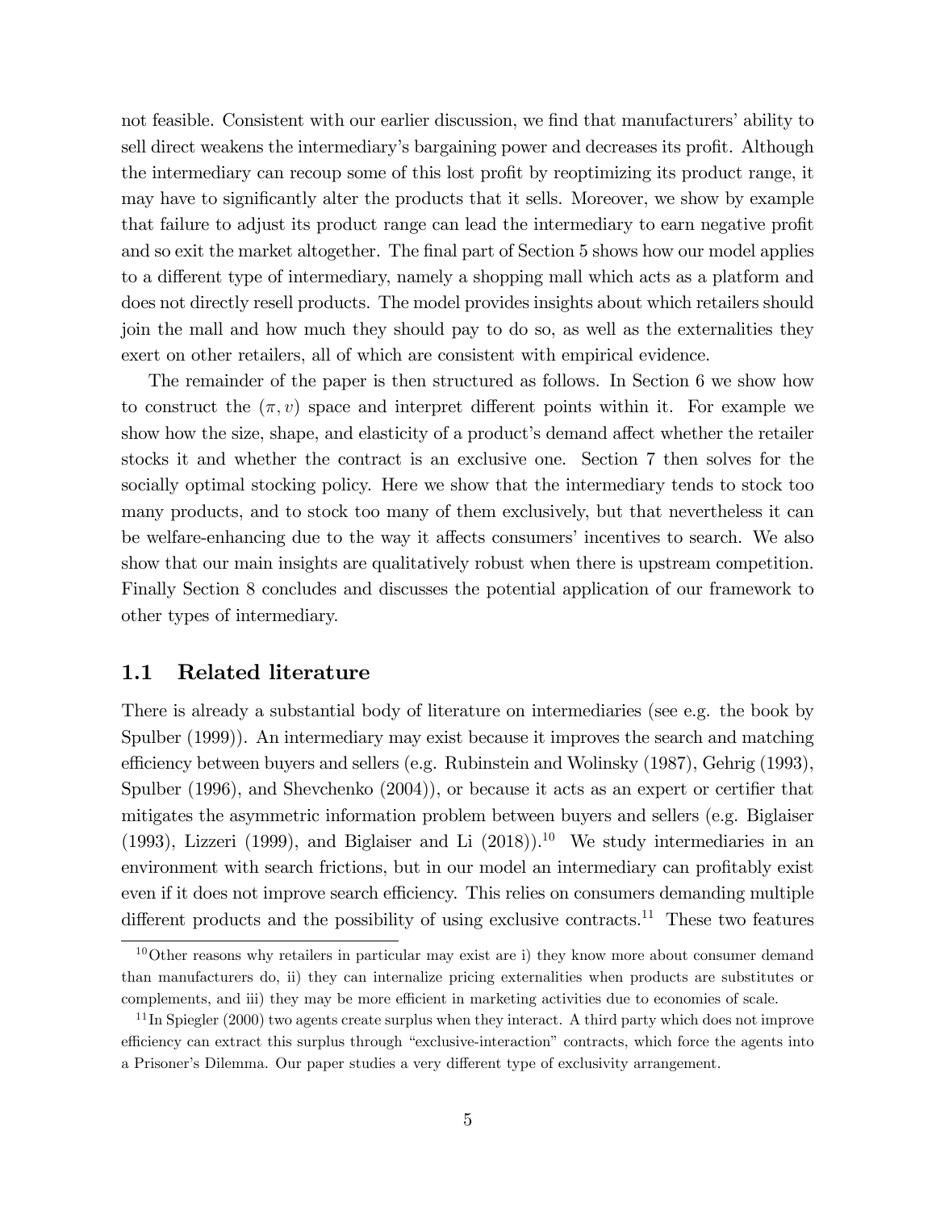not feasible. Consistent with our earlier discussion, we find that manufacturers' ability to sell direct weakens the intermediary's bargaining power and decreases its profit. Although the intermediary can recoup some of this lost profit by reoptimizing its product range, it may have to significantly alter the products that it sells. Moreover, we show by example that failure to adjust its product range can lead the intermediary to earn negative profit and so exit the market altogether. The final part of Section 5 shows how our model applies to a different type of intermediary, namely a shopping mall which acts as a platform and does not directly resell products. The model provides insights about which retailers should join the mall and how much they should pay to do so, as well as the externalities they exert on other retailers, all of which are consistent with empirical evidence.

The remainder of the paper is then structured as follows. In Section 6 we show how to construct the $(\pi, v)$ space and interpret different points within it. For example we show how the size, shape, and elasticity of a product's demand affect whether the retailer stocks it and whether the contract is an exclusive one. Section 7 then solves for the socially optimal stocking policy. Here we show that the intermediary tends to stock too many products, and to stock too many of them exclusively, but that nevertheless it can be welfare-enhancing due to the way it affects consumers' incentives to search. We also show that our main insights are qualitatively robust when there is upstream competition. Finally Section 8 concludes and discusses the potential application of our framework to other types of intermediary.

## 1.1 Related literature

There is already a substantial body of literature on intermediaries (see e.g. the book by Spulber (1999)). An intermediary may exist because it improves the search and matching efficiency between buyers and sellers (e.g. Rubinstein and Wolinsky (1987), Gehrig (1993), Spulber (1996), and Shevchenko (2004)), or because it acts as an expert or certifier that mitigates the asymmetric information problem between buyers and sellers (e.g. Biglaiser (1993), Lizzeri (1999), and Biglaiser and Li (2018)).[10] We study intermediaries in an environment with search frictions, but in our model an intermediary can profitably exist even if it does not improve search efficiency. This relies on consumers demanding multiple different products and the possibility of using exclusive contracts.[11] These two features

[10] Other reasons why retailers in particular may exist are i) they know more about consumer demand than manufacturers do, ii) they can internalize pricing externalities when products are substitutes or complements, and iii) they may be more efficient in marketing activities due to economies of scale.

[11] In Spiegler (2000) two agents create surplus when they interact. A third party which does not improve efficiency can extract this surplus through "exclusive-interaction" contracts, which force the agents into a Prisoner's Dilemma. Our paper studies a very different type of exclusivity arrangement.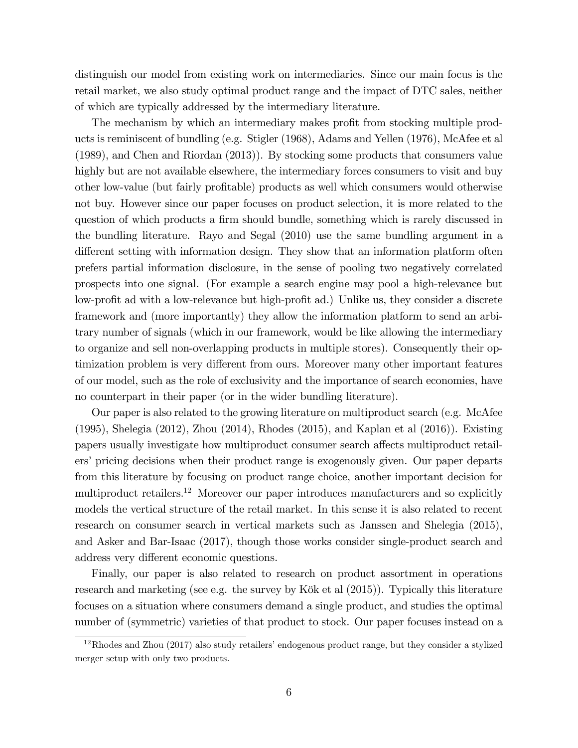distinguish our model from existing work on intermediaries. Since our main focus is the retail market, we also study optimal product range and the impact of DTC sales, neither of which are typically addressed by the intermediary literature.

The mechanism by which an intermediary makes profit from stocking multiple products is reminiscent of bundling (e.g. Stigler (1968), Adams and Yellen (1976), McAfee et al (1989), and Chen and Riordan (2013)). By stocking some products that consumers value highly but are not available elsewhere, the intermediary forces consumers to visit and buy other low-value (but fairly profitable) products as well which consumers would otherwise not buy. However since our paper focuses on product selection, it is more related to the question of which products a firm should bundle, something which is rarely discussed in the bundling literature. Rayo and Segal (2010) use the same bundling argument in a different setting with information design. They show that an information platform often prefers partial information disclosure, in the sense of pooling two negatively correlated prospects into one signal. (For example a search engine may pool a high-relevance but low-profit ad with a low-relevance but high-profit ad.) Unlike us, they consider a discrete framework and (more importantly) they allow the information platform to send an arbitrary number of signals (which in our framework, would be like allowing the intermediary to organize and sell non-overlapping products in multiple stores). Consequently their optimization problem is very different from ours. Moreover many other important features of our model, such as the role of exclusivity and the importance of search economies, have no counterpart in their paper (or in the wider bundling literature).

Our paper is also related to the growing literature on multiproduct search (e.g. McAfee (1995), Shelegia (2012), Zhou (2014), Rhodes (2015), and Kaplan et al (2016)). Existing papers usually investigate how multiproduct consumer search affects multiproduct retailers' pricing decisions when their product range is exogenously given. Our paper departs from this literature by focusing on product range choice, another important decision for multiproduct retailers.[12] Moreover our paper introduces manufacturers and so explicitly models the vertical structure of the retail market. In this sense it is also related to recent research on consumer search in vertical markets such as Janssen and Shelegia (2015), and Asker and Bar-Isaac (2017), though those works consider single-product search and address very different economic questions.

Finally, our paper is also related to research on product assortment in operations research and marketing (see e.g. the survey by Kök et al (2015)). Typically this literature focuses on a situation where consumers demand a single product, and studies the optimal number of (symmetric) varieties of that product to stock. Our paper focuses instead on a

[12] Rhodes and Zhou (2017) also study retailers' endogenous product range, but they consider a stylized merger setup with only two products.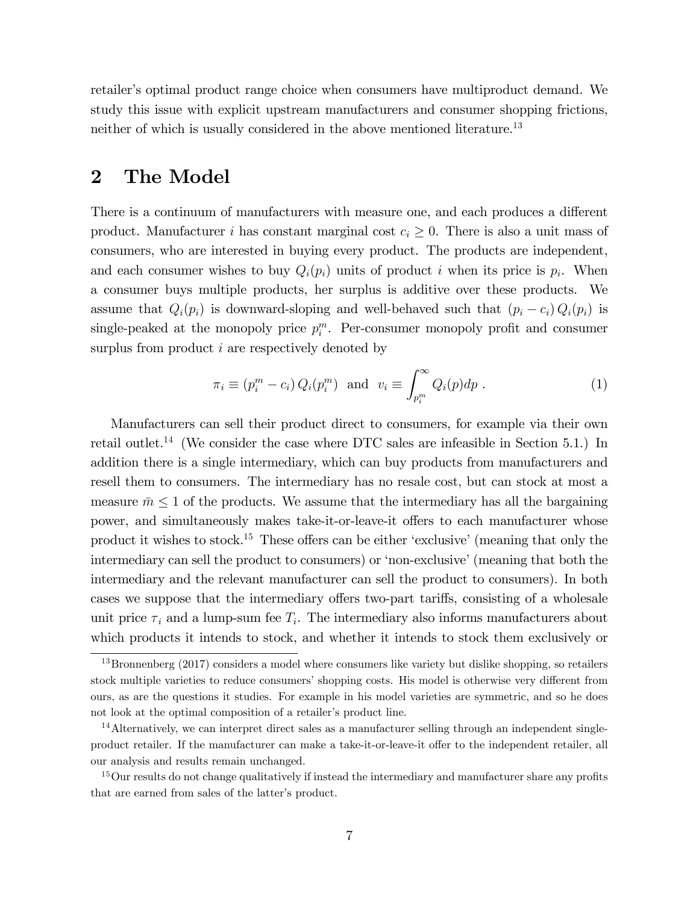retailer's optimal product range choice when consumers have multiproduct demand. We study this issue with explicit upstream manufacturers and consumer shopping frictions, neither of which is usually considered in the above mentioned literature.[13]

## 2 The Model

There is a continuum of manufacturers with measure one, and each produces a different product. Manufacturer $i$ has constant marginal cost $c_i \geq 0$. There is also a unit mass of consumers, who are interested in buying every product. The products are independent, and each consumer wishes to buy $Q_i(p_i)$ units of product $i$ when its price is $p_i$. When a consumer buys multiple products, her surplus is additive over these products. We assume that $Q_i(p_i)$ is downward-sloping and well-behaved such that $(p_i - c_i)\, Q_i(p_i)$ is single-peaked at the monopoly price $p_i^m$. Per-consumer monopoly profit and consumer surplus from product $i$ are respectively denoted by

$$\pi_i \equiv (p_i^m - c_i)\, Q_i(p_i^m) \;\; \text{and} \;\; v_i \equiv \int_{p_i^m}^{\infty} Q_i(p)dp \; . \tag{1}$$

Manufacturers can sell their product direct to consumers, for example via their own retail outlet.[14] (We consider the case where DTC sales are infeasible in Section 5.1.) In addition there is a single intermediary, which can buy products from manufacturers and resell them to consumers. The intermediary has no resale cost, but can stock at most a measure $\bar{m} \leq 1$ of the products. We assume that the intermediary has all the bargaining power, and simultaneously makes take-it-or-leave-it offers to each manufacturer whose product it wishes to stock.[15] These offers can be either 'exclusive' (meaning that only the intermediary can sell the product to consumers) or 'non-exclusive' (meaning that both the intermediary and the relevant manufacturer can sell the product to consumers). In both cases we suppose that the intermediary offers two-part tariffs, consisting of a wholesale unit price $\tau_i$ and a lump-sum fee $T_i$. The intermediary also informs manufacturers about which products it intends to stock, and whether it intends to stock them exclusively or

[13] Bronnenberg (2017) considers a model where consumers like variety but dislike shopping, so retailers stock multiple varieties to reduce consumers' shopping costs. His model is otherwise very different from ours, as are the questions it studies. For example in his model varieties are symmetric, and so he does not look at the optimal composition of a retailer's product line.

[14] Alternatively, we can interpret direct sales as a manufacturer selling through an independent single-product retailer. If the manufacturer can make a take-it-or-leave-it offer to the independent retailer, all our analysis and results remain unchanged.

[15] Our results do not change qualitatively if instead the intermediary and manufacturer share any profits that are earned from sales of the latter's product.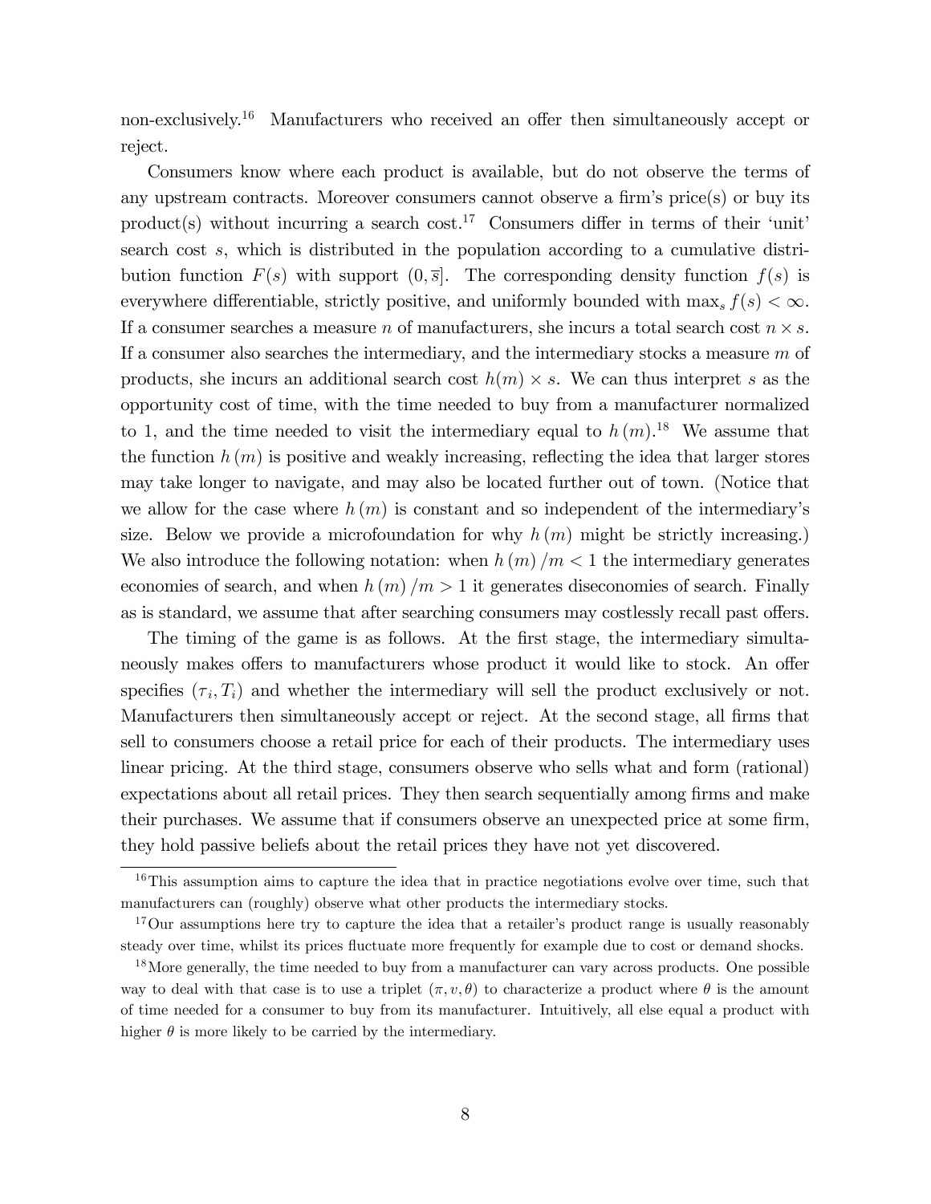non-exclusively.[16] Manufacturers who received an offer then simultaneously accept or reject.

Consumers know where each product is available, but do not observe the terms of any upstream contracts. Moreover consumers cannot observe a firm's price(s) or buy its product(s) without incurring a search cost.[17] Consumers differ in terms of their 'unit' search cost $s$, which is distributed in the population according to a cumulative distribution function $F(s)$ with support $(0, \overline{s}]$. The corresponding density function $f(s)$ is everywhere differentiable, strictly positive, and uniformly bounded with $\max_s f(s) < \infty$. If a consumer searches a measure $n$ of manufacturers, she incurs a total search cost $n \times s$. If a consumer also searches the intermediary, and the intermediary stocks a measure $m$ of products, she incurs an additional search cost $h(m) \times s$. We can thus interpret $s$ as the opportunity cost of time, with the time needed to buy from a manufacturer normalized to 1, and the time needed to visit the intermediary equal to $h(m)$.[18] We assume that the function $h(m)$ is positive and weakly increasing, reflecting the idea that larger stores may take longer to navigate, and may also be located further out of town. (Notice that we allow for the case where $h(m)$ is constant and so independent of the intermediary's size. Below we provide a microfoundation for why $h(m)$ might be strictly increasing.) We also introduce the following notation: when $h(m)/m < 1$ the intermediary generates economies of search, and when $h(m)/m > 1$ it generates diseconomies of search. Finally as is standard, we assume that after searching consumers may costlessly recall past offers.

The timing of the game is as follows. At the first stage, the intermediary simultaneously makes offers to manufacturers whose product it would like to stock. An offer specifies $(\tau_i, T_i)$ and whether the intermediary will sell the product exclusively or not. Manufacturers then simultaneously accept or reject. At the second stage, all firms that sell to consumers choose a retail price for each of their products. The intermediary uses linear pricing. At the third stage, consumers observe who sells what and form (rational) expectations about all retail prices. They then search sequentially among firms and make their purchases. We assume that if consumers observe an unexpected price at some firm, they hold passive beliefs about the retail prices they have not yet discovered.

---

[16] This assumption aims to capture the idea that in practice negotiations evolve over time, such that manufacturers can (roughly) observe what other products the intermediary stocks.

[17] Our assumptions here try to capture the idea that a retailer's product range is usually reasonably steady over time, whilst its prices fluctuate more frequently for example due to cost or demand shocks.

[18] More generally, the time needed to buy from a manufacturer can vary across products. One possible way to deal with that case is to use a triplet $(\pi, v, \theta)$ to characterize a product where $\theta$ is the amount of time needed for a consumer to buy from its manufacturer. Intuitively, all else equal a product with higher $\theta$ is more likely to be carried by the intermediary.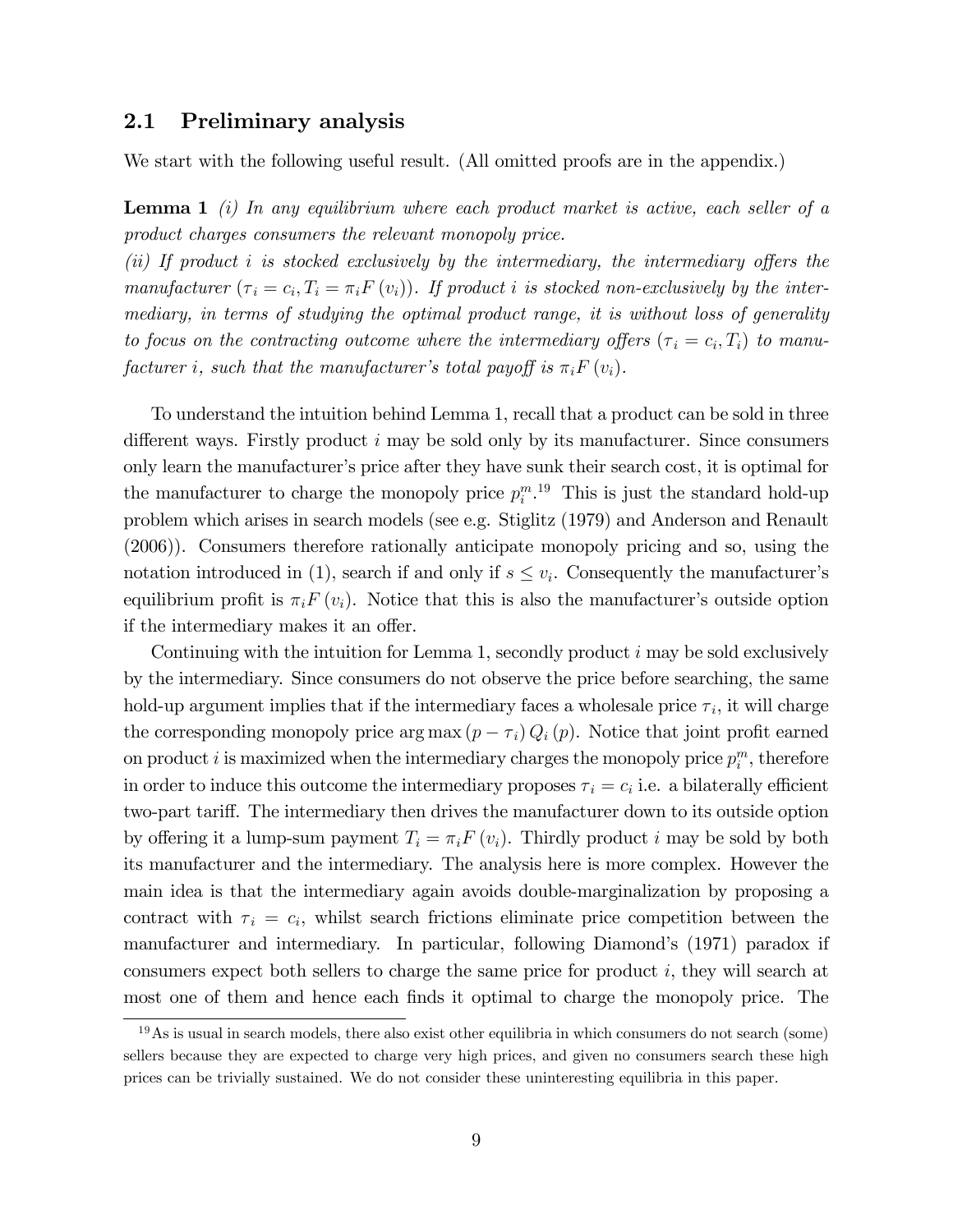## 2.1 Preliminary analysis

We start with the following useful result. (All omitted proofs are in the appendix.)

**Lemma 1** *(i) In any equilibrium where each product market is active, each seller of a product charges consumers the relevant monopoly price.*

*(ii) If product $i$ is stocked exclusively by the intermediary, the intermediary offers the manufacturer $(\tau_i = c_i, T_i = \pi_i F(v_i))$. If product $i$ is stocked non-exclusively by the intermediary, in terms of studying the optimal product range, it is without loss of generality to focus on the contracting outcome where the intermediary offers $(\tau_i = c_i, T_i)$ to manufacturer $i$, such that the manufacturer's total payoff is $\pi_i F(v_i)$.*

To understand the intuition behind Lemma 1, recall that a product can be sold in three different ways. Firstly product $i$ may be sold only by its manufacturer. Since consumers only learn the manufacturer's price after they have sunk their search cost, it is optimal for the manufacturer to charge the monopoly price $p_i^m$.[19] This is just the standard hold-up problem which arises in search models (see e.g. Stiglitz (1979) and Anderson and Renault (2006)). Consumers therefore rationally anticipate monopoly pricing and so, using the notation introduced in (1), search if and only if $s \leq v_i$. Consequently the manufacturer's equilibrium profit is $\pi_i F(v_i)$. Notice that this is also the manufacturer's outside option if the intermediary makes it an offer.

Continuing with the intuition for Lemma 1, secondly product $i$ may be sold exclusively by the intermediary. Since consumers do not observe the price before searching, the same hold-up argument implies that if the intermediary faces a wholesale price $\tau_i$, it will charge the corresponding monopoly price $\arg\max (p - \tau_i) Q_i(p)$. Notice that joint profit earned on product $i$ is maximized when the intermediary charges the monopoly price $p_i^m$, therefore in order to induce this outcome the intermediary proposes $\tau_i = c_i$ i.e. a bilaterally efficient two-part tariff. The intermediary then drives the manufacturer down to its outside option by offering it a lump-sum payment $T_i = \pi_i F(v_i)$. Thirdly product $i$ may be sold by both its manufacturer and the intermediary. The analysis here is more complex. However the main idea is that the intermediary again avoids double-marginalization by proposing a contract with $\tau_i = c_i$, whilst search frictions eliminate price competition between the manufacturer and intermediary. In particular, following Diamond's (1971) paradox if consumers expect both sellers to charge the same price for product $i$, they will search at most one of them and hence each finds it optimal to charge the monopoly price. The

[19] As is usual in search models, there also exist other equilibria in which consumers do not search (some) sellers because they are expected to charge very high prices, and given no consumers search these high prices can be trivially sustained. We do not consider these uninteresting equilibria in this paper.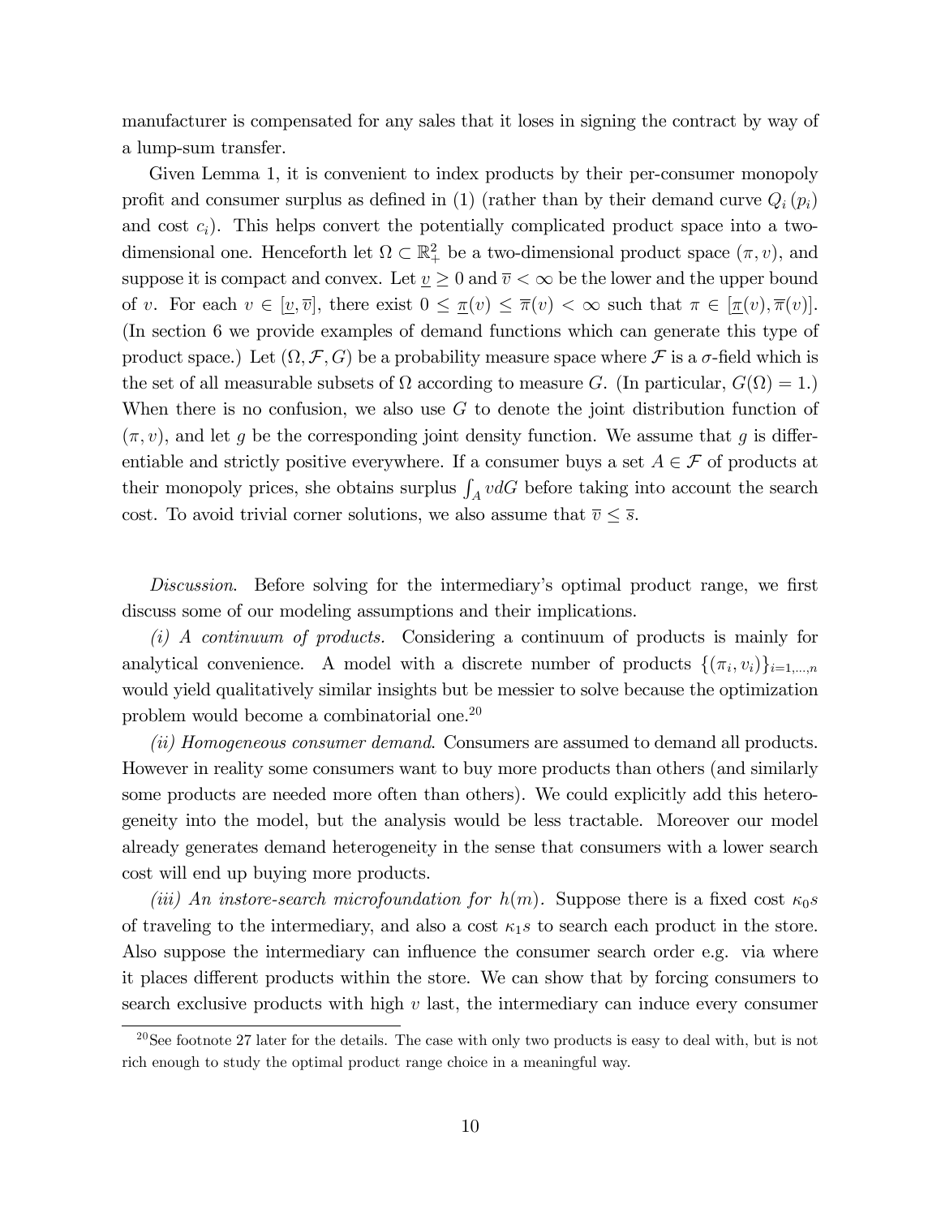manufacturer is compensated for any sales that it loses in signing the contract by way of a lump-sum transfer.

Given Lemma 1, it is convenient to index products by their per-consumer monopoly profit and consumer surplus as defined in (1) (rather than by their demand curve $Q_i(p_i)$ and cost $c_i$). This helps convert the potentially complicated product space into a two-dimensional one. Henceforth let $\Omega \subset \mathbb{R}^2_+$ be a two-dimensional product space $(\pi, v)$, and suppose it is compact and convex. Let $\underline{v} \geq 0$ and $\overline{v} < \infty$ be the lower and the upper bound of $v$. For each $v \in [\underline{v}, \overline{v}]$, there exist $0 \leq \underline{\pi}(v) \leq \overline{\pi}(v) < \infty$ such that $\pi \in [\underline{\pi}(v), \overline{\pi}(v)]$. (In section 6 we provide examples of demand functions which can generate this type of product space.) Let $(\Omega, \mathcal{F}, G)$ be a probability measure space where $\mathcal{F}$ is a $\sigma$-field which is the set of all measurable subsets of $\Omega$ according to measure $G$. (In particular, $G(\Omega) = 1$.) When there is no confusion, we also use $G$ to denote the joint distribution function of $(\pi, v)$, and let $g$ be the corresponding joint density function. We assume that $g$ is differentiable and strictly positive everywhere. If a consumer buys a set $A \in \mathcal{F}$ of products at their monopoly prices, she obtains surplus $\int_A v dG$ before taking into account the search cost. To avoid trivial corner solutions, we also assume that $\overline{v} \leq \overline{s}$.

*Discussion.* Before solving for the intermediary's optimal product range, we first discuss some of our modeling assumptions and their implications.

*(i) A continuum of products.* Considering a continuum of products is mainly for analytical convenience. A model with a discrete number of products $\{(\pi_i, v_i)\}_{i=1,\ldots,n}$ would yield qualitatively similar insights but be messier to solve because the optimization problem would become a combinatorial one.[20]

*(ii) Homogeneous consumer demand.* Consumers are assumed to demand all products. However in reality some consumers want to buy more products than others (and similarly some products are needed more often than others). We could explicitly add this heterogeneity into the model, but the analysis would be less tractable. Moreover our model already generates demand heterogeneity in the sense that consumers with a lower search cost will end up buying more products.

*(iii) An instore-search microfoundation for $h(m)$.* Suppose there is a fixed cost $\kappa_0 s$ of traveling to the intermediary, and also a cost $\kappa_1 s$ to search each product in the store. Also suppose the intermediary can influence the consumer search order e.g. via where it places different products within the store. We can show that by forcing consumers to search exclusive products with high $v$ last, the intermediary can induce every consumer

[20] See footnote 27 later for the details. The case with only two products is easy to deal with, but is not rich enough to study the optimal product range choice in a meaningful way.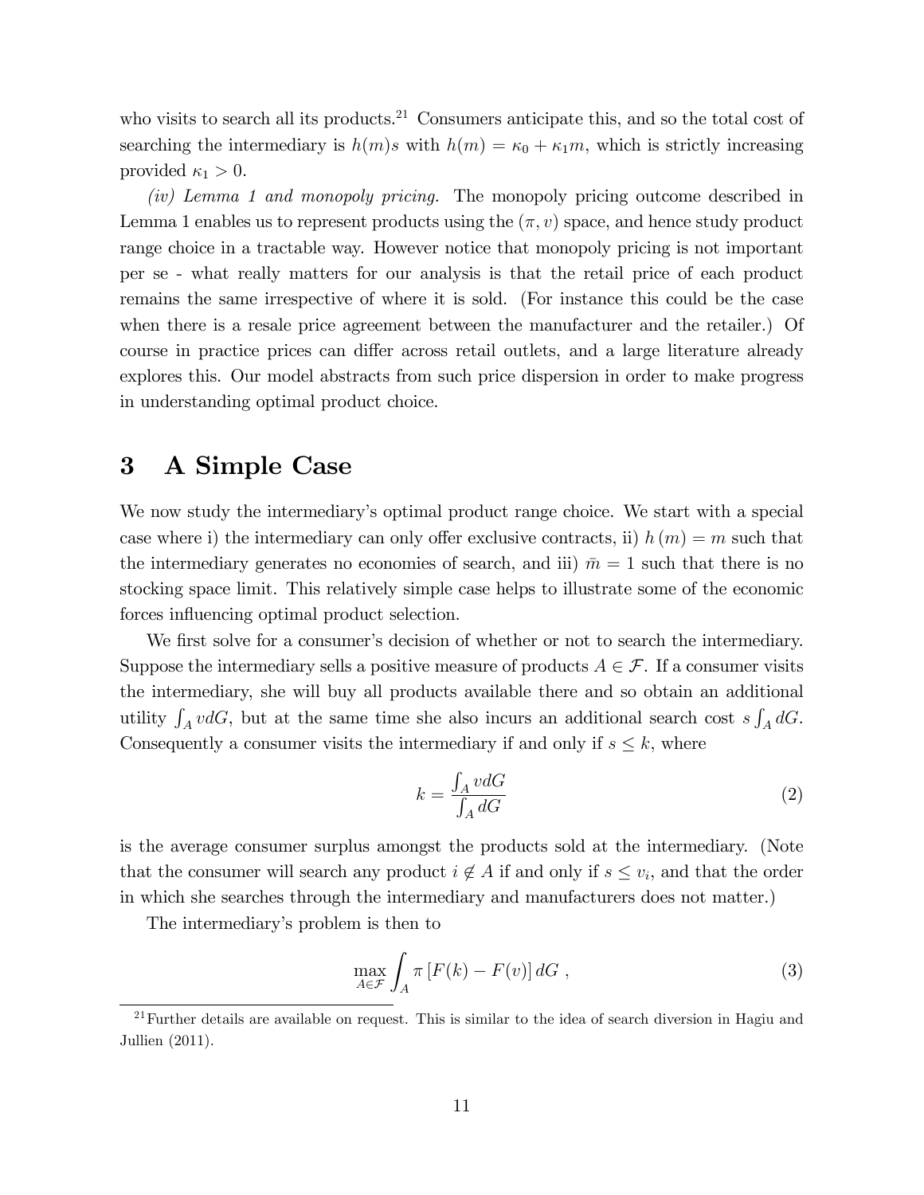who visits to search all its products.[21] Consumers anticipate this, and so the total cost of searching the intermediary is $h(m)s$ with $h(m) = \kappa_0 + \kappa_1 m$, which is strictly increasing provided $\kappa_1 > 0$.

*(iv) Lemma 1 and monopoly pricing.* The monopoly pricing outcome described in Lemma 1 enables us to represent products using the $(\pi, v)$ space, and hence study product range choice in a tractable way. However notice that monopoly pricing is not important per se - what really matters for our analysis is that the retail price of each product remains the same irrespective of where it is sold. (For instance this could be the case when there is a resale price agreement between the manufacturer and the retailer.) Of course in practice prices can differ across retail outlets, and a large literature already explores this. Our model abstracts from such price dispersion in order to make progress in understanding optimal product choice.

# 3 A Simple Case

We now study the intermediary's optimal product range choice. We start with a special case where i) the intermediary can only offer exclusive contracts, ii) $h(m) = m$ such that the intermediary generates no economies of search, and iii) $\bar{m} = 1$ such that there is no stocking space limit. This relatively simple case helps to illustrate some of the economic forces influencing optimal product selection.

We first solve for a consumer's decision of whether or not to search the intermediary. Suppose the intermediary sells a positive measure of products $A \in \mathcal{F}$. If a consumer visits the intermediary, she will buy all products available there and so obtain an additional utility $\int_A v dG$, but at the same time she also incurs an additional search cost $s \int_A dG$. Consequently a consumer visits the intermediary if and only if $s \leq k$, where

$$k = \frac{\int_A v dG}{\int_A dG} \tag{2}$$

is the average consumer surplus amongst the products sold at the intermediary. (Note that the consumer will search any product $i \notin A$ if and only if $s \leq v_i$, and that the order in which she searches through the intermediary and manufacturers does not matter.)

The intermediary's problem is then to

$$\max_{A \in \mathcal{F}} \int_A \pi \left[ F(k) - F(v) \right] dG \ , \tag{3}$$

[21] Further details are available on request. This is similar to the idea of search diversion in Hagiu and Jullien (2011).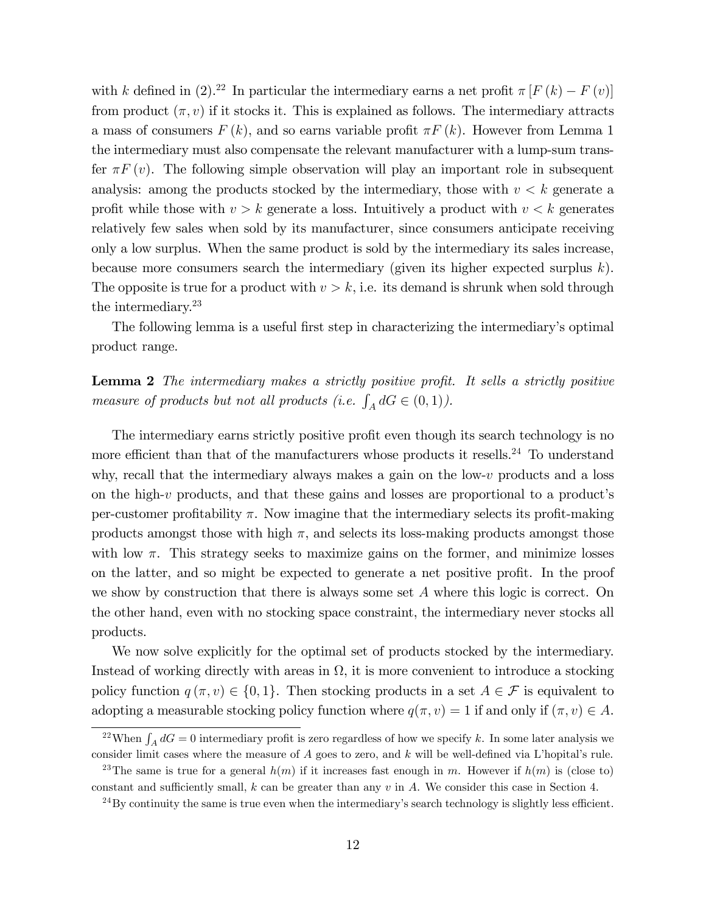with $k$ defined in (2).[22] In particular the intermediary earns a net profit $\pi [F(k) - F(v)]$ from product $(\pi, v)$ if it stocks it. This is explained as follows. The intermediary attracts a mass of consumers $F(k)$, and so earns variable profit $\pi F(k)$. However from Lemma 1 the intermediary must also compensate the relevant manufacturer with a lump-sum transfer $\pi F(v)$. The following simple observation will play an important role in subsequent analysis: among the products stocked by the intermediary, those with $v < k$ generate a profit while those with $v > k$ generate a loss. Intuitively a product with $v < k$ generates relatively few sales when sold by its manufacturer, since consumers anticipate receiving only a low surplus. When the same product is sold by the intermediary its sales increase, because more consumers search the intermediary (given its higher expected surplus $k$). The opposite is true for a product with $v > k$, i.e. its demand is shrunk when sold through the intermediary.[23]

The following lemma is a useful first step in characterizing the intermediary's optimal product range.

**Lemma 2** *The intermediary makes a strictly positive profit. It sells a strictly positive measure of products but not all products (i.e.* $\int_A dG \in (0, 1)$*).*

The intermediary earns strictly positive profit even though its search technology is no more efficient than that of the manufacturers whose products it resells.[24] To understand why, recall that the intermediary always makes a gain on the low-$v$ products and a loss on the high-$v$ products, and that these gains and losses are proportional to a product's per-customer profitability $\pi$. Now imagine that the intermediary selects its profit-making products amongst those with high $\pi$, and selects its loss-making products amongst those with low $\pi$. This strategy seeks to maximize gains on the former, and minimize losses on the latter, and so might be expected to generate a net positive profit. In the proof we show by construction that there is always some set $A$ where this logic is correct. On the other hand, even with no stocking space constraint, the intermediary never stocks all products.

We now solve explicitly for the optimal set of products stocked by the intermediary. Instead of working directly with areas in $\Omega$, it is more convenient to introduce a stocking policy function $q(\pi, v) \in \{0, 1\}$. Then stocking products in a set $A \in \mathcal{F}$ is equivalent to adopting a measurable stocking policy function where $q(\pi, v) = 1$ if and only if $(\pi, v) \in A$.

---

[22] When $\int_A dG = 0$ intermediary profit is zero regardless of how we specify $k$. In some later analysis we consider limit cases where the measure of $A$ goes to zero, and $k$ will be well-defined via L'hopital's rule.

[23] The same is true for a general $h(m)$ if it increases fast enough in $m$. However if $h(m)$ is (close to) constant and sufficiently small, $k$ can be greater than any $v$ in $A$. We consider this case in Section 4.

[24] By continuity the same is true even when the intermediary's search technology is slightly less efficient.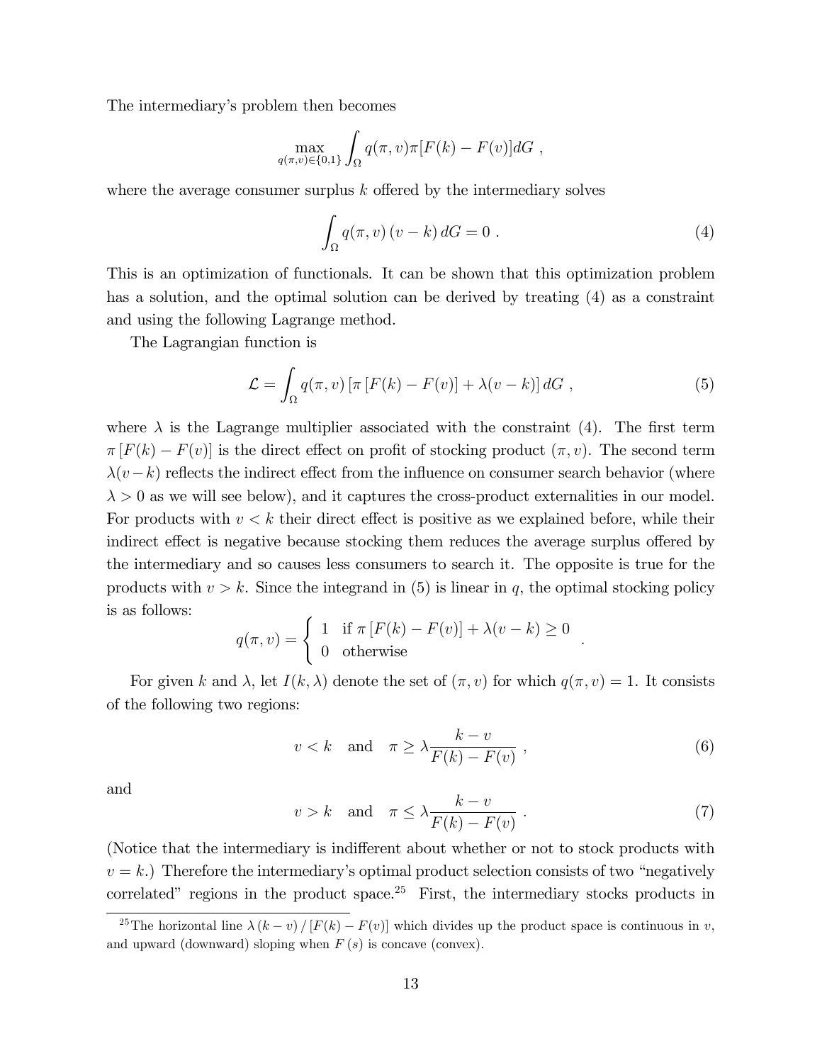The intermediary's problem then becomes

$$\max_{q(\pi,v)\in\{0,1\}} \int_{\Omega} q(\pi,v)\pi[F(k)-F(v)]dG \ ,$$

where the average consumer surplus $k$ offered by the intermediary solves

$$\int_{\Omega} q(\pi,v)\,(v-k)\,dG = 0 \ . \tag{4}$$

This is an optimization of functionals. It can be shown that this optimization problem has a solution, and the optimal solution can be derived by treating (4) as a constraint and using the following Lagrange method.

The Lagrangian function is

$$\mathcal{L} = \int_{\Omega} q(\pi,v)\left[\pi\left[F(k)-F(v)\right]+\lambda(v-k)\right]dG \ , \tag{5}$$

where $\lambda$ is the Lagrange multiplier associated with the constraint (4). The first term $\pi\left[F(k)-F(v)\right]$ is the direct effect on profit of stocking product $(\pi, v)$. The second term $\lambda(v-k)$ reflects the indirect effect from the influence on consumer search behavior (where $\lambda > 0$ as we will see below), and it captures the cross-product externalities in our model. For products with $v < k$ their direct effect is positive as we explained before, while their indirect effect is negative because stocking them reduces the average surplus offered by the intermediary and so causes less consumers to search it. The opposite is true for the products with $v > k$. Since the integrand in (5) is linear in $q$, the optimal stocking policy is as follows:

$$q(\pi,v) = \begin{cases} 1 & \text{if } \pi\left[F(k)-F(v)\right]+\lambda(v-k)\geq 0 \\ 0 & \text{otherwise} \end{cases} .$$

For given $k$ and $\lambda$, let $I(k,\lambda)$ denote the set of $(\pi, v)$ for which $q(\pi, v) = 1$. It consists of the following two regions:

$$v < k \quad \text{and} \quad \pi \geq \lambda\frac{k-v}{F(k)-F(v)} \ , \tag{6}$$

and

$$v > k \quad \text{and} \quad \pi \leq \lambda\frac{k-v}{F(k)-F(v)} \ . \tag{7}$$

(Notice that the intermediary is indifferent about whether or not to stock products with $v = k$.) Therefore the intermediary's optimal product selection consists of two "negatively correlated" regions in the product space.[25] First, the intermediary stocks products in

[25] The horizontal line $\lambda\,(k-v)\,/\,[F(k)-F(v)]$ which divides up the product space is continuous in $v$, and upward (downward) sloping when $F\,(s)$ is concave (convex).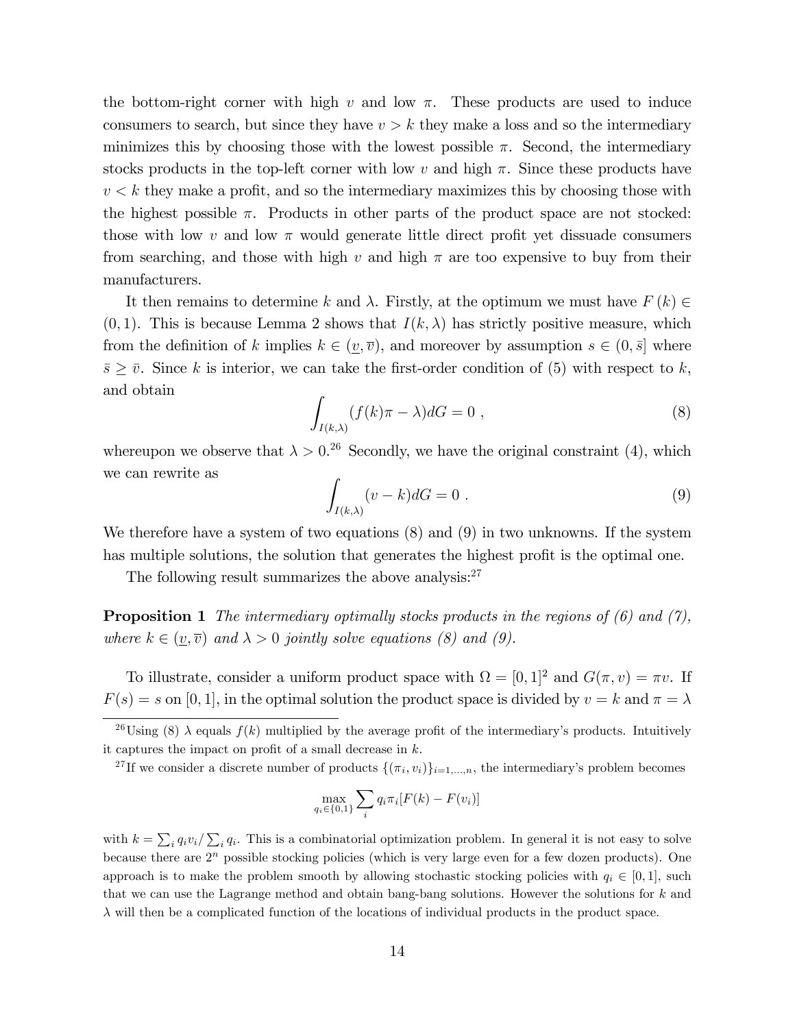the bottom-right corner with high $v$ and low $\pi$. These products are used to induce consumers to search, but since they have $v > k$ they make a loss and so the intermediary minimizes this by choosing those with the lowest possible $\pi$. Second, the intermediary stocks products in the top-left corner with low $v$ and high $\pi$. Since these products have $v < k$ they make a profit, and so the intermediary maximizes this by choosing those with the highest possible $\pi$. Products in other parts of the product space are not stocked: those with low $v$ and low $\pi$ would generate little direct profit yet dissuade consumers from searching, and those with high $v$ and high $\pi$ are too expensive to buy from their manufacturers.

It then remains to determine $k$ and $\lambda$. Firstly, at the optimum we must have $F(k) \in (0, 1)$. This is because Lemma 2 shows that $I(k, \lambda)$ has strictly positive measure, which from the definition of $k$ implies $k \in (\underline{v}, \overline{v})$, and moreover by assumption $s \in (0, \bar{s}]$ where $\bar{s} \geq \bar{v}$. Since $k$ is interior, we can take the first-order condition of (5) with respect to $k$, and obtain

$$\int_{I(k,\lambda)} (f(k)\pi - \lambda) dG = 0 \ , \tag{8}$$

whereupon we observe that $\lambda > 0$.[26] Secondly, we have the original constraint (4), which we can rewrite as

$$\int_{I(k,\lambda)} (v - k) dG = 0 \ . \tag{9}$$

We therefore have a system of two equations (8) and (9) in two unknowns. If the system has multiple solutions, the solution that generates the highest profit is the optimal one.

The following result summarizes the above analysis:[27]

**Proposition 1** *The intermediary optimally stocks products in the regions of (6) and (7), where $k \in (\underline{v}, \overline{v})$ and $\lambda > 0$ jointly solve equations (8) and (9).*

To illustrate, consider a uniform product space with $\Omega = [0, 1]^2$ and $G(\pi, v) = \pi v$. If $F(s) = s$ on $[0, 1]$, in the optimal solution the product space is divided by $v = k$ and $\pi = \lambda$

---

[26] Using (8) $\lambda$ equals $f(k)$ multiplied by the average profit of the intermediary's products. Intuitively it captures the impact on profit of a small decrease in $k$.

[27] If we consider a discrete number of products $\{(\pi_i, v_i)\}_{i=1,\ldots,n}$, the intermediary's problem becomes

$$\max_{q_i \in \{0,1\}} \sum_i q_i \pi_i [F(k) - F(v_i)]$$

with $k = \sum_i q_i v_i / \sum_i q_i$. This is a combinatorial optimization problem. In general it is not easy to solve because there are $2^n$ possible stocking policies (which is very large even for a few dozen products). One approach is to make the problem smooth by allowing stochastic stocking policies with $q_i \in [0, 1]$, such that we can use the Lagrange method and obtain bang-bang solutions. However the solutions for $k$ and $\lambda$ will then be a complicated function of the locations of individual products in the product space.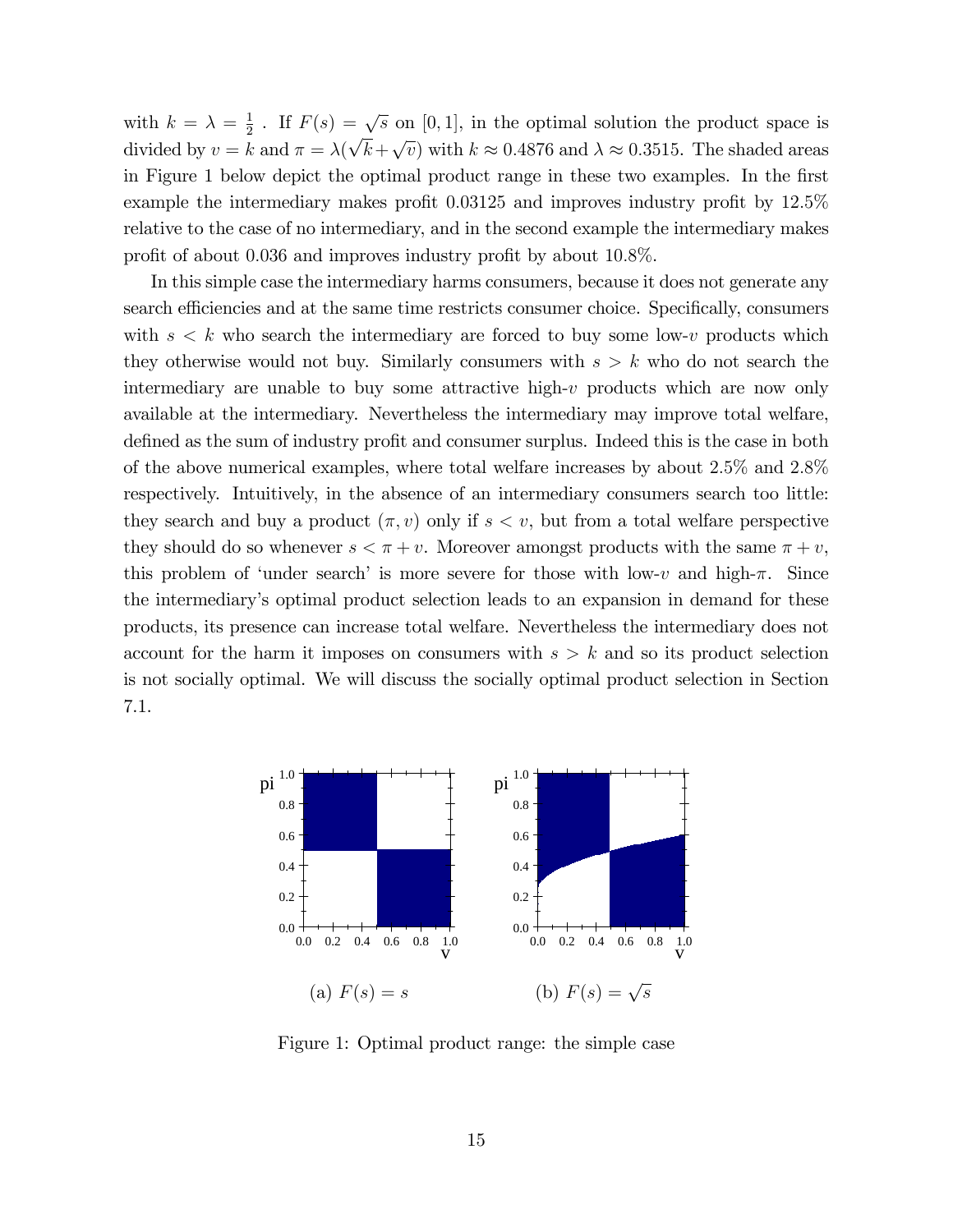with $k = \lambda = \frac{1}{2}$ . If $F(s) = \sqrt{s}$ on $[0, 1]$, in the optimal solution the product space is divided by $v = k$ and $\pi = \lambda(\sqrt{k} + \sqrt{v})$ with $k \approx 0.4876$ and $\lambda \approx 0.3515$. The shaded areas in Figure 1 below depict the optimal product range in these two examples. In the first example the intermediary makes profit 0.03125 and improves industry profit by 12.5% relative to the case of no intermediary, and in the second example the intermediary makes profit of about 0.036 and improves industry profit by about 10.8%.

In this simple case the intermediary harms consumers, because it does not generate any search efficiencies and at the same time restricts consumer choice. Specifically, consumers with $s < k$ who search the intermediary are forced to buy some low-$v$ products which they otherwise would not buy. Similarly consumers with $s > k$ who do not search the intermediary are unable to buy some attractive high-$v$ products which are now only available at the intermediary. Nevertheless the intermediary may improve total welfare, defined as the sum of industry profit and consumer surplus. Indeed this is the case in both of the above numerical examples, where total welfare increases by about 2.5% and 2.8% respectively. Intuitively, in the absence of an intermediary consumers search too little: they search and buy a product $(\pi, v)$ only if $s < v$, but from a total welfare perspective they should do so whenever $s < \pi + v$. Moreover amongst products with the same $\pi + v$, this problem of 'under search' is more severe for those with low-$v$ and high-$\pi$. Since the intermediary's optimal product selection leads to an expansion in demand for these products, its presence can increase total welfare. Nevertheless the intermediary does not account for the harm it imposes on consumers with $s > k$ and so its product selection is not socially optimal. We will discuss the socially optimal product selection in Section 7.1.

(a) $F(s) = s$

(b) $F(s) = \sqrt{s}$

Figure 1: Optimal product range: the simple case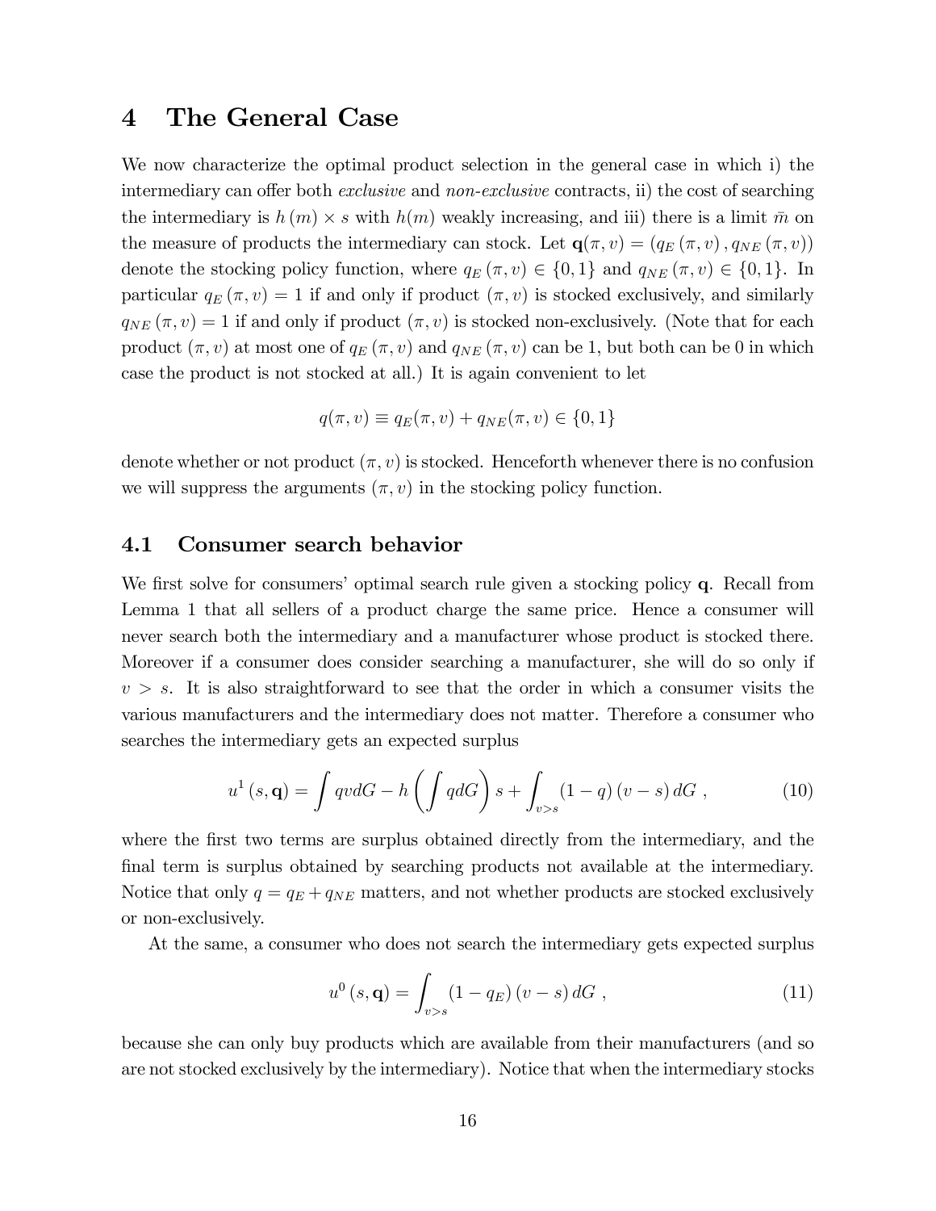# 4 The General Case

We now characterize the optimal product selection in the general case in which i) the intermediary can offer both *exclusive* and *non-exclusive* contracts, ii) the cost of searching the intermediary is $h(m) \times s$ with $h(m)$ weakly increasing, and iii) there is a limit $\bar{m}$ on the measure of products the intermediary can stock. Let $\mathbf{q}(\pi, v) = (q_E(\pi, v), q_{NE}(\pi, v))$ denote the stocking policy function, where $q_E(\pi, v) \in \{0, 1\}$ and $q_{NE}(\pi, v) \in \{0, 1\}$. In particular $q_E(\pi, v) = 1$ if and only if product $(\pi, v)$ is stocked exclusively, and similarly $q_{NE}(\pi, v) = 1$ if and only if product $(\pi, v)$ is stocked non-exclusively. (Note that for each product $(\pi, v)$ at most one of $q_E(\pi, v)$ and $q_{NE}(\pi, v)$ can be 1, but both can be 0 in which case the product is not stocked at all.) It is again convenient to let

$$q(\pi, v) \equiv q_E(\pi, v) + q_{NE}(\pi, v) \in \{0, 1\}$$

denote whether or not product $(\pi, v)$ is stocked. Henceforth whenever there is no confusion we will suppress the arguments $(\pi, v)$ in the stocking policy function.

## 4.1 Consumer search behavior

We first solve for consumers' optimal search rule given a stocking policy $\mathbf{q}$. Recall from Lemma 1 that all sellers of a product charge the same price. Hence a consumer will never search both the intermediary and a manufacturer whose product is stocked there. Moreover if a consumer does consider searching a manufacturer, she will do so only if $v > s$. It is also straightforward to see that the order in which a consumer visits the various manufacturers and the intermediary does not matter. Therefore a consumer who searches the intermediary gets an expected surplus

$$u^1(s, \mathbf{q}) = \int qv dG - h\left(\int q dG\right) s + \int_{v>s} (1-q)(v-s) dG \ , \tag{10}$$

where the first two terms are surplus obtained directly from the intermediary, and the final term is surplus obtained by searching products not available at the intermediary. Notice that only $q = q_E + q_{NE}$ matters, and not whether products are stocked exclusively or non-exclusively.

At the same, a consumer who does not search the intermediary gets expected surplus

$$u^0(s, \mathbf{q}) = \int_{v>s} (1-q_E)(v-s) dG \ , \tag{11}$$

because she can only buy products which are available from their manufacturers (and so are not stocked exclusively by the intermediary). Notice that when the intermediary stocks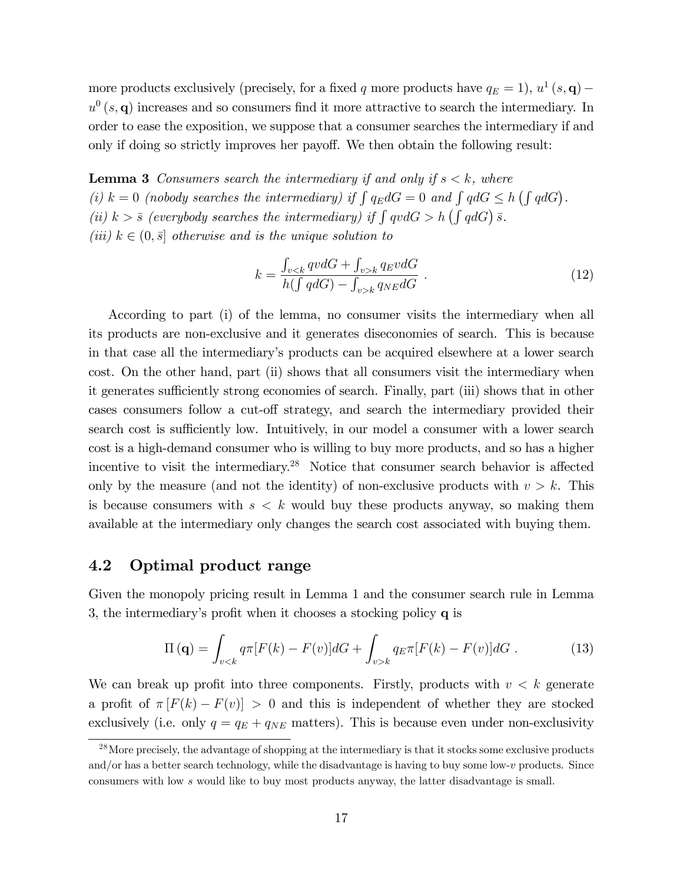more products exclusively (precisely, for a fixed $q$ more products have $q_E = 1$), $u^1(s, \mathbf{q}) - u^0(s, \mathbf{q})$ increases and so consumers find it more attractive to search the intermediary. In order to ease the exposition, we suppose that a consumer searches the intermediary if and only if doing so strictly improves her payoff. We then obtain the following result:

**Lemma 3** *Consumers search the intermediary if and only if $s < k$, where*
*(i) $k = 0$ (nobody searches the intermediary) if $\int q_E dG = 0$ and $\int q dG \leq h\left(\int q dG\right)$.*
*(ii) $k > \bar{s}$ (everybody searches the intermediary) if $\int qv dG > h\left(\int q dG\right)\bar{s}$.*
*(iii) $k \in (0, \bar{s}]$ otherwise and is the unique solution to*

$$k = \frac{\int_{v<k} qv dG + \int_{v>k} q_E v dG}{h(\int q dG) - \int_{v>k} q_{NE} dG} \ . \tag{12}$$

According to part (i) of the lemma, no consumer visits the intermediary when all its products are non-exclusive and it generates diseconomies of search. This is because in that case all the intermediary's products can be acquired elsewhere at a lower search cost. On the other hand, part (ii) shows that all consumers visit the intermediary when it generates sufficiently strong economies of search. Finally, part (iii) shows that in other cases consumers follow a cut-off strategy, and search the intermediary provided their search cost is sufficiently low. Intuitively, in our model a consumer with a lower search cost is a high-demand consumer who is willing to buy more products, and so has a higher incentive to visit the intermediary.[28] Notice that consumer search behavior is affected only by the measure (and not the identity) of non-exclusive products with $v > k$. This is because consumers with $s < k$ would buy these products anyway, so making them available at the intermediary only changes the search cost associated with buying them.

## 4.2 Optimal product range

Given the monopoly pricing result in Lemma 1 and the consumer search rule in Lemma 3, the intermediary's profit when it chooses a stocking policy $\mathbf{q}$ is

$$\Pi(\mathbf{q}) = \int_{v<k} q\pi[F(k) - F(v)]dG + \int_{v>k} q_E \pi[F(k) - F(v)]dG \ . \tag{13}$$

We can break up profit into three components. Firstly, products with $v < k$ generate a profit of $\pi[F(k) - F(v)] > 0$ and this is independent of whether they are stocked exclusively (i.e. only $q = q_E + q_{NE}$ matters). This is because even under non-exclusivity

[28] More precisely, the advantage of shopping at the intermediary is that it stocks some exclusive products and/or has a better search technology, while the disadvantage is having to buy some low-$v$ products. Since consumers with low $s$ would like to buy most products anyway, the latter disadvantage is small.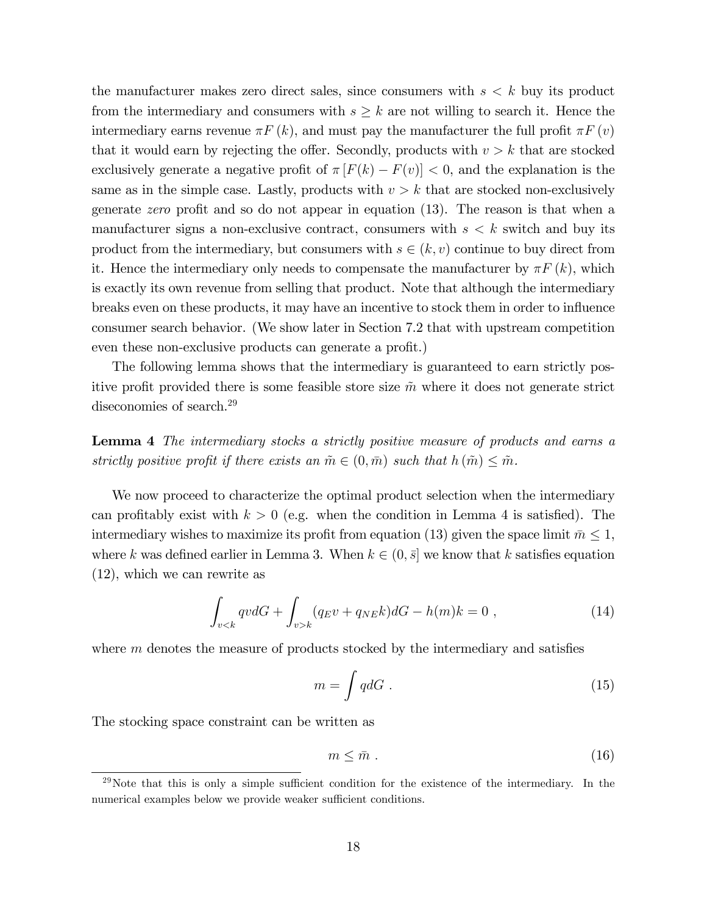the manufacturer makes zero direct sales, since consumers with $s < k$ buy its product from the intermediary and consumers with $s \geq k$ are not willing to search it. Hence the intermediary earns revenue $\pi F(k)$, and must pay the manufacturer the full profit $\pi F(v)$ that it would earn by rejecting the offer. Secondly, products with $v > k$ that are stocked exclusively generate a negative profit of $\pi [F(k) - F(v)] < 0$, and the explanation is the same as in the simple case. Lastly, products with $v > k$ that are stocked non-exclusively generate *zero* profit and so do not appear in equation (13). The reason is that when a manufacturer signs a non-exclusive contract, consumers with $s < k$ switch and buy its product from the intermediary, but consumers with $s \in (k, v)$ continue to buy direct from it. Hence the intermediary only needs to compensate the manufacturer by $\pi F(k)$, which is exactly its own revenue from selling that product. Note that although the intermediary breaks even on these products, it may have an incentive to stock them in order to influence consumer search behavior. (We show later in Section 7.2 that with upstream competition even these non-exclusive products can generate a profit.)

The following lemma shows that the intermediary is guaranteed to earn strictly positive profit provided there is some feasible store size $\tilde{m}$ where it does not generate strict diseconomies of search.[29]

**Lemma 4** *The intermediary stocks a strictly positive measure of products and earns a strictly positive profit if there exists an $\tilde{m} \in (0, \bar{m})$ such that $h(\tilde{m}) \leq \tilde{m}$.*

We now proceed to characterize the optimal product selection when the intermediary can profitably exist with $k > 0$ (e.g. when the condition in Lemma 4 is satisfied). The intermediary wishes to maximize its profit from equation (13) given the space limit $\bar{m} \leq 1$, where $k$ was defined earlier in Lemma 3. When $k \in (0, \bar{s}]$ we know that $k$ satisfies equation (12), which we can rewrite as

$$\int_{v<k} qv dG + \int_{v>k} (q_E v + q_{NE} k) dG - h(m)k = 0 \ , \tag{14}$$

where $m$ denotes the measure of products stocked by the intermediary and satisfies

$$m = \int q dG \ . \tag{15}$$

The stocking space constraint can be written as

$$m \leq \bar{m} \ . \tag{16}$$

[29] Note that this is only a simple sufficient condition for the existence of the intermediary. In the numerical examples below we provide weaker sufficient conditions.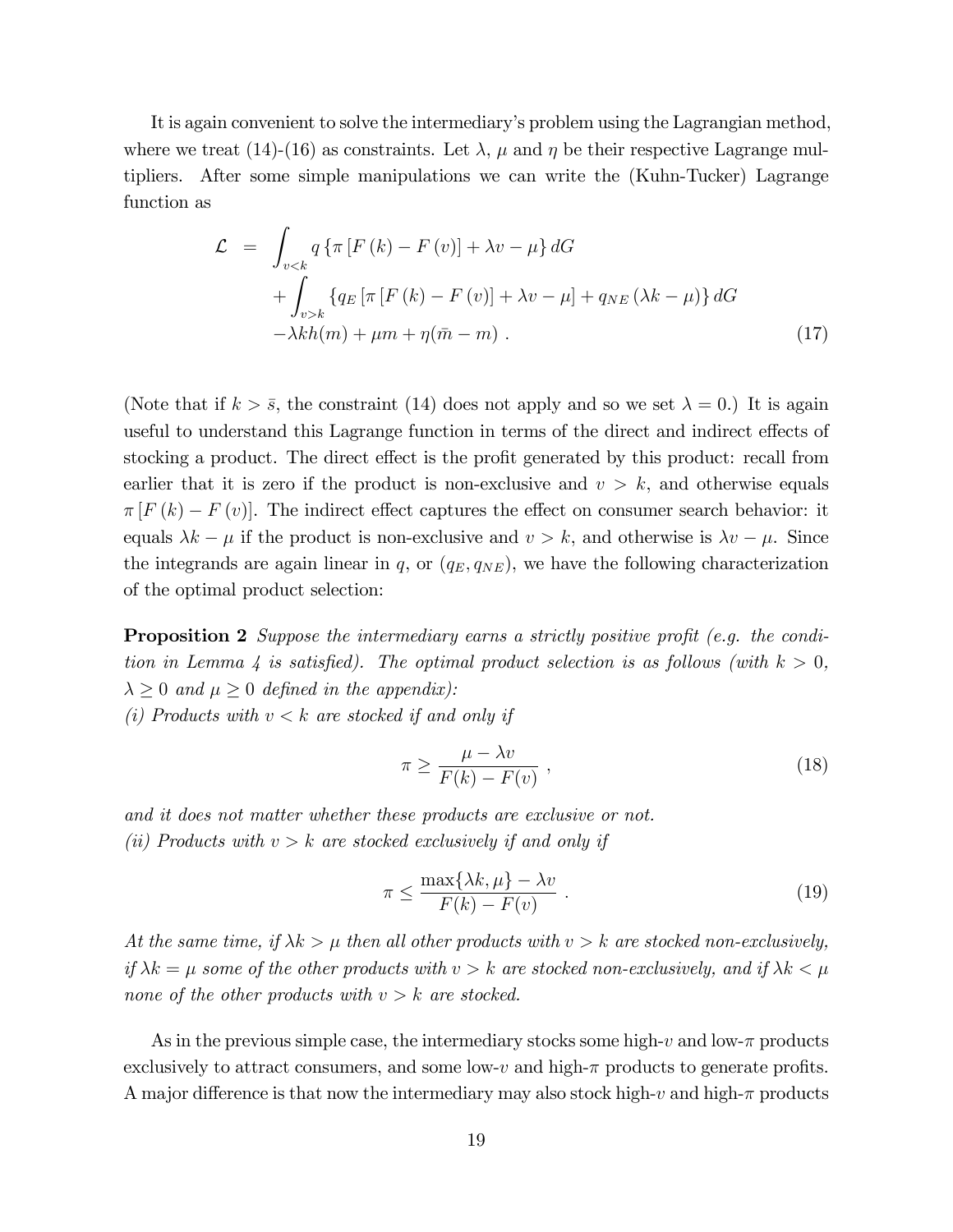It is again convenient to solve the intermediary's problem using the Lagrangian method, where we treat (14)-(16) as constraints. Let $\lambda$, $\mu$ and $\eta$ be their respective Lagrange multipliers. After some simple manipulations we can write the (Kuhn-Tucker) Lagrange function as

$$
\begin{aligned}
\mathcal{L} \; = \; & \int_{v<k} q \left\{ \pi \left[ F(k) - F(v) \right] + \lambda v - \mu \right\} dG \\
& + \int_{v>k} \left\{ q_E \left[ \pi \left[ F(k) - F(v) \right] + \lambda v - \mu \right] + q_{NE} \left( \lambda k - \mu \right) \right\} dG \\
& - \lambda k h(m) + \mu m + \eta (\bar{m} - m) \; . 
\end{aligned} \tag{17}
$$

(Note that if $k > \bar{s}$, the constraint (14) does not apply and so we set $\lambda = 0$.) It is again useful to understand this Lagrange function in terms of the direct and indirect effects of stocking a product. The direct effect is the profit generated by this product: recall from earlier that it is zero if the product is non-exclusive and $v > k$, and otherwise equals $\pi \left[ F(k) - F(v) \right]$. The indirect effect captures the effect on consumer search behavior: it equals $\lambda k - \mu$ if the product is non-exclusive and $v > k$, and otherwise is $\lambda v - \mu$. Since the integrands are again linear in $q$, or $(q_E, q_{NE})$, we have the following characterization of the optimal product selection:

**Proposition 2** *Suppose the intermediary earns a strictly positive profit (e.g. the condition in Lemma 4 is satisfied). The optimal product selection is as follows (with $k > 0$, $\lambda \geq 0$ and $\mu \geq 0$ defined in the appendix):*
*(i) Products with $v < k$ are stocked if and only if*

$$
\pi \geq \frac{\mu - \lambda v}{F(k) - F(v)} \; , \tag{18}
$$

*and it does not matter whether these products are exclusive or not.*
*(ii) Products with $v > k$ are stocked exclusively if and only if*

$$
\pi \leq \frac{\max\{\lambda k, \mu\} - \lambda v}{F(k) - F(v)} \; . \tag{19}
$$

*At the same time, if $\lambda k > \mu$ then all other products with $v > k$ are stocked non-exclusively, if $\lambda k = \mu$ some of the other products with $v > k$ are stocked non-exclusively, and if $\lambda k < \mu$ none of the other products with $v > k$ are stocked.*

As in the previous simple case, the intermediary stocks some high-$v$ and low-$\pi$ products exclusively to attract consumers, and some low-$v$ and high-$\pi$ products to generate profits. A major difference is that now the intermediary may also stock high-$v$ and high-$\pi$ products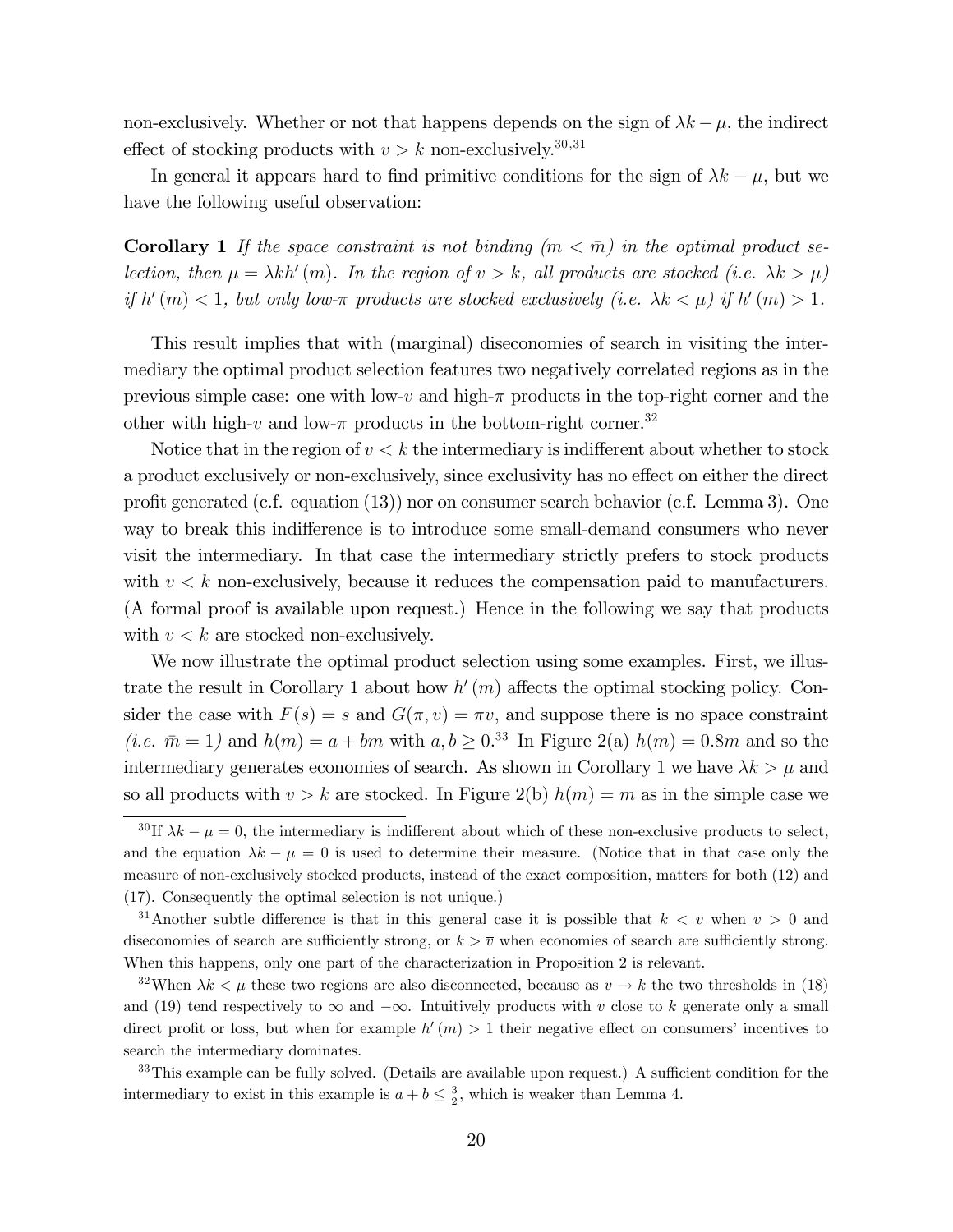non-exclusively. Whether or not that happens depends on the sign of $\lambda k - \mu$, the indirect effect of stocking products with $v > k$ non-exclusively.[30,31]

In general it appears hard to find primitive conditions for the sign of $\lambda k - \mu$, but we have the following useful observation:

**Corollary 1** *If the space constraint is not binding ($m < \bar{m}$) in the optimal product selection, then $\mu = \lambda k h'(m)$. In the region of $v > k$, all products are stocked (i.e. $\lambda k > \mu$) if $h'(m) < 1$, but only low-$\pi$ products are stocked exclusively (i.e. $\lambda k < \mu$) if $h'(m) > 1$.*

This result implies that with (marginal) diseconomies of search in visiting the intermediary the optimal product selection features two negatively correlated regions as in the previous simple case: one with low-$v$ and high-$\pi$ products in the top-right corner and the other with high-$v$ and low-$\pi$ products in the bottom-right corner.[32]

Notice that in the region of $v < k$ the intermediary is indifferent about whether to stock a product exclusively or non-exclusively, since exclusivity has no effect on either the direct profit generated (c.f. equation (13)) nor on consumer search behavior (c.f. Lemma 3). One way to break this indifference is to introduce some small-demand consumers who never visit the intermediary. In that case the intermediary strictly prefers to stock products with $v < k$ non-exclusively, because it reduces the compensation paid to manufacturers. (A formal proof is available upon request.) Hence in the following we say that products with $v < k$ are stocked non-exclusively.

We now illustrate the optimal product selection using some examples. First, we illustrate the result in Corollary 1 about how $h'(m)$ affects the optimal stocking policy. Consider the case with $F(s) = s$ and $G(\pi, v) = \pi v$, and suppose there is no space constraint (*i.e.* $\bar{m} = 1$) and $h(m) = a + bm$ with $a, b \geq 0$.[33] In Figure 2(a) $h(m) = 0.8m$ and so the intermediary generates economies of search. As shown in Corollary 1 we have $\lambda k > \mu$ and so all products with $v > k$ are stocked. In Figure 2(b) $h(m) = m$ as in the simple case we

[30] If $\lambda k - \mu = 0$, the intermediary is indifferent about which of these non-exclusive products to select, and the equation $\lambda k - \mu = 0$ is used to determine their measure. (Notice that in that case only the measure of non-exclusively stocked products, instead of the exact composition, matters for both (12) and (17). Consequently the optimal selection is not unique.)

[31] Another subtle difference is that in this general case it is possible that $k < \underline{v}$ when $\underline{v} > 0$ and diseconomies of search are sufficiently strong, or $k > \overline{v}$ when economies of search are sufficiently strong. When this happens, only one part of the characterization in Proposition 2 is relevant.

[32] When $\lambda k < \mu$ these two regions are also disconnected, because as $v \to k$ the two thresholds in (18) and (19) tend respectively to $\infty$ and $-\infty$. Intuitively products with $v$ close to $k$ generate only a small direct profit or loss, but when for example $h'(m) > 1$ their negative effect on consumers' incentives to search the intermediary dominates.

[33] This example can be fully solved. (Details are available upon request.) A sufficient condition for the intermediary to exist in this example is $a + b \leq \frac{3}{2}$, which is weaker than Lemma 4.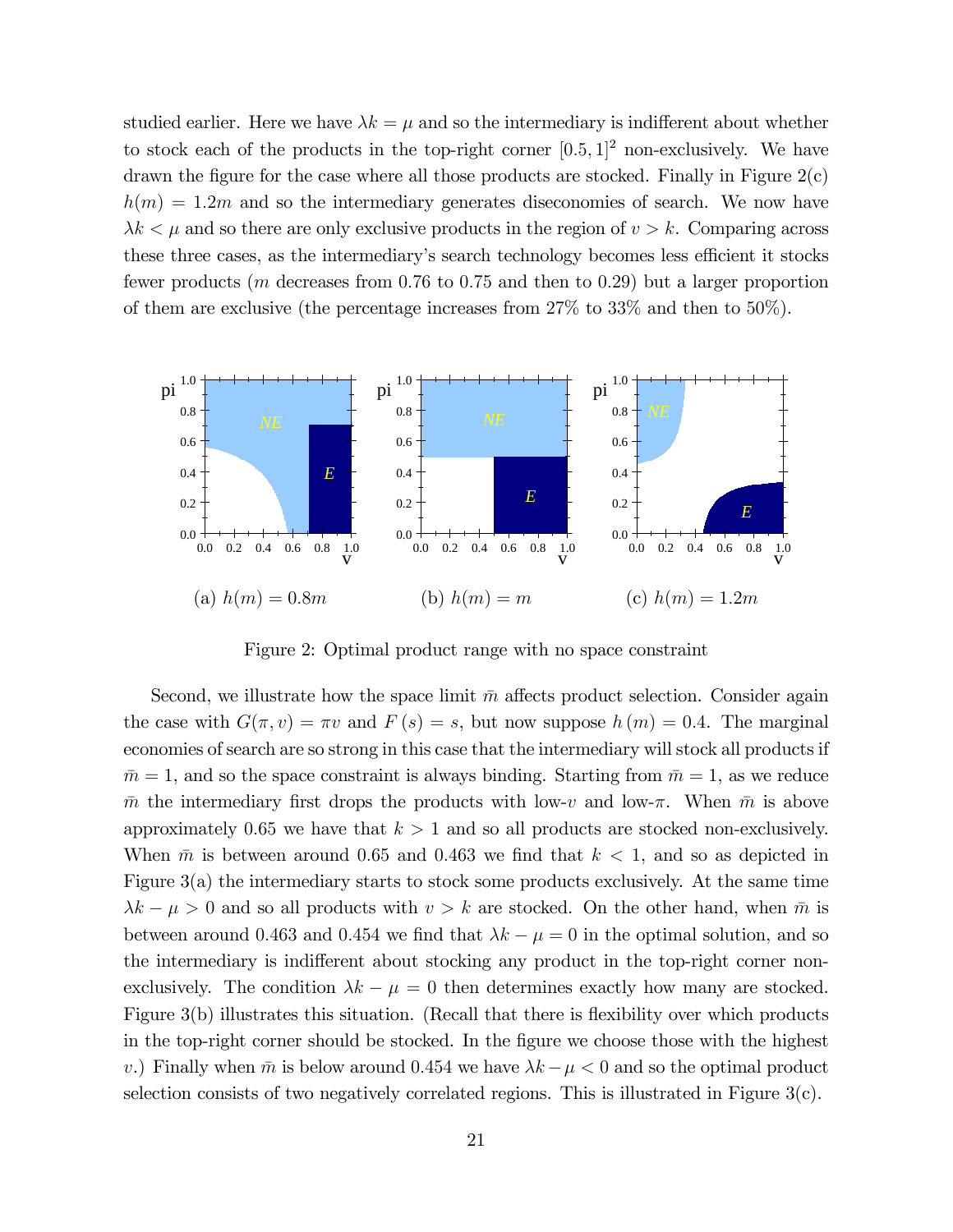studied earlier. Here we have $\lambda k = \mu$ and so the intermediary is indifferent about whether to stock each of the products in the top-right corner $[0.5, 1]^2$ non-exclusively. We have drawn the figure for the case where all those products are stocked. Finally in Figure 2(c) $h(m) = 1.2m$ and so the intermediary generates diseconomies of search. We now have $\lambda k < \mu$ and so there are only exclusive products in the region of $v > k$. Comparing across these three cases, as the intermediary's search technology becomes less efficient it stocks fewer products ($m$ decreases from 0.76 to 0.75 and then to 0.29) but a larger proportion of them are exclusive (the percentage increases from 27% to 33% and then to 50%).

(a) $h(m) = 0.8m$ (b) $h(m) = m$ (c) $h(m) = 1.2m$

Figure 2: Optimal product range with no space constraint

Second, we illustrate how the space limit $\bar{m}$ affects product selection. Consider again the case with $G(\pi, v) = \pi v$ and $F(s) = s$, but now suppose $h(m) = 0.4$. The marginal economies of search are so strong in this case that the intermediary will stock all products if $\bar{m} = 1$, and so the space constraint is always binding. Starting from $\bar{m} = 1$, as we reduce $\bar{m}$ the intermediary first drops the products with low-$v$ and low-$\pi$. When $\bar{m}$ is above approximately 0.65 we have that $k > 1$ and so all products are stocked non-exclusively. When $\bar{m}$ is between around 0.65 and 0.463 we find that $k < 1$, and so as depicted in Figure 3(a) the intermediary starts to stock some products exclusively. At the same time $\lambda k - \mu > 0$ and so all products with $v > k$ are stocked. On the other hand, when $\bar{m}$ is between around 0.463 and 0.454 we find that $\lambda k - \mu = 0$ in the optimal solution, and so the intermediary is indifferent about stocking any product in the top-right corner non-exclusively. The condition $\lambda k - \mu = 0$ then determines exactly how many are stocked. Figure 3(b) illustrates this situation. (Recall that there is flexibility over which products in the top-right corner should be stocked. In the figure we choose those with the highest $v$.) Finally when $\bar{m}$ is below around 0.454 we have $\lambda k - \mu < 0$ and so the optimal product selection consists of two negatively correlated regions. This is illustrated in Figure 3(c).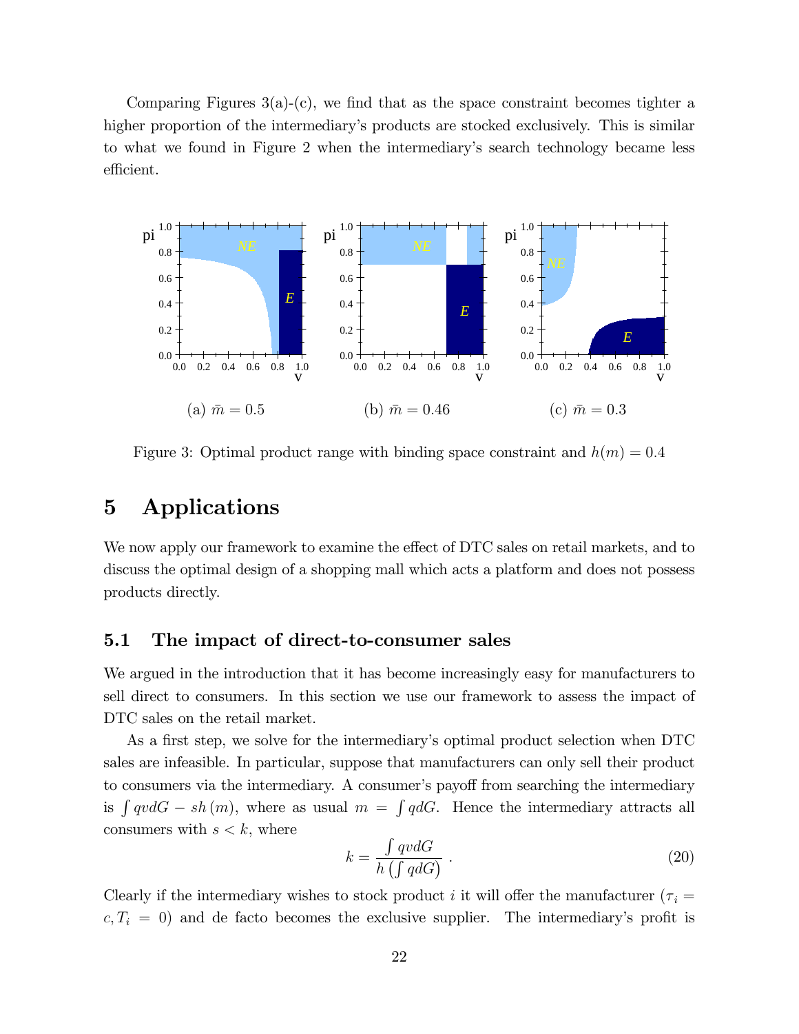Comparing Figures 3(a)-(c), we find that as the space constraint becomes tighter a higher proportion of the intermediary's products are stocked exclusively. This is similar to what we found in Figure 2 when the intermediary's search technology became less efficient.

(a) $\bar{m} = 0.5$ (b) $\bar{m} = 0.46$ (c) $\bar{m} = 0.3$

Figure 3: Optimal product range with binding space constraint and $h(m) = 0.4$

# 5 Applications

We now apply our framework to examine the effect of DTC sales on retail markets, and to discuss the optimal design of a shopping mall which acts a platform and does not possess products directly.

## 5.1 The impact of direct-to-consumer sales

We argued in the introduction that it has become increasingly easy for manufacturers to sell direct to consumers. In this section we use our framework to assess the impact of DTC sales on the retail market.

As a first step, we solve for the intermediary's optimal product selection when DTC sales are infeasible. In particular, suppose that manufacturers can only sell their product to consumers via the intermediary. A consumer's payoff from searching the intermediary is $\int qvdG - sh(m)$, where as usual $m = \int qdG$. Hence the intermediary attracts all consumers with $s < k$, where

$$k = \frac{\int qvdG}{h\left(\int qdG\right)} \ . \tag{20}$$

Clearly if the intermediary wishes to stock product $i$ it will offer the manufacturer ($\tau_i = c, T_i = 0$) and de facto becomes the exclusive supplier. The intermediary's profit is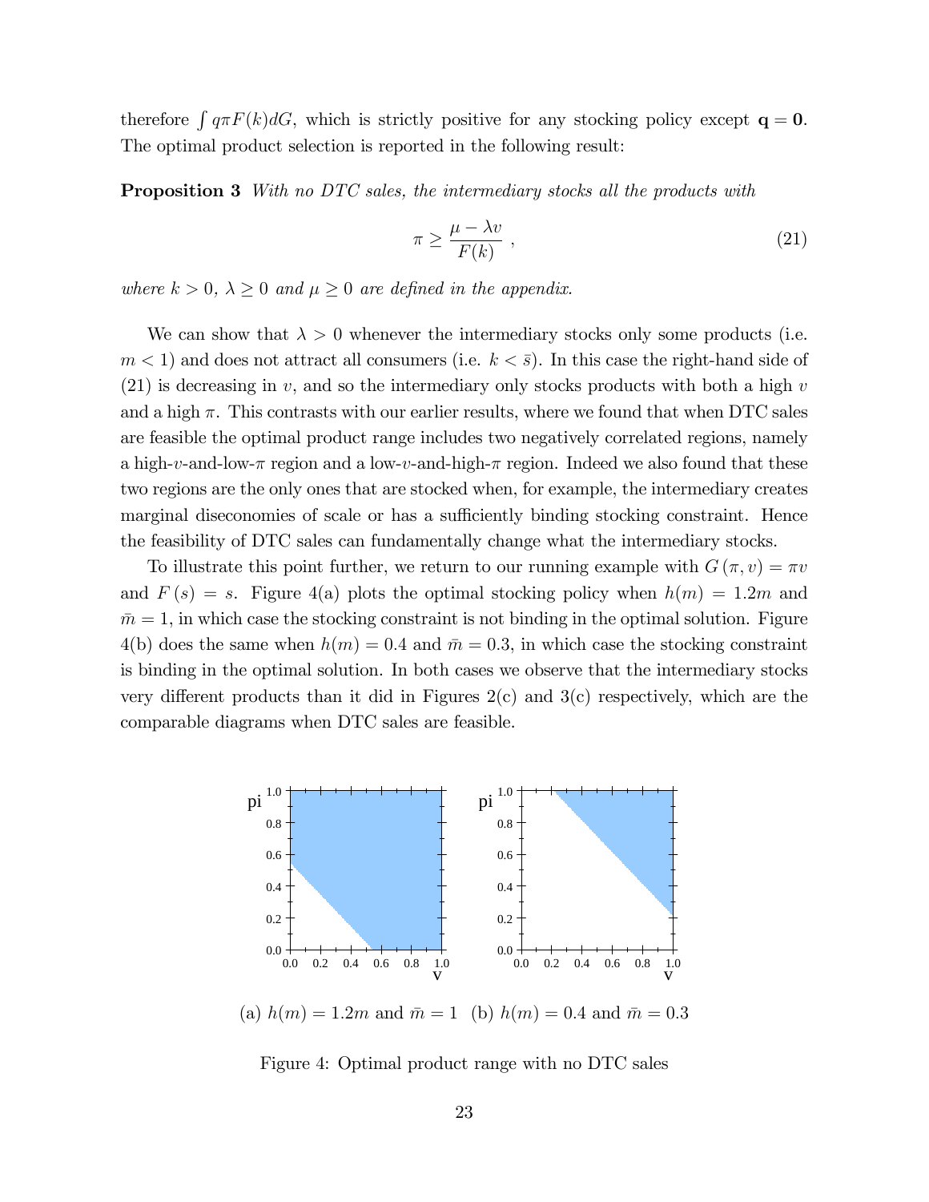therefore $\int q\pi F(k)dG$, which is strictly positive for any stocking policy except $\mathbf{q} = \mathbf{0}$. The optimal product selection is reported in the following result:

**Proposition 3** *With no DTC sales, the intermediary stocks all the products with*

$$\pi \geq \frac{\mu - \lambda v}{F(k)} , \tag{21}$$

*where $k > 0$, $\lambda \geq 0$ and $\mu \geq 0$ are defined in the appendix.*

We can show that $\lambda > 0$ whenever the intermediary stocks only some products (i.e. $m < 1$) and does not attract all consumers (i.e. $k < \bar{s}$). In this case the right-hand side of (21) is decreasing in $v$, and so the intermediary only stocks products with both a high $v$ and a high $\pi$. This contrasts with our earlier results, where we found that when DTC sales are feasible the optimal product range includes two negatively correlated regions, namely a high-$v$-and-low-$\pi$ region and a low-$v$-and-high-$\pi$ region. Indeed we also found that these two regions are the only ones that are stocked when, for example, the intermediary creates marginal diseconomies of scale or has a sufficiently binding stocking constraint. Hence the feasibility of DTC sales can fundamentally change what the intermediary stocks.

To illustrate this point further, we return to our running example with $G(\pi, v) = \pi v$ and $F(s) = s$. Figure 4(a) plots the optimal stocking policy when $h(m) = 1.2m$ and $\bar{m} = 1$, in which case the stocking constraint is not binding in the optimal solution. Figure 4(b) does the same when $h(m) = 0.4$ and $\bar{m} = 0.3$, in which case the stocking constraint is binding in the optimal solution. In both cases we observe that the intermediary stocks very different products than it did in Figures 2(c) and 3(c) respectively, which are the comparable diagrams when DTC sales are feasible.

(a) $h(m) = 1.2m$ and $\bar{m} = 1$ (b) $h(m) = 0.4$ and $\bar{m} = 0.3$

Figure 4: Optimal product range with no DTC sales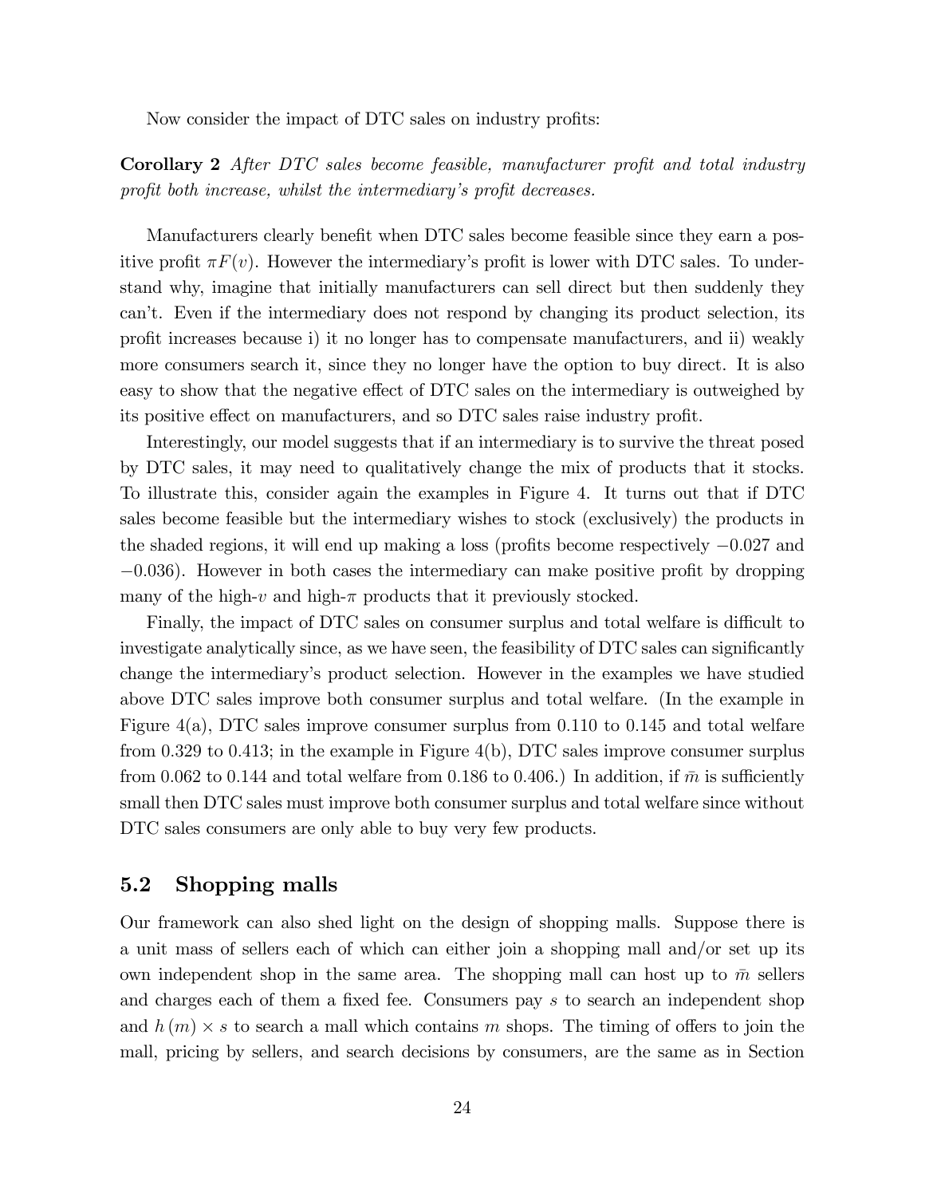Now consider the impact of DTC sales on industry profits:

**Corollary 2** *After DTC sales become feasible, manufacturer profit and total industry profit both increase, whilst the intermediary's profit decreases.*

Manufacturers clearly benefit when DTC sales become feasible since they earn a positive profit $\pi F(v)$. However the intermediary's profit is lower with DTC sales. To understand why, imagine that initially manufacturers can sell direct but then suddenly they can't. Even if the intermediary does not respond by changing its product selection, its profit increases because i) it no longer has to compensate manufacturers, and ii) weakly more consumers search it, since they no longer have the option to buy direct. It is also easy to show that the negative effect of DTC sales on the intermediary is outweighed by its positive effect on manufacturers, and so DTC sales raise industry profit.

Interestingly, our model suggests that if an intermediary is to survive the threat posed by DTC sales, it may need to qualitatively change the mix of products that it stocks. To illustrate this, consider again the examples in Figure 4. It turns out that if DTC sales become feasible but the intermediary wishes to stock (exclusively) the products in the shaded regions, it will end up making a loss (profits become respectively $-0.027$ and $-0.036$). However in both cases the intermediary can make positive profit by dropping many of the high-$v$ and high-$\pi$ products that it previously stocked.

Finally, the impact of DTC sales on consumer surplus and total welfare is difficult to investigate analytically since, as we have seen, the feasibility of DTC sales can significantly change the intermediary's product selection. However in the examples we have studied above DTC sales improve both consumer surplus and total welfare. (In the example in Figure 4(a), DTC sales improve consumer surplus from 0.110 to 0.145 and total welfare from 0.329 to 0.413; in the example in Figure 4(b), DTC sales improve consumer surplus from 0.062 to 0.144 and total welfare from 0.186 to 0.406.) In addition, if $\bar{m}$ is sufficiently small then DTC sales must improve both consumer surplus and total welfare since without DTC sales consumers are only able to buy very few products.

## 5.2 Shopping malls

Our framework can also shed light on the design of shopping malls. Suppose there is a unit mass of sellers each of which can either join a shopping mall and/or set up its own independent shop in the same area. The shopping mall can host up to $\bar{m}$ sellers and charges each of them a fixed fee. Consumers pay $s$ to search an independent shop and $h(m) \times s$ to search a mall which contains $m$ shops. The timing of offers to join the mall, pricing by sellers, and search decisions by consumers, are the same as in Section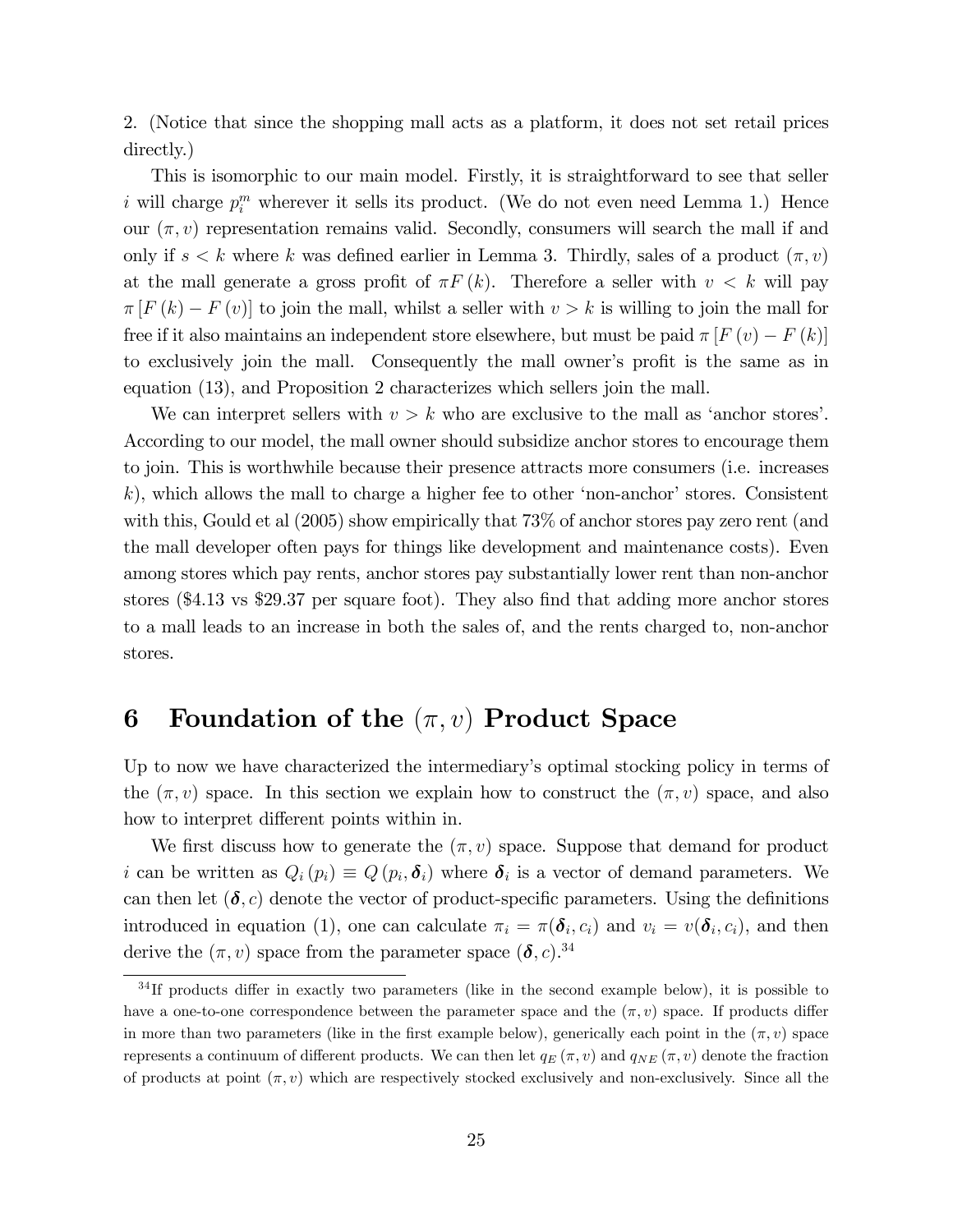2. (Notice that since the shopping mall acts as a platform, it does not set retail prices directly.)

This is isomorphic to our main model. Firstly, it is straightforward to see that seller $i$ will charge $p_i^m$ wherever it sells its product. (We do not even need Lemma 1.) Hence our $(\pi, v)$ representation remains valid. Secondly, consumers will search the mall if and only if $s < k$ where $k$ was defined earlier in Lemma 3. Thirdly, sales of a product $(\pi, v)$ at the mall generate a gross profit of $\pi F(k)$. Therefore a seller with $v < k$ will pay $\pi [F(k) - F(v)]$ to join the mall, whilst a seller with $v > k$ is willing to join the mall for free if it also maintains an independent store elsewhere, but must be paid $\pi [F(v) - F(k)]$ to exclusively join the mall. Consequently the mall owner's profit is the same as in equation (13), and Proposition 2 characterizes which sellers join the mall.

We can interpret sellers with $v > k$ who are exclusive to the mall as 'anchor stores'. According to our model, the mall owner should subsidize anchor stores to encourage them to join. This is worthwhile because their presence attracts more consumers (i.e. increases $k$), which allows the mall to charge a higher fee to other 'non-anchor' stores. Consistent with this, Gould et al (2005) show empirically that 73% of anchor stores pay zero rent (and the mall developer often pays for things like development and maintenance costs). Even among stores which pay rents, anchor stores pay substantially lower rent than non-anchor stores (\$4.13 vs \$29.37 per square foot). They also find that adding more anchor stores to a mall leads to an increase in both the sales of, and the rents charged to, non-anchor stores.

# 6 Foundation of the $(\pi, v)$ Product Space

Up to now we have characterized the intermediary's optimal stocking policy in terms of the $(\pi, v)$ space. In this section we explain how to construct the $(\pi, v)$ space, and also how to interpret different points within in.

We first discuss how to generate the $(\pi, v)$ space. Suppose that demand for product $i$ can be written as $Q_i(p_i) \equiv Q(p_i, \boldsymbol{\delta}_i)$ where $\boldsymbol{\delta}_i$ is a vector of demand parameters. We can then let $(\boldsymbol{\delta}, c)$ denote the vector of product-specific parameters. Using the definitions introduced in equation (1), one can calculate $\pi_i = \pi(\boldsymbol{\delta}_i, c_i)$ and $v_i = v(\boldsymbol{\delta}_i, c_i)$, and then derive the $(\pi, v)$ space from the parameter space $(\boldsymbol{\delta}, c)$.[34]

[34] If products differ in exactly two parameters (like in the second example below), it is possible to have a one-to-one correspondence between the parameter space and the $(\pi, v)$ space. If products differ in more than two parameters (like in the first example below), generically each point in the $(\pi, v)$ space represents a continuum of different products. We can then let $q_E(\pi, v)$ and $q_{NE}(\pi, v)$ denote the fraction of products at point $(\pi, v)$ which are respectively stocked exclusively and non-exclusively. Since all the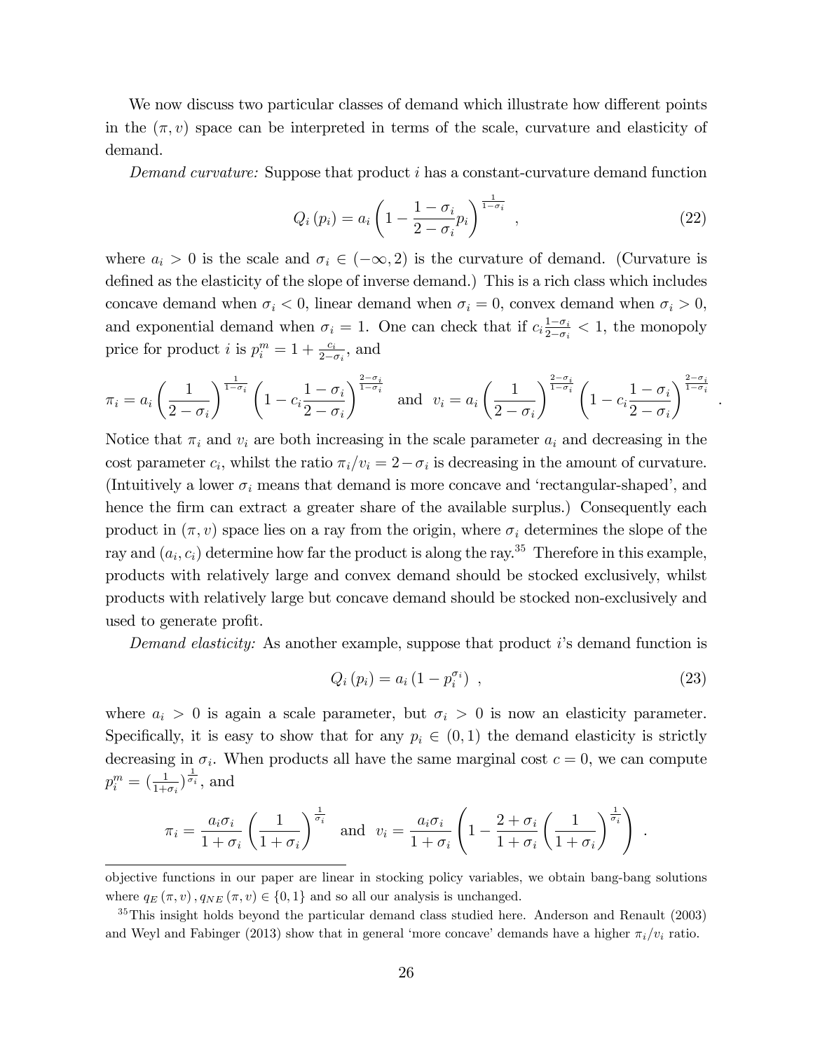We now discuss two particular classes of demand which illustrate how different points in the $(\pi, v)$ space can be interpreted in terms of the scale, curvature and elasticity of demand.

*Demand curvature:* Suppose that product $i$ has a constant-curvature demand function

$$Q_i(p_i) = a_i \left(1 - \frac{1-\sigma_i}{2-\sigma_i} p_i\right)^{\frac{1}{1-\sigma_i}} \quad , \tag{22}$$

where $a_i > 0$ is the scale and $\sigma_i \in (-\infty, 2)$ is the curvature of demand. (Curvature is defined as the elasticity of the slope of inverse demand.) This is a rich class which includes concave demand when $\sigma_i < 0$, linear demand when $\sigma_i = 0$, convex demand when $\sigma_i > 0$, and exponential demand when $\sigma_i = 1$. One can check that if $c_i \frac{1-\sigma_i}{2-\sigma_i} < 1$, the monopoly price for product $i$ is $p_i^m = 1 + \frac{c_i}{2-\sigma_i}$, and

$$\pi_i = a_i \left(\frac{1}{2-\sigma_i}\right)^{\frac{1}{1-\sigma_i}} \left(1 - c_i \frac{1-\sigma_i}{2-\sigma_i}\right)^{\frac{2-\sigma_i}{1-\sigma_i}} \quad \text{and} \quad v_i = a_i \left(\frac{1}{2-\sigma_i}\right)^{\frac{2-\sigma_i}{1-\sigma_i}} \left(1 - c_i \frac{1-\sigma_i}{2-\sigma_i}\right)^{\frac{2-\sigma_i}{1-\sigma_i}} .$$

Notice that $\pi_i$ and $v_i$ are both increasing in the scale parameter $a_i$ and decreasing in the cost parameter $c_i$, whilst the ratio $\pi_i / v_i = 2 - \sigma_i$ is decreasing in the amount of curvature. (Intuitively a lower $\sigma_i$ means that demand is more concave and 'rectangular-shaped', and hence the firm can extract a greater share of the available surplus.) Consequently each product in $(\pi, v)$ space lies on a ray from the origin, where $\sigma_i$ determines the slope of the ray and $(a_i, c_i)$ determine how far the product is along the ray.[35] Therefore in this example, products with relatively large and convex demand should be stocked exclusively, whilst products with relatively large but concave demand should be stocked non-exclusively and used to generate profit.

*Demand elasticity:* As another example, suppose that product $i$'s demand function is

$$Q_i(p_i) = a_i \left(1 - p_i^{\sigma_i}\right) \ , \tag{23}$$

where $a_i > 0$ is again a scale parameter, but $\sigma_i > 0$ is now an elasticity parameter. Specifically, it is easy to show that for any $p_i \in (0, 1)$ the demand elasticity is strictly decreasing in $\sigma_i$. When products all have the same marginal cost $c = 0$, we can compute $p_i^m = \left(\frac{1}{1+\sigma_i}\right)^{\frac{1}{\sigma_i}}$, and

$$\pi_i = \frac{a_i \sigma_i}{1+\sigma_i} \left(\frac{1}{1+\sigma_i}\right)^{\frac{1}{\sigma_i}} \quad \text{and} \quad v_i = \frac{a_i \sigma_i}{1+\sigma_i} \left(1 - \frac{2+\sigma_i}{1+\sigma_i} \left(\frac{1}{1+\sigma_i}\right)^{\frac{1}{\sigma_i}}\right) .$$

---

objective functions in our paper are linear in stocking policy variables, we obtain bang-bang solutions where $q_E(\pi, v), q_{NE}(\pi, v) \in \{0, 1\}$ and so all our analysis is unchanged.

[35] This insight holds beyond the particular demand class studied here. Anderson and Renault (2003) and Weyl and Fabinger (2013) show that in general 'more concave' demands have a higher $\pi_i / v_i$ ratio.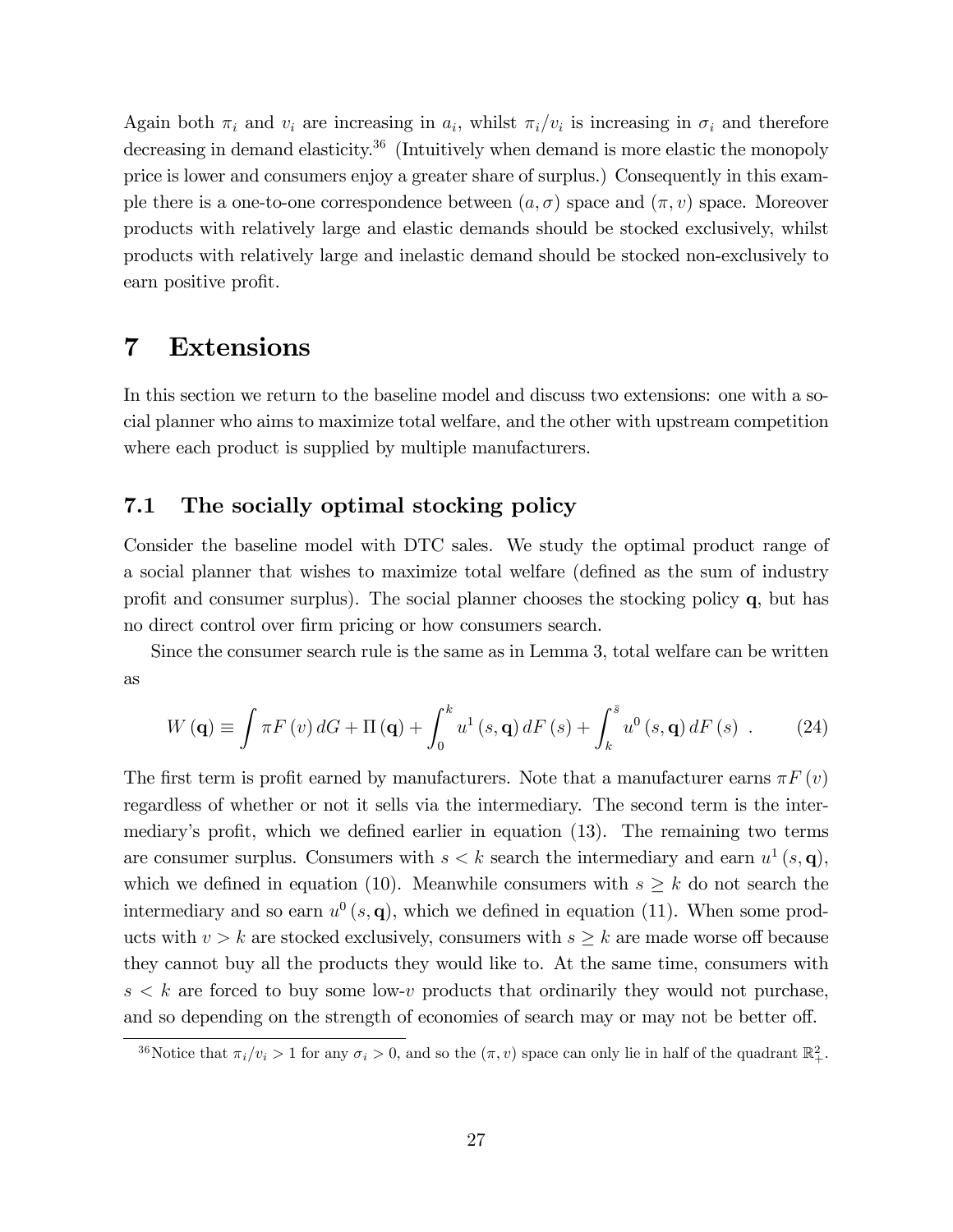Again both $\pi_i$ and $v_i$ are increasing in $a_i$, whilst $\pi_i/v_i$ is increasing in $\sigma_i$ and therefore decreasing in demand elasticity.[36] (Intuitively when demand is more elastic the monopoly price is lower and consumers enjoy a greater share of surplus.) Consequently in this example there is a one-to-one correspondence between $(a, \sigma)$ space and $(\pi, v)$ space. Moreover products with relatively large and elastic demands should be stocked exclusively, whilst products with relatively large and inelastic demand should be stocked non-exclusively to earn positive profit.

# 7 Extensions

In this section we return to the baseline model and discuss two extensions: one with a social planner who aims to maximize total welfare, and the other with upstream competition where each product is supplied by multiple manufacturers.

## 7.1 The socially optimal stocking policy

Consider the baseline model with DTC sales. We study the optimal product range of a social planner that wishes to maximize total welfare (defined as the sum of industry profit and consumer surplus). The social planner chooses the stocking policy $\mathbf{q}$, but has no direct control over firm pricing or how consumers search.

Since the consumer search rule is the same as in Lemma 3, total welfare can be written as

$$W(\mathbf{q}) \equiv \int \pi F(v) \, dG + \Pi(\mathbf{q}) + \int_0^k u^1(s, \mathbf{q}) \, dF(s) + \int_k^{\bar{s}} u^0(s, \mathbf{q}) \, dF(s) \ . \tag{24}$$

The first term is profit earned by manufacturers. Note that a manufacturer earns $\pi F(v)$ regardless of whether or not it sells via the intermediary. The second term is the intermediary's profit, which we defined earlier in equation (13). The remaining two terms are consumer surplus. Consumers with $s < k$ search the intermediary and earn $u^1(s, \mathbf{q})$, which we defined in equation (10). Meanwhile consumers with $s \geq k$ do not search the intermediary and so earn $u^0(s, \mathbf{q})$, which we defined in equation (11). When some products with $v > k$ are stocked exclusively, consumers with $s \geq k$ are made worse off because they cannot buy all the products they would like to. At the same time, consumers with $s < k$ are forced to buy some low-$v$ products that ordinarily they would not purchase, and so depending on the strength of economies of search may or may not be better off.

[36] Notice that $\pi_i/v_i > 1$ for any $\sigma_i > 0$, and so the $(\pi, v)$ space can only lie in half of the quadrant $\mathbb{R}_+^2$.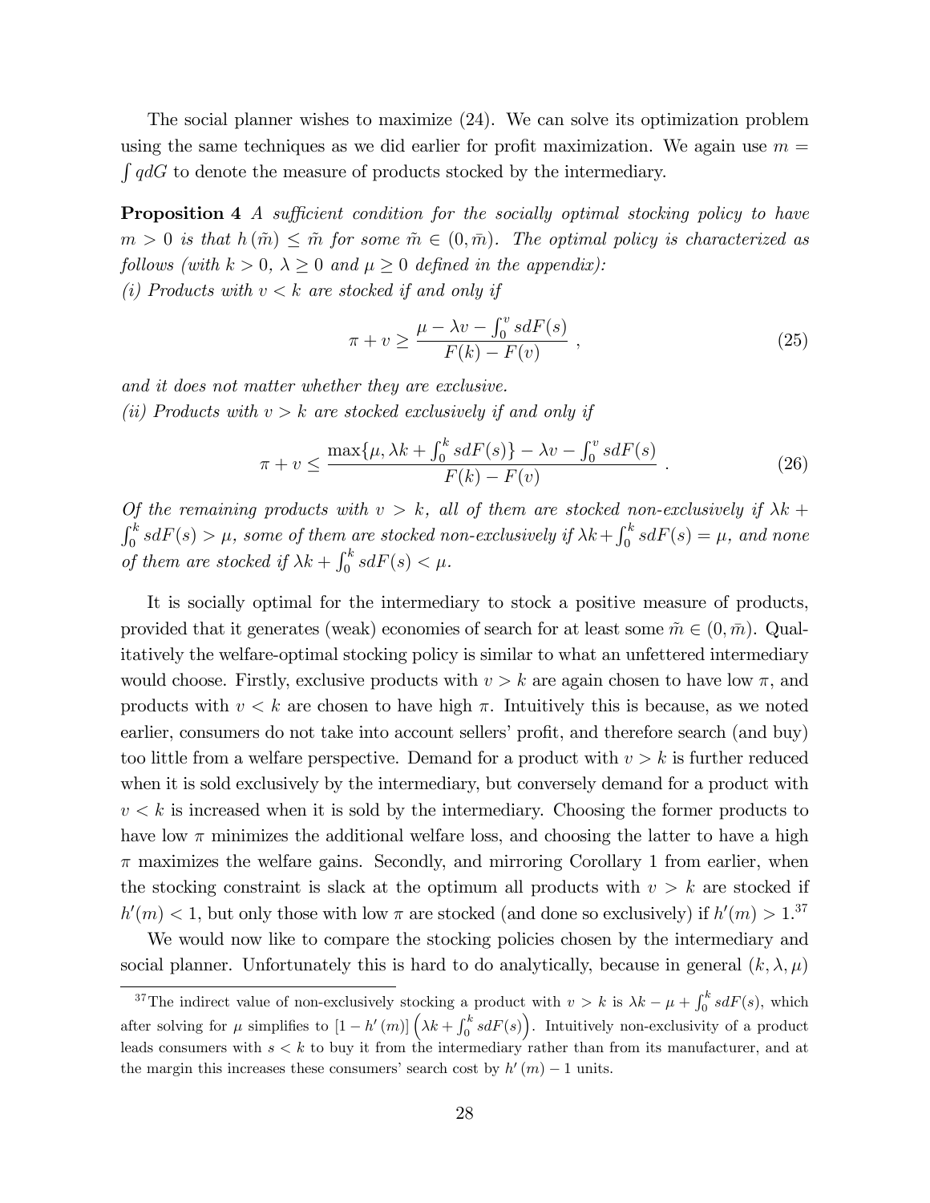The social planner wishes to maximize (24). We can solve its optimization problem using the same techniques as we did earlier for profit maximization. We again use $m = \int q dG$ to denote the measure of products stocked by the intermediary.

**Proposition 4** *A sufficient condition for the socially optimal stocking policy to have $m > 0$ is that $h(\tilde{m}) \leq \tilde{m}$ for some $\tilde{m} \in (0, \bar{m})$. The optimal policy is characterized as follows (with $k > 0$, $\lambda \geq 0$ and $\mu \geq 0$ defined in the appendix):*
*(i) Products with $v < k$ are stocked if and only if*

$$\pi + v \geq \frac{\mu - \lambda v - \int_0^v s dF(s)}{F(k) - F(v)} , \tag{25}$$

*and it does not matter whether they are exclusive.*
*(ii) Products with $v > k$ are stocked exclusively if and only if*

$$\pi + v \leq \frac{\max\{\mu, \lambda k + \int_0^k s dF(s)\} - \lambda v - \int_0^v s dF(s)}{F(k) - F(v)} . \tag{26}$$

*Of the remaining products with $v > k$, all of them are stocked non-exclusively if $\lambda k + \int_0^k s dF(s) > \mu$, some of them are stocked non-exclusively if $\lambda k + \int_0^k s dF(s) = \mu$, and none of them are stocked if $\lambda k + \int_0^k s dF(s) < \mu$.*

It is socially optimal for the intermediary to stock a positive measure of products, provided that it generates (weak) economies of search for at least some $\tilde{m} \in (0, \bar{m})$. Qualitatively the welfare-optimal stocking policy is similar to what an unfettered intermediary would choose. Firstly, exclusive products with $v > k$ are again chosen to have low $\pi$, and products with $v < k$ are chosen to have high $\pi$. Intuitively this is because, as we noted earlier, consumers do not take into account sellers' profit, and therefore search (and buy) too little from a welfare perspective. Demand for a product with $v > k$ is further reduced when it is sold exclusively by the intermediary, but conversely demand for a product with $v < k$ is increased when it is sold by the intermediary. Choosing the former products to have low $\pi$ minimizes the additional welfare loss, and choosing the latter to have a high $\pi$ maximizes the welfare gains. Secondly, and mirroring Corollary 1 from earlier, when the stocking constraint is slack at the optimum all products with $v > k$ are stocked if $h'(m) < 1$, but only those with low $\pi$ are stocked (and done so exclusively) if $h'(m) > 1$.[37]

We would now like to compare the stocking policies chosen by the intermediary and social planner. Unfortunately this is hard to do analytically, because in general $(k, \lambda, \mu)$

[37] The indirect value of non-exclusively stocking a product with $v > k$ is $\lambda k - \mu + \int_0^k s dF(s)$, which after solving for $\mu$ simplifies to $[1 - h'(m)] \left(\lambda k + \int_0^k s dF(s)\right)$. Intuitively non-exclusivity of a product leads consumers with $s < k$ to buy it from the intermediary rather than from its manufacturer, and at the margin this increases these consumers' search cost by $h'(m) - 1$ units.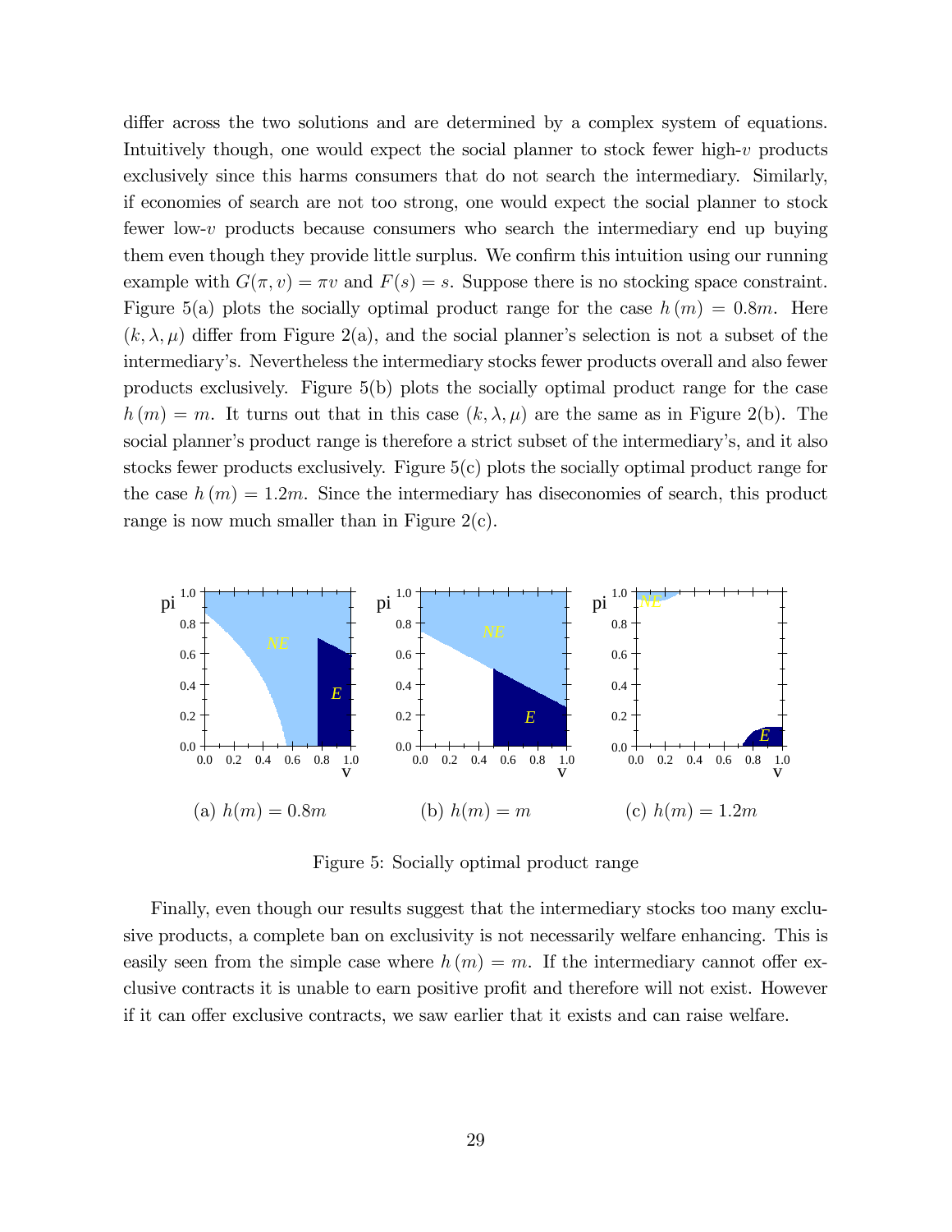differ across the two solutions and are determined by a complex system of equations. Intuitively though, one would expect the social planner to stock fewer high-$v$ products exclusively since this harms consumers that do not search the intermediary. Similarly, if economies of search are not too strong, one would expect the social planner to stock fewer low-$v$ products because consumers who search the intermediary end up buying them even though they provide little surplus. We confirm this intuition using our running example with $G(\pi, v) = \pi v$ and $F(s) = s$. Suppose there is no stocking space constraint. Figure 5(a) plots the socially optimal product range for the case $h(m) = 0.8m$. Here $(k, \lambda, \mu)$ differ from Figure 2(a), and the social planner's selection is not a subset of the intermediary's. Nevertheless the intermediary stocks fewer products overall and also fewer products exclusively. Figure 5(b) plots the socially optimal product range for the case $h(m) = m$. It turns out that in this case $(k, \lambda, \mu)$ are the same as in Figure 2(b). The social planner's product range is therefore a strict subset of the intermediary's, and it also stocks fewer products exclusively. Figure 5(c) plots the socially optimal product range for the case $h(m) = 1.2m$. Since the intermediary has diseconomies of search, this product range is now much smaller than in Figure 2(c).

(a) $h(m) = 0.8m$ (b) $h(m) = m$ (c) $h(m) = 1.2m$

Figure 5: Socially optimal product range

Finally, even though our results suggest that the intermediary stocks too many exclusive products, a complete ban on exclusivity is not necessarily welfare enhancing. This is easily seen from the simple case where $h(m) = m$. If the intermediary cannot offer exclusive contracts it is unable to earn positive profit and therefore will not exist. However if it can offer exclusive contracts, we saw earlier that it exists and can raise welfare.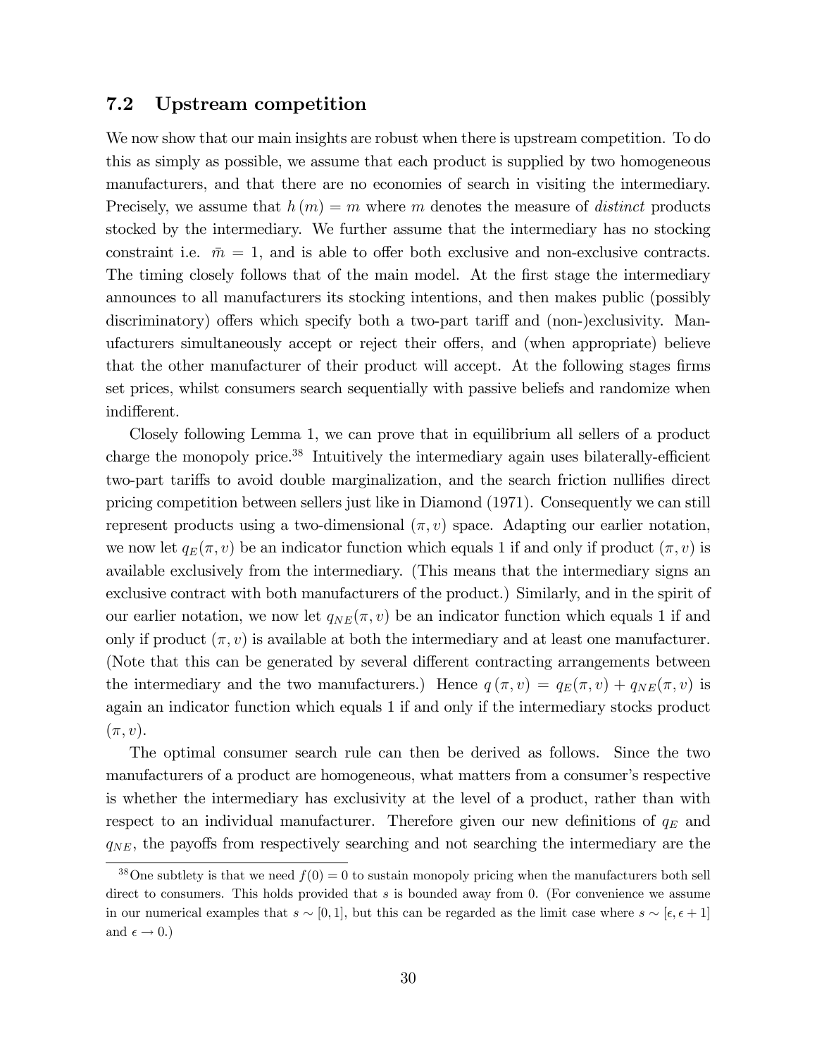## 7.2 Upstream competition

We now show that our main insights are robust when there is upstream competition. To do this as simply as possible, we assume that each product is supplied by two homogeneous manufacturers, and that there are no economies of search in visiting the intermediary. Precisely, we assume that $h(m) = m$ where $m$ denotes the measure of *distinct* products stocked by the intermediary. We further assume that the intermediary has no stocking constraint i.e. $\bar{m} = 1$, and is able to offer both exclusive and non-exclusive contracts. The timing closely follows that of the main model. At the first stage the intermediary announces to all manufacturers its stocking intentions, and then makes public (possibly discriminatory) offers which specify both a two-part tariff and (non-)exclusivity. Manufacturers simultaneously accept or reject their offers, and (when appropriate) believe that the other manufacturer of their product will accept. At the following stages firms set prices, whilst consumers search sequentially with passive beliefs and randomize when indifferent.

Closely following Lemma 1, we can prove that in equilibrium all sellers of a product charge the monopoly price.[38] Intuitively the intermediary again uses bilaterally-efficient two-part tariffs to avoid double marginalization, and the search friction nullifies direct pricing competition between sellers just like in Diamond (1971). Consequently we can still represent products using a two-dimensional $(\pi, v)$ space. Adapting our earlier notation, we now let $q_E(\pi, v)$ be an indicator function which equals 1 if and only if product $(\pi, v)$ is available exclusively from the intermediary. (This means that the intermediary signs an exclusive contract with both manufacturers of the product.) Similarly, and in the spirit of our earlier notation, we now let $q_{NE}(\pi, v)$ be an indicator function which equals 1 if and only if product $(\pi, v)$ is available at both the intermediary and at least one manufacturer. (Note that this can be generated by several different contracting arrangements between the intermediary and the two manufacturers.) Hence $q(\pi, v) = q_E(\pi, v) + q_{NE}(\pi, v)$ is again an indicator function which equals 1 if and only if the intermediary stocks product $(\pi, v)$.

The optimal consumer search rule can then be derived as follows. Since the two manufacturers of a product are homogeneous, what matters from a consumer's respective is whether the intermediary has exclusivity at the level of a product, rather than with respect to an individual manufacturer. Therefore given our new definitions of $q_E$ and $q_{NE}$, the payoffs from respectively searching and not searching the intermediary are the

[38] One subtlety is that we need $f(0) = 0$ to sustain monopoly pricing when the manufacturers both sell direct to consumers. This holds provided that $s$ is bounded away from 0. (For convenience we assume in our numerical examples that $s \sim [0, 1]$, but this can be regarded as the limit case where $s \sim [\epsilon, \epsilon + 1]$ and $\epsilon \to 0$.)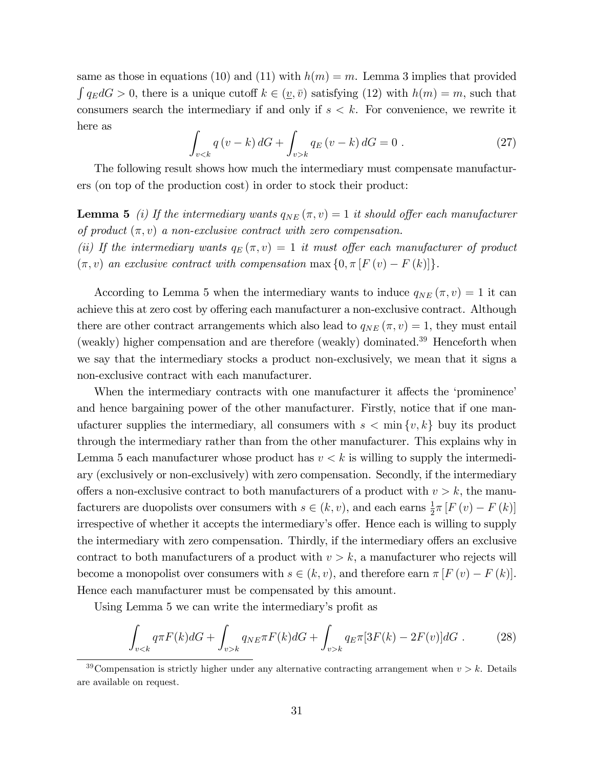same as those in equations (10) and (11) with $h(m) = m$. Lemma 3 implies that provided $\int q_E dG > 0$, there is a unique cutoff $k \in (\underline{v}, \bar{v})$ satisfying (12) with $h(m) = m$, such that consumers search the intermediary if and only if $s < k$. For convenience, we rewrite it here as

$$\int_{v<k} q\,(v-k)\,dG + \int_{v>k} q_E\,(v-k)\,dG = 0\ . \tag{27}$$

The following result shows how much the intermediary must compensate manufacturers (on top of the production cost) in order to stock their product:

**Lemma 5** *(i) If the intermediary wants $q_{NE}(\pi, v) = 1$ it should offer each manufacturer of product $(\pi, v)$ a non-exclusive contract with zero compensation.*
*(ii) If the intermediary wants $q_E(\pi, v) = 1$ it must offer each manufacturer of product $(\pi, v)$ an exclusive contract with compensation* $\max\{0, \pi[F(v) - F(k)]\}$.

According to Lemma 5 when the intermediary wants to induce $q_{NE}(\pi, v) = 1$ it can achieve this at zero cost by offering each manufacturer a non-exclusive contract. Although there are other contract arrangements which also lead to $q_{NE}(\pi, v) = 1$, they must entail (weakly) higher compensation and are therefore (weakly) dominated.[39] Henceforth when we say that the intermediary stocks a product non-exclusively, we mean that it signs a non-exclusive contract with each manufacturer.

When the intermediary contracts with one manufacturer it affects the 'prominence' and hence bargaining power of the other manufacturer. Firstly, notice that if one manufacturer supplies the intermediary, all consumers with $s < \min\{v, k\}$ buy its product through the intermediary rather than from the other manufacturer. This explains why in Lemma 5 each manufacturer whose product has $v < k$ is willing to supply the intermediary (exclusively or non-exclusively) with zero compensation. Secondly, if the intermediary offers a non-exclusive contract to both manufacturers of a product with $v > k$, the manufacturers are duopolists over consumers with $s \in (k, v)$, and each earns $\frac{1}{2}\pi[F(v) - F(k)]$ irrespective of whether it accepts the intermediary's offer. Hence each is willing to supply the intermediary with zero compensation. Thirdly, if the intermediary offers an exclusive contract to both manufacturers of a product with $v > k$, a manufacturer who rejects will become a monopolist over consumers with $s \in (k, v)$, and therefore earn $\pi[F(v) - F(k)]$. Hence each manufacturer must be compensated by this amount.

Using Lemma 5 we can write the intermediary's profit as

$$\int_{v<k} q\pi F(k)dG + \int_{v>k} q_{NE}\pi F(k)dG + \int_{v>k} q_E\pi[3F(k) - 2F(v)]dG\ . \tag{28}$$

[39] Compensation is strictly higher under any alternative contracting arrangement when $v > k$. Details are available on request.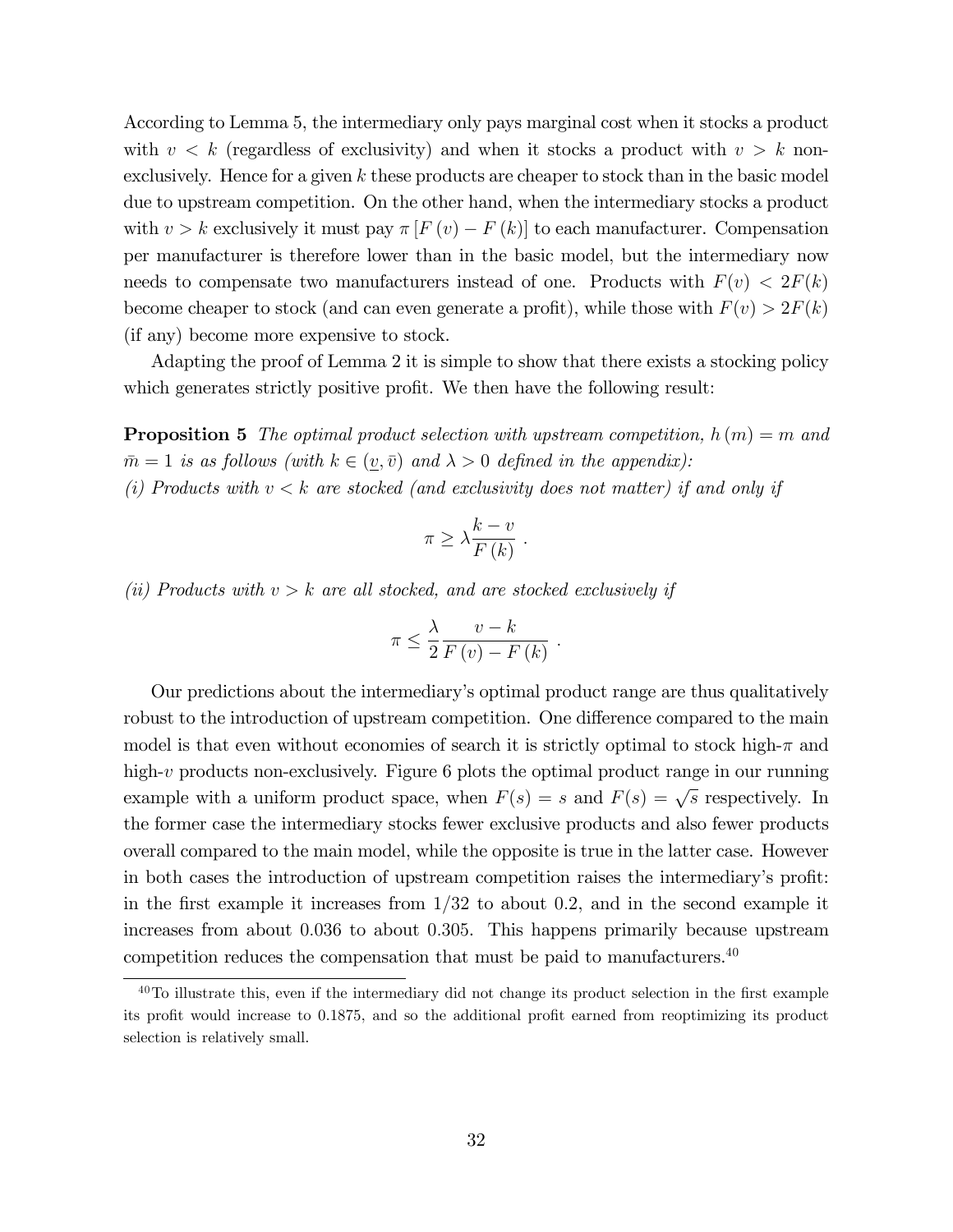According to Lemma 5, the intermediary only pays marginal cost when it stocks a product with $v < k$ (regardless of exclusivity) and when it stocks a product with $v > k$ non-exclusively. Hence for a given $k$ these products are cheaper to stock than in the basic model due to upstream competition. On the other hand, when the intermediary stocks a product with $v > k$ exclusively it must pay $\pi [F(v) - F(k)]$ to each manufacturer. Compensation per manufacturer is therefore lower than in the basic model, but the intermediary now needs to compensate two manufacturers instead of one. Products with $F(v) < 2F(k)$ become cheaper to stock (and can even generate a profit), while those with $F(v) > 2F(k)$ (if any) become more expensive to stock.

Adapting the proof of Lemma 2 it is simple to show that there exists a stocking policy which generates strictly positive profit. We then have the following result:

**Proposition 5** *The optimal product selection with upstream competition, $h(m) = m$ and $\bar{m} = 1$ is as follows (with $k \in (\underline{v}, \bar{v})$ and $\lambda > 0$ defined in the appendix):*
*(i) Products with $v < k$ are stocked (and exclusivity does not matter) if and only if*

$$\pi \geq \lambda \frac{k - v}{F(k)} .$$

*(ii) Products with $v > k$ are all stocked, and are stocked exclusively if*

$$\pi \leq \frac{\lambda}{2} \frac{v - k}{F(v) - F(k)} .$$

Our predictions about the intermediary's optimal product range are thus qualitatively robust to the introduction of upstream competition. One difference compared to the main model is that even without economies of search it is strictly optimal to stock high-$\pi$ and high-$v$ products non-exclusively. Figure 6 plots the optimal product range in our running example with a uniform product space, when $F(s) = s$ and $F(s) = \sqrt{s}$ respectively. In the former case the intermediary stocks fewer exclusive products and also fewer products overall compared to the main model, while the opposite is true in the latter case. However in both cases the introduction of upstream competition raises the intermediary's profit: in the first example it increases from $1/32$ to about 0.2, and in the second example it increases from about 0.036 to about 0.305. This happens primarily because upstream competition reduces the compensation that must be paid to manufacturers.[40]

[40] To illustrate this, even if the intermediary did not change its product selection in the first example its profit would increase to 0.1875, and so the additional profit earned from reoptimizing its product selection is relatively small.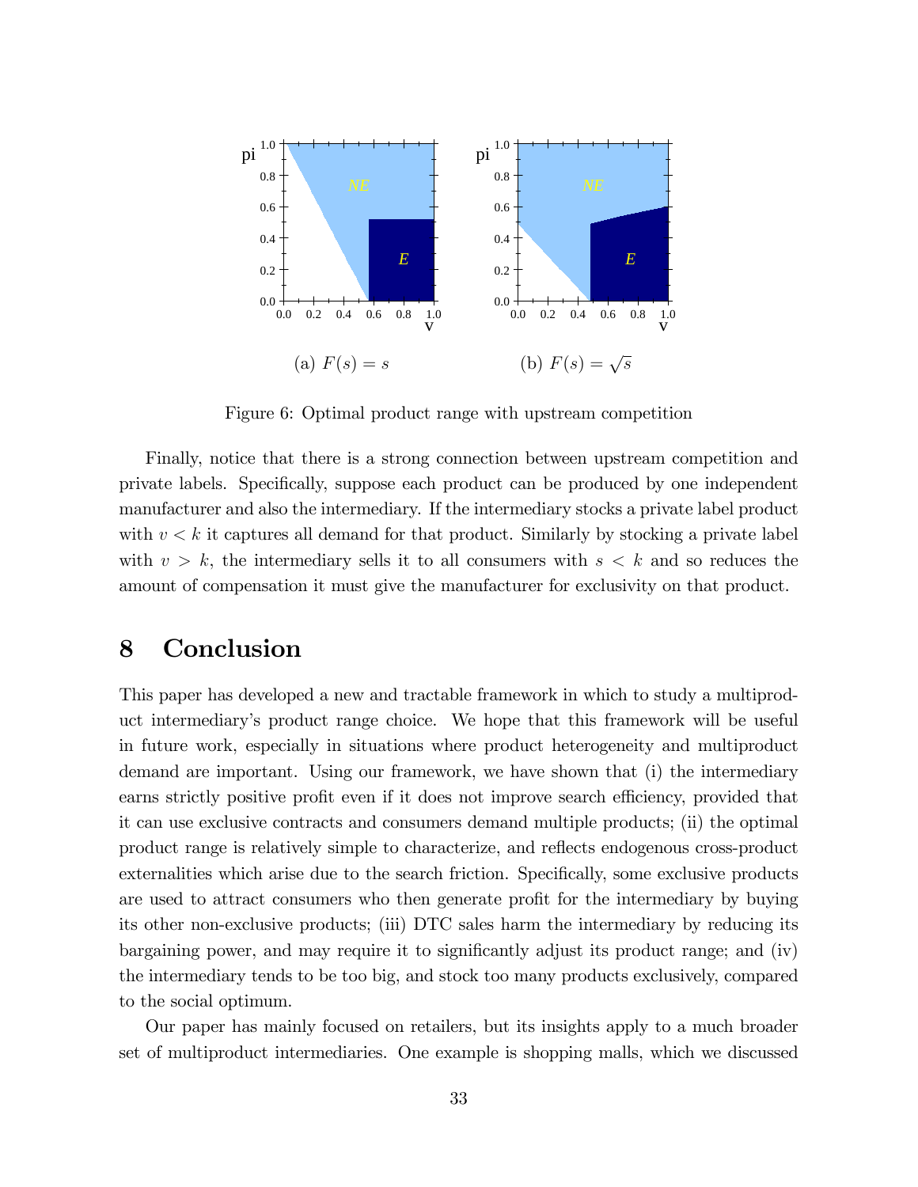(a) $F(s) = s$

(b) $F(s) = \sqrt{s}$

Figure 6: Optimal product range with upstream competition

Finally, notice that there is a strong connection between upstream competition and private labels. Specifically, suppose each product can be produced by one independent manufacturer and also the intermediary. If the intermediary stocks a private label product with $v < k$ it captures all demand for that product. Similarly by stocking a private label with $v > k$, the intermediary sells it to all consumers with $s < k$ and so reduces the amount of compensation it must give the manufacturer for exclusivity on that product.

## 8 Conclusion

This paper has developed a new and tractable framework in which to study a multiproduct intermediary's product range choice. We hope that this framework will be useful in future work, especially in situations where product heterogeneity and multiproduct demand are important. Using our framework, we have shown that (i) the intermediary earns strictly positive profit even if it does not improve search efficiency, provided that it can use exclusive contracts and consumers demand multiple products; (ii) the optimal product range is relatively simple to characterize, and reflects endogenous cross-product externalities which arise due to the search friction. Specifically, some exclusive products are used to attract consumers who then generate profit for the intermediary by buying its other non-exclusive products; (iii) DTC sales harm the intermediary by reducing its bargaining power, and may require it to significantly adjust its product range; and (iv) the intermediary tends to be too big, and stock too many products exclusively, compared to the social optimum.

Our paper has mainly focused on retailers, but its insights apply to a much broader set of multiproduct intermediaries. One example is shopping malls, which we discussed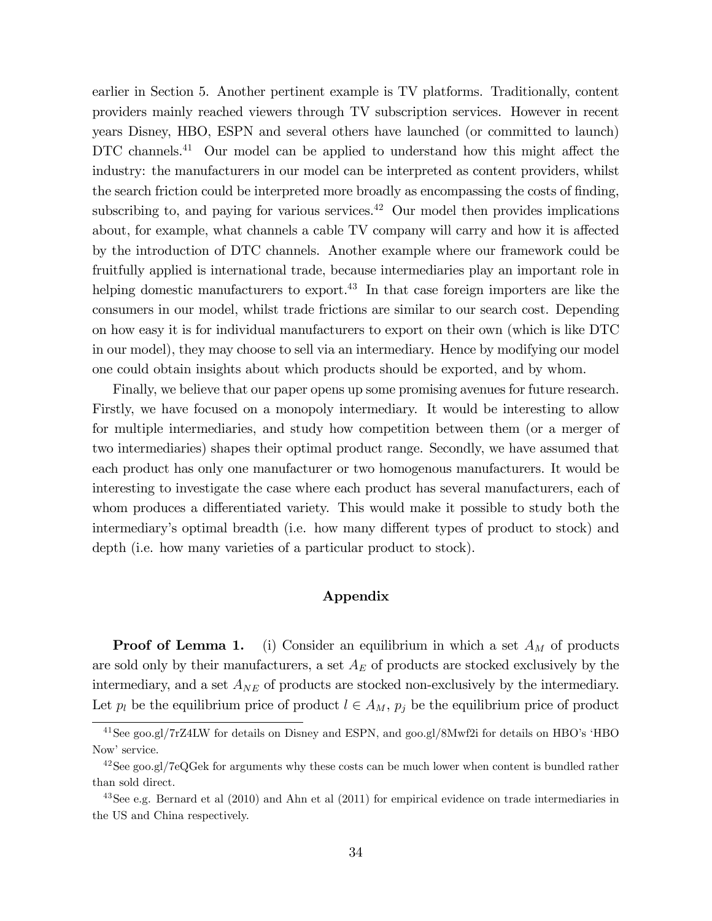earlier in Section 5. Another pertinent example is TV platforms. Traditionally, content providers mainly reached viewers through TV subscription services. However in recent years Disney, HBO, ESPN and several others have launched (or committed to launch) DTC channels.[41] Our model can be applied to understand how this might affect the industry: the manufacturers in our model can be interpreted as content providers, whilst the search friction could be interpreted more broadly as encompassing the costs of finding, subscribing to, and paying for various services.[42] Our model then provides implications about, for example, what channels a cable TV company will carry and how it is affected by the introduction of DTC channels. Another example where our framework could be fruitfully applied is international trade, because intermediaries play an important role in helping domestic manufacturers to export.[43] In that case foreign importers are like the consumers in our model, whilst trade frictions are similar to our search cost. Depending on how easy it is for individual manufacturers to export on their own (which is like DTC in our model), they may choose to sell via an intermediary. Hence by modifying our model one could obtain insights about which products should be exported, and by whom.

Finally, we believe that our paper opens up some promising avenues for future research. Firstly, we have focused on a monopoly intermediary. It would be interesting to allow for multiple intermediaries, and study how competition between them (or a merger of two intermediaries) shapes their optimal product range. Secondly, we have assumed that each product has only one manufacturer or two homogenous manufacturers. It would be interesting to investigate the case where each product has several manufacturers, each of whom produces a differentiated variety. This would make it possible to study both the intermediary's optimal breadth (i.e. how many different types of product to stock) and depth (i.e. how many varieties of a particular product to stock).

## Appendix

**Proof of Lemma 1.** (i) Consider an equilibrium in which a set $A_M$ of products are sold only by their manufacturers, a set $A_E$ of products are stocked exclusively by the intermediary, and a set $A_{NE}$ of products are stocked non-exclusively by the intermediary. Let $p_l$ be the equilibrium price of product $l \in A_M$, $p_j$ be the equilibrium price of product

[41] See goo.gl/7rZ4LW for details on Disney and ESPN, and goo.gl/8Mwf2i for details on HBO's 'HBO Now' service.

[42] See goo.gl/7eQGek for arguments why these costs can be much lower when content is bundled rather than sold direct.

[43] See e.g. Bernard et al (2010) and Ahn et al (2011) for empirical evidence on trade intermediaries in the US and China respectively.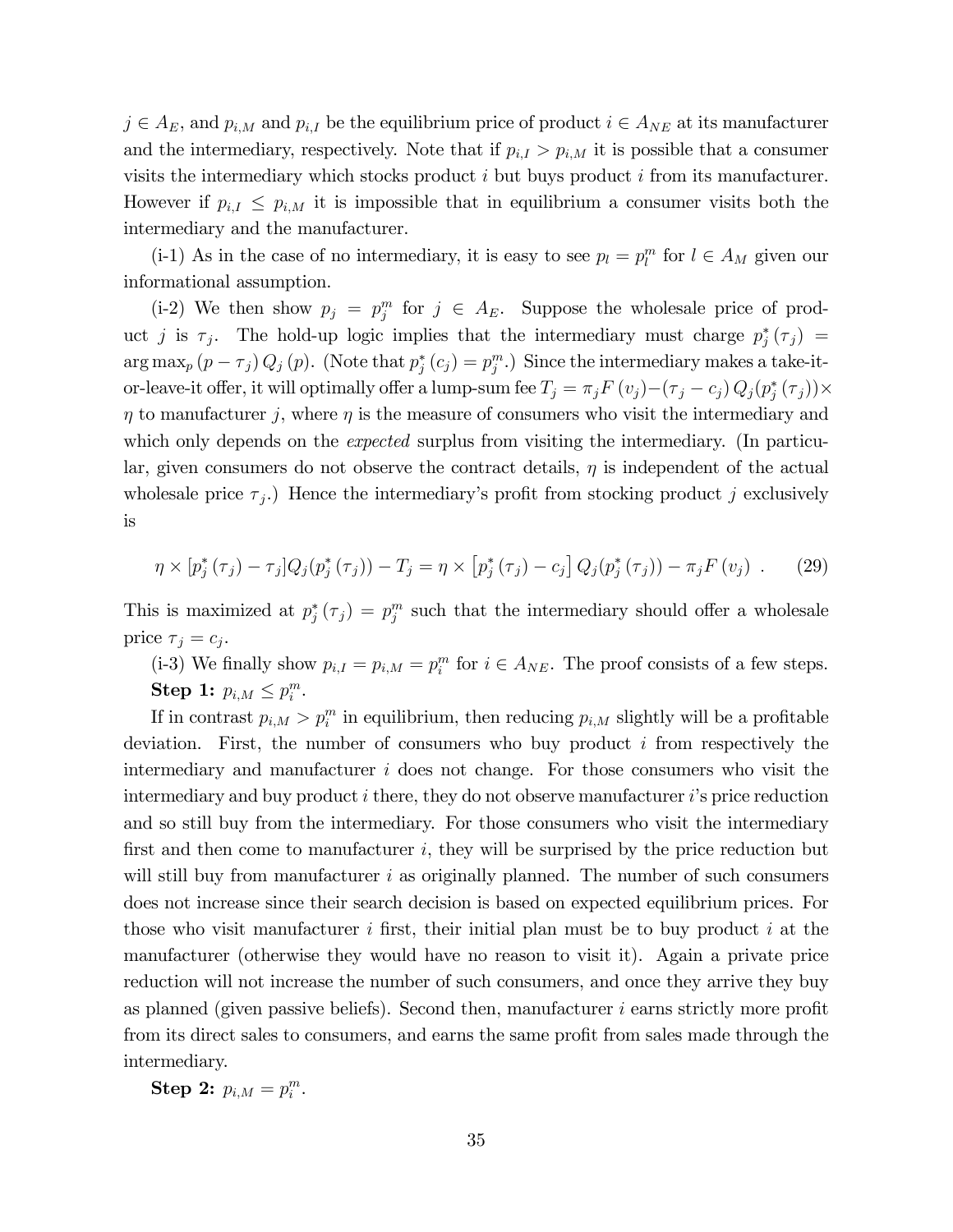$j \in A_E$, and $p_{i,M}$ and $p_{i,I}$ be the equilibrium price of product $i \in A_{NE}$ at its manufacturer and the intermediary, respectively. Note that if $p_{i,I} > p_{i,M}$ it is possible that a consumer visits the intermediary which stocks product $i$ but buys product $i$ from its manufacturer. However if $p_{i,I} \leq p_{i,M}$ it is impossible that in equilibrium a consumer visits both the intermediary and the manufacturer.

(i-1) As in the case of no intermediary, it is easy to see $p_l = p_l^m$ for $l \in A_M$ given our informational assumption.

(i-2) We then show $p_j = p_j^m$ for $j \in A_E$. Suppose the wholesale price of product $j$ is $\tau_j$. The hold-up logic implies that the intermediary must charge $p_j^*(\tau_j) = \arg\max_p (p - \tau_j) Q_j(p)$. (Note that $p_j^*(c_j) = p_j^m$.) Since the intermediary makes a take-it-or-leave-it offer, it will optimally offer a lump-sum fee $T_j = \pi_j F(v_j) - (\tau_j - c_j) Q_j(p_j^*(\tau_j)) \times \eta$ to manufacturer $j$, where $\eta$ is the measure of consumers who visit the intermediary and which only depends on the *expected* surplus from visiting the intermediary. (In particular, given consumers do not observe the contract details, $\eta$ is independent of the actual wholesale price $\tau_j$.) Hence the intermediary's profit from stocking product $j$ exclusively is

$$\eta \times [p_j^*(\tau_j) - \tau_j] Q_j(p_j^*(\tau_j)) - T_j = \eta \times \left[p_j^*(\tau_j) - c_j\right] Q_j(p_j^*(\tau_j)) - \pi_j F(v_j) \ . \qquad (29)$$

This is maximized at $p_j^*(\tau_j) = p_j^m$ such that the intermediary should offer a wholesale price $\tau_j = c_j$.

(i-3) We finally show $p_{i,I} = p_{i,M} = p_i^m$ for $i \in A_{NE}$. The proof consists of a few steps.

**Step 1:** $p_{i,M} \leq p_i^m$.

If in contrast $p_{i,M} > p_i^m$ in equilibrium, then reducing $p_{i,M}$ slightly will be a profitable deviation. First, the number of consumers who buy product $i$ from respectively the intermediary and manufacturer $i$ does not change. For those consumers who visit the intermediary and buy product $i$ there, they do not observe manufacturer $i$'s price reduction and so still buy from the intermediary. For those consumers who visit the intermediary first and then come to manufacturer $i$, they will be surprised by the price reduction but will still buy from manufacturer $i$ as originally planned. The number of such consumers does not increase since their search decision is based on expected equilibrium prices. For those who visit manufacturer $i$ first, their initial plan must be to buy product $i$ at the manufacturer (otherwise they would have no reason to visit it). Again a private price reduction will not increase the number of such consumers, and once they arrive they buy as planned (given passive beliefs). Second then, manufacturer $i$ earns strictly more profit from its direct sales to consumers, and earns the same profit from sales made through the intermediary.

**Step 2:** $p_{i,M} = p_i^m$.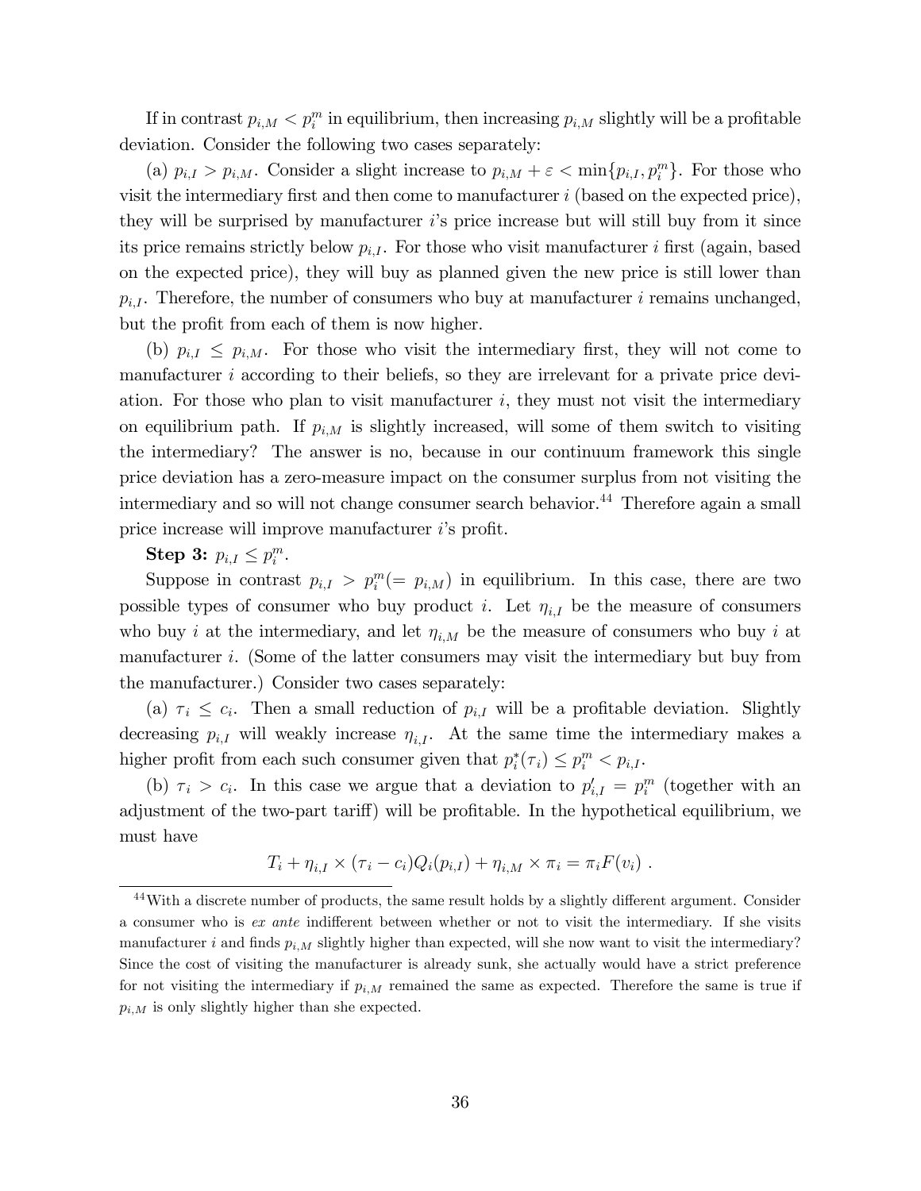If in contrast $p_{i,M} < p_i^m$ in equilibrium, then increasing $p_{i,M}$ slightly will be a profitable deviation. Consider the following two cases separately:

(a) $p_{i,I} > p_{i,M}$. Consider a slight increase to $p_{i,M} + \varepsilon < \min\{p_{i,I}, p_i^m\}$. For those who visit the intermediary first and then come to manufacturer $i$ (based on the expected price), they will be surprised by manufacturer $i$'s price increase but will still buy from it since its price remains strictly below $p_{i,I}$. For those who visit manufacturer $i$ first (again, based on the expected price), they will buy as planned given the new price is still lower than $p_{i,I}$. Therefore, the number of consumers who buy at manufacturer $i$ remains unchanged, but the profit from each of them is now higher.

(b) $p_{i,I} \leq p_{i,M}$. For those who visit the intermediary first, they will not come to manufacturer $i$ according to their beliefs, so they are irrelevant for a private price deviation. For those who plan to visit manufacturer $i$, they must not visit the intermediary on equilibrium path. If $p_{i,M}$ is slightly increased, will some of them switch to visiting the intermediary? The answer is no, because in our continuum framework this single price deviation has a zero-measure impact on the consumer surplus from not visiting the intermediary and so will not change consumer search behavior.[44] Therefore again a small price increase will improve manufacturer $i$'s profit.

**Step 3:** $p_{i,I} \leq p_i^m$.

Suppose in contrast $p_{i,I} > p_i^m (= p_{i,M})$ in equilibrium. In this case, there are two possible types of consumer who buy product $i$. Let $\eta_{i,I}$ be the measure of consumers who buy $i$ at the intermediary, and let $\eta_{i,M}$ be the measure of consumers who buy $i$ at manufacturer $i$. (Some of the latter consumers may visit the intermediary but buy from the manufacturer.) Consider two cases separately:

(a) $\tau_i \leq c_i$. Then a small reduction of $p_{i,I}$ will be a profitable deviation. Slightly decreasing $p_{i,I}$ will weakly increase $\eta_{i,I}$. At the same time the intermediary makes a higher profit from each such consumer given that $p_i^*(\tau_i) \leq p_i^m < p_{i,I}$.

(b) $\tau_i > c_i$. In this case we argue that a deviation to $p'_{i,I} = p_i^m$ (together with an adjustment of the two-part tariff) will be profitable. In the hypothetical equilibrium, we must have

$$T_i + \eta_{i,I} \times (\tau_i - c_i) Q_i(p_{i,I}) + \eta_{i,M} \times \pi_i = \pi_i F(v_i) \ .$$

[44] With a discrete number of products, the same result holds by a slightly different argument. Consider a consumer who is *ex ante* indifferent between whether or not to visit the intermediary. If she visits manufacturer $i$ and finds $p_{i,M}$ slightly higher than expected, will she now want to visit the intermediary? Since the cost of visiting the manufacturer is already sunk, she actually would have a strict preference for not visiting the intermediary if $p_{i,M}$ remained the same as expected. Therefore the same is true if $p_{i,M}$ is only slightly higher than she expected.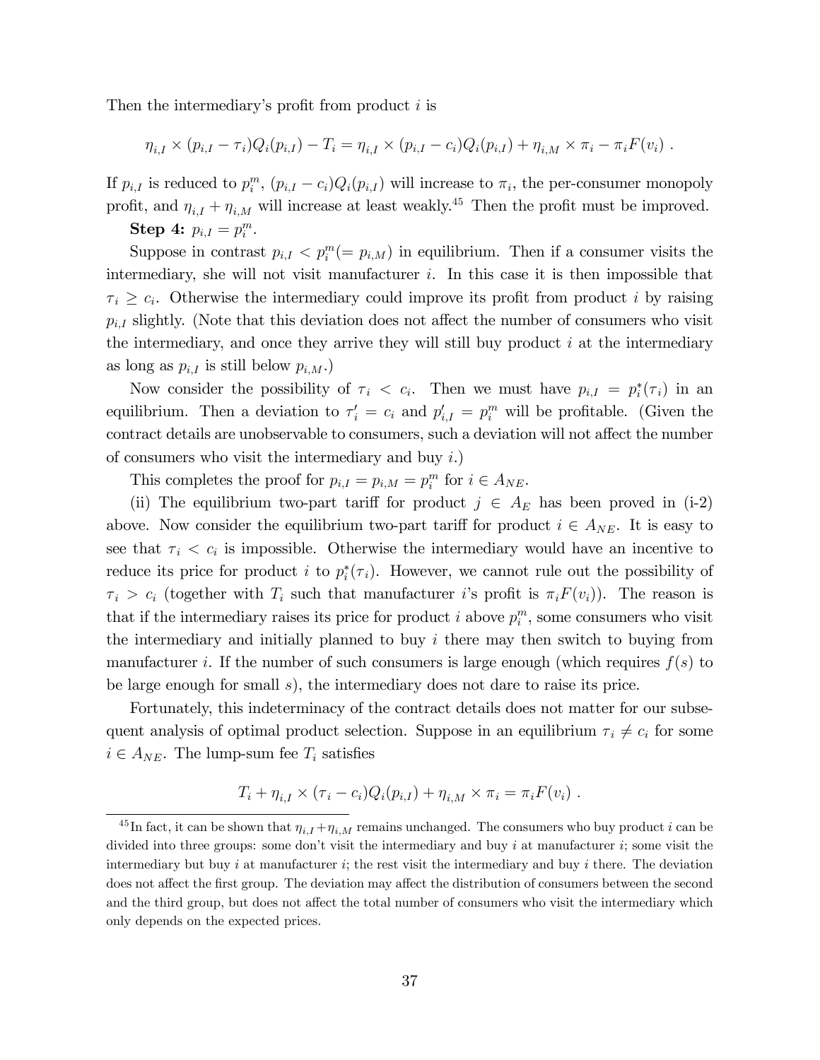Then the intermediary's profit from product $i$ is

$$\eta_{i,I} \times (p_{i,I} - \tau_i)Q_i(p_{i,I}) - T_i = \eta_{i,I} \times (p_{i,I} - c_i)Q_i(p_{i,I}) + \eta_{i,M} \times \pi_i - \pi_i F(v_i) .$$

If $p_{i,I}$ is reduced to $p_i^m$, $(p_{i,I} - c_i)Q_i(p_{i,I})$ will increase to $\pi_i$, the per-consumer monopoly profit, and $\eta_{i,I} + \eta_{i,M}$ will increase at least weakly.[45] Then the profit must be improved.

**Step 4:** $p_{i,I} = p_i^m$.

Suppose in contrast $p_{i,I} < p_i^m (= p_{i,M})$ in equilibrium. Then if a consumer visits the intermediary, she will not visit manufacturer $i$. In this case it is then impossible that $\tau_i \geq c_i$. Otherwise the intermediary could improve its profit from product $i$ by raising $p_{i,I}$ slightly. (Note that this deviation does not affect the number of consumers who visit the intermediary, and once they arrive they will still buy product $i$ at the intermediary as long as $p_{i,I}$ is still below $p_{i,M}$.)

Now consider the possibility of $\tau_i < c_i$. Then we must have $p_{i,I} = p_i^*(\tau_i)$ in an equilibrium. Then a deviation to $\tau_i' = c_i$ and $p_{i,I}' = p_i^m$ will be profitable. (Given the contract details are unobservable to consumers, such a deviation will not affect the number of consumers who visit the intermediary and buy $i$.)

This completes the proof for $p_{i,I} = p_{i,M} = p_i^m$ for $i \in A_{NE}$.

(ii) The equilibrium two-part tariff for product $j \in A_E$ has been proved in (i-2) above. Now consider the equilibrium two-part tariff for product $i \in A_{NE}$. It is easy to see that $\tau_i < c_i$ is impossible. Otherwise the intermediary would have an incentive to reduce its price for product $i$ to $p_i^*(\tau_i)$. However, we cannot rule out the possibility of $\tau_i > c_i$ (together with $T_i$ such that manufacturer $i$'s profit is $\pi_i F(v_i)$). The reason is that if the intermediary raises its price for product $i$ above $p_i^m$, some consumers who visit the intermediary and initially planned to buy $i$ there may then switch to buying from manufacturer $i$. If the number of such consumers is large enough (which requires $f(s)$ to be large enough for small $s$), the intermediary does not dare to raise its price.

Fortunately, this indeterminacy of the contract details does not matter for our subsequent analysis of optimal product selection. Suppose in an equilibrium $\tau_i \neq c_i$ for some $i \in A_{NE}$. The lump-sum fee $T_i$ satisfies

$$T_i + \eta_{i,I} \times (\tau_i - c_i)Q_i(p_{i,I}) + \eta_{i,M} \times \pi_i = \pi_i F(v_i) .$$

[45] In fact, it can be shown that $\eta_{i,I} + \eta_{i,M}$ remains unchanged. The consumers who buy product $i$ can be divided into three groups: some don't visit the intermediary and buy $i$ at manufacturer $i$; some visit the intermediary but buy $i$ at manufacturer $i$; the rest visit the intermediary and buy $i$ there. The deviation does not affect the first group. The deviation may affect the distribution of consumers between the second and the third group, but does not affect the total number of consumers who visit the intermediary which only depends on the expected prices.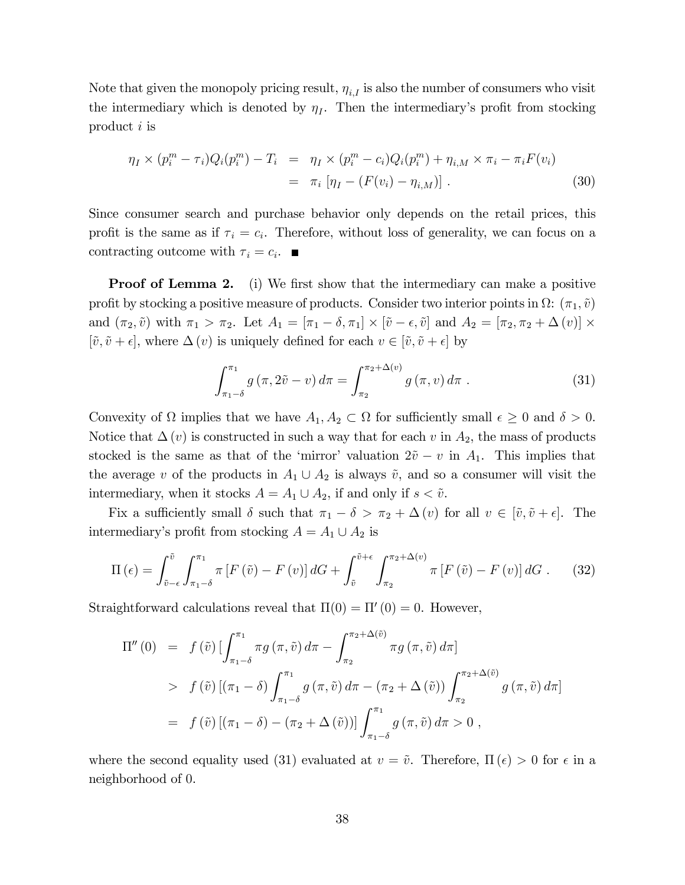Note that given the monopoly pricing result, $\eta_{i,I}$ is also the number of consumers who visit the intermediary which is denoted by $\eta_I$. Then the intermediary's profit from stocking product $i$ is

$$
\begin{aligned}
\eta_I \times (p_i^m - \tau_i) Q_i(p_i^m) - T_i &= \eta_I \times (p_i^m - c_i) Q_i(p_i^m) + \eta_{i,M} \times \pi_i - \pi_i F(v_i) \\
&= \pi_i \left[ \eta_I - (F(v_i) - \eta_{i,M}) \right] . \qquad (30)
\end{aligned}
$$

Since consumer search and purchase behavior only depends on the retail prices, this profit is the same as if $\tau_i = c_i$. Therefore, without loss of generality, we can focus on a contracting outcome with $\tau_i = c_i$. ∎

**Proof of Lemma 2.** (i) We first show that the intermediary can make a positive profit by stocking a positive measure of products. Consider two interior points in $\Omega$: $(\pi_1, \tilde{v})$ and $(\pi_2, \tilde{v})$ with $\pi_1 > \pi_2$. Let $A_1 = [\pi_1 - \delta, \pi_1] \times [\tilde{v} - \epsilon, \tilde{v}]$ and $A_2 = [\pi_2, \pi_2 + \Delta(v)] \times [\tilde{v}, \tilde{v} + \epsilon]$, where $\Delta(v)$ is uniquely defined for each $v \in [\tilde{v}, \tilde{v} + \epsilon]$ by

$$
\int_{\pi_1 - \delta}^{\pi_1} g(\pi, 2\tilde{v} - v) \, d\pi = \int_{\pi_2}^{\pi_2 + \Delta(v)} g(\pi, v) \, d\pi . \qquad (31)
$$

Convexity of $\Omega$ implies that we have $A_1, A_2 \subset \Omega$ for sufficiently small $\epsilon \geq 0$ and $\delta > 0$. Notice that $\Delta(v)$ is constructed in such a way that for each $v$ in $A_2$, the mass of products stocked is the same as that of the 'mirror' valuation $2\tilde{v} - v$ in $A_1$. This implies that the average $v$ of the products in $A_1 \cup A_2$ is always $\tilde{v}$, and so a consumer will visit the intermediary, when it stocks $A = A_1 \cup A_2$, if and only if $s < \tilde{v}$.

Fix a sufficiently small $\delta$ such that $\pi_1 - \delta > \pi_2 + \Delta(v)$ for all $v \in [\tilde{v}, \tilde{v} + \epsilon]$. The intermediary's profit from stocking $A = A_1 \cup A_2$ is

$$
\Pi(\epsilon) = \int_{\tilde{v} - \epsilon}^{\tilde{v}} \int_{\pi_1 - \delta}^{\pi_1} \pi \left[ F(\tilde{v}) - F(v) \right] dG + \int_{\tilde{v}}^{\tilde{v} + \epsilon} \int_{\pi_2}^{\pi_2 + \Delta(v)} \pi \left[ F(\tilde{v}) - F(v) \right] dG . \qquad (32)
$$

Straightforward calculations reveal that $\Pi(0) = \Pi'(0) = 0$. However,

$$
\begin{aligned}
\Pi''(0) &= f(\tilde{v}) \left[ \int_{\pi_1 - \delta}^{\pi_1} \pi g(\pi, \tilde{v}) \, d\pi - \int_{\pi_2}^{\pi_2 + \Delta(\tilde{v})} \pi g(\pi, \tilde{v}) \, d\pi \right] \\
&> f(\tilde{v}) \left[ (\pi_1 - \delta) \int_{\pi_1 - \delta}^{\pi_1} g(\pi, \tilde{v}) \, d\pi - (\pi_2 + \Delta(\tilde{v})) \int_{\pi_2}^{\pi_2 + \Delta(\tilde{v})} g(\pi, \tilde{v}) \, d\pi \right] \\
&= f(\tilde{v}) \left[ (\pi_1 - \delta) - (\pi_2 + \Delta(\tilde{v})) \right] \int_{\pi_1 - \delta}^{\pi_1} g(\pi, \tilde{v}) \, d\pi > 0 ,
\end{aligned}
$$

where the second equality used (31) evaluated at $v = \tilde{v}$. Therefore, $\Pi(\epsilon) > 0$ for $\epsilon$ in a neighborhood of 0.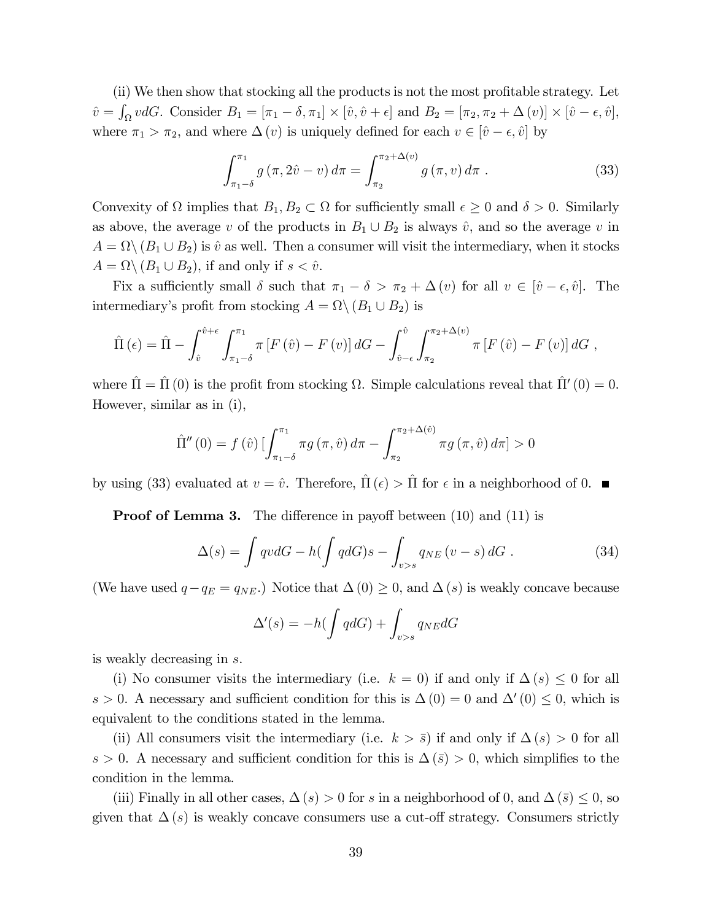(ii) We then show that stocking all the products is not the most profitable strategy. Let $\hat{v} = \int_{\Omega} v dG$. Consider $B_1 = [\pi_1 - \delta, \pi_1] \times [\hat{v}, \hat{v} + \epsilon]$ and $B_2 = [\pi_2, \pi_2 + \Delta(v)] \times [\hat{v} - \epsilon, \hat{v}]$, where $\pi_1 > \pi_2$, and where $\Delta(v)$ is uniquely defined for each $v \in [\hat{v} - \epsilon, \hat{v}]$ by

$$\int_{\pi_1 - \delta}^{\pi_1} g(\pi, 2\hat{v} - v) \, d\pi = \int_{\pi_2}^{\pi_2 + \Delta(v)} g(\pi, v) \, d\pi \ . \tag{33}$$

Convexity of $\Omega$ implies that $B_1, B_2 \subset \Omega$ for sufficiently small $\epsilon \geq 0$ and $\delta > 0$. Similarly as above, the average $v$ of the products in $B_1 \cup B_2$ is always $\hat{v}$, and so the average $v$ in $A = \Omega \backslash (B_1 \cup B_2)$ is $\hat{v}$ as well. Then a consumer will visit the intermediary, when it stocks $A = \Omega \backslash (B_1 \cup B_2)$, if and only if $s < \hat{v}$.

Fix a sufficiently small $\delta$ such that $\pi_1 - \delta > \pi_2 + \Delta(v)$ for all $v \in [\hat{v} - \epsilon, \hat{v}]$. The intermediary's profit from stocking $A = \Omega \backslash (B_1 \cup B_2)$ is

$$\hat{\Pi}(\epsilon) = \hat{\Pi} - \int_{\hat{v}}^{\hat{v}+\epsilon} \int_{\pi_1 - \delta}^{\pi_1} \pi \left[F(\hat{v}) - F(v)\right] dG - \int_{\hat{v}-\epsilon}^{\hat{v}} \int_{\pi_2}^{\pi_2 + \Delta(v)} \pi \left[F(\hat{v}) - F(v)\right] dG \ ,$$

where $\hat{\Pi} = \hat{\Pi}(0)$ is the profit from stocking $\Omega$. Simple calculations reveal that $\hat{\Pi}'(0) = 0$. However, similar as in (i),

$$\hat{\Pi}''(0) = f(\hat{v}) \left[\int_{\pi_1 - \delta}^{\pi_1} \pi g(\pi, \hat{v}) \, d\pi - \int_{\pi_2}^{\pi_2 + \Delta(\hat{v})} \pi g(\pi, \hat{v}) \, d\pi\right] > 0$$

by using (33) evaluated at $v = \hat{v}$. Therefore, $\hat{\Pi}(\epsilon) > \hat{\Pi}$ for $\epsilon$ in a neighborhood of 0. ∎

**Proof of Lemma 3.** The difference in payoff between (10) and (11) is

$$\Delta(s) = \int qv dG - h\left(\int q dG\right) s - \int_{v > s} q_{NE} (v - s) \, dG \ . \tag{34}$$

(We have used $q - q_E = q_{NE}$.) Notice that $\Delta(0) \geq 0$, and $\Delta(s)$ is weakly concave because

$$\Delta'(s) = -h\left(\int q dG\right) + \int_{v > s} q_{NE} dG$$

is weakly decreasing in $s$.

(i) No consumer visits the intermediary (i.e. $k = 0$) if and only if $\Delta(s) \leq 0$ for all $s > 0$. A necessary and sufficient condition for this is $\Delta(0) = 0$ and $\Delta'(0) \leq 0$, which is equivalent to the conditions stated in the lemma.

(ii) All consumers visit the intermediary (i.e. $k > \bar{s}$) if and only if $\Delta(s) > 0$ for all $s > 0$. A necessary and sufficient condition for this is $\Delta(\bar{s}) > 0$, which simplifies to the condition in the lemma.

(iii) Finally in all other cases, $\Delta(s) > 0$ for $s$ in a neighborhood of 0, and $\Delta(\bar{s}) \leq 0$, so given that $\Delta(s)$ is weakly concave consumers use a cut-off strategy. Consumers strictly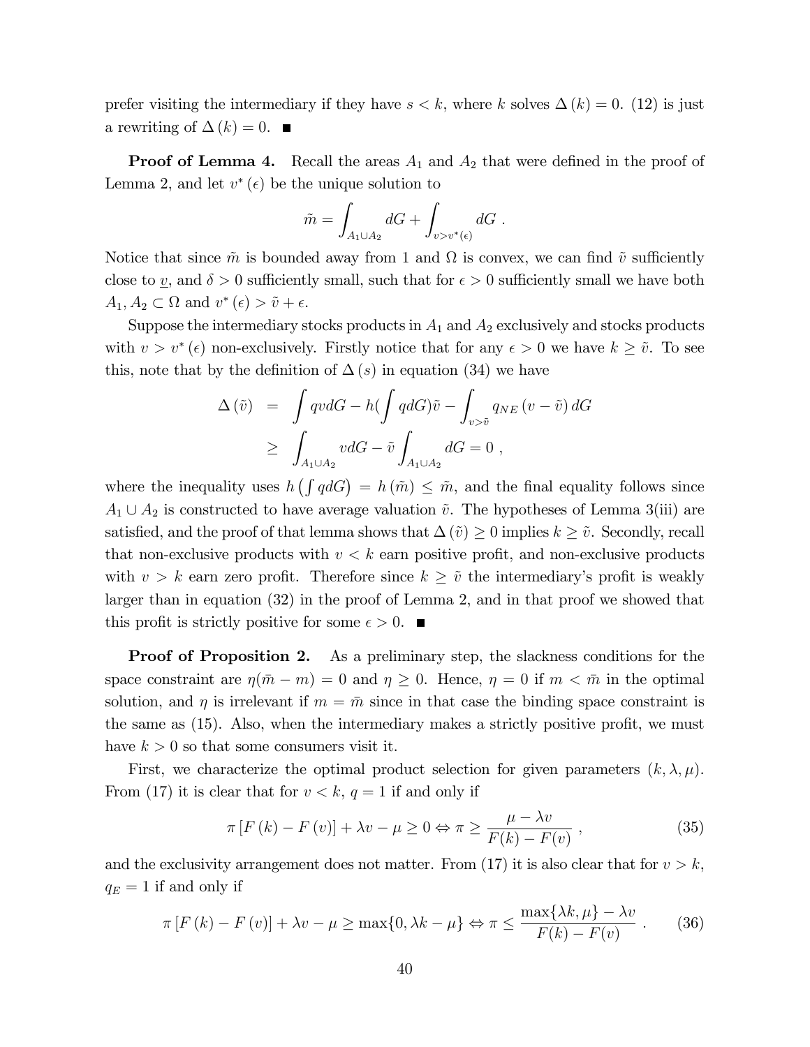prefer visiting the intermediary if they have $s < k$, where $k$ solves $\Delta(k) = 0$. (12) is just a rewriting of $\Delta(k) = 0$. ■

**Proof of Lemma 4.** Recall the areas $A_1$ and $A_2$ that were defined in the proof of Lemma 2, and let $v^*(\epsilon)$ be the unique solution to

$$\tilde{m} = \int_{A_1 \cup A_2} dG + \int_{v > v^*(\epsilon)} dG \ .$$

Notice that since $\tilde{m}$ is bounded away from 1 and $\Omega$ is convex, we can find $\tilde{v}$ sufficiently close to $\underline{v}$, and $\delta > 0$ sufficiently small, such that for $\epsilon > 0$ sufficiently small we have both $A_1, A_2 \subset \Omega$ and $v^*(\epsilon) > \tilde{v} + \epsilon$.

Suppose the intermediary stocks products in $A_1$ and $A_2$ exclusively and stocks products with $v > v^*(\epsilon)$ non-exclusively. Firstly notice that for any $\epsilon > 0$ we have $k \geq \tilde{v}$. To see this, note that by the definition of $\Delta(s)$ in equation (34) we have

$$\begin{aligned}
\Delta(\tilde{v}) &= \int qv dG - h\left(\int q dG\right)\tilde{v} - \int_{v > \tilde{v}} q_{NE}(v - \tilde{v}) dG \\
&\geq \int_{A_1 \cup A_2} v dG - \tilde{v} \int_{A_1 \cup A_2} dG = 0 \ ,
\end{aligned}$$

where the inequality uses $h\left(\int q dG\right) = h(\tilde{m}) \leq \tilde{m}$, and the final equality follows since $A_1 \cup A_2$ is constructed to have average valuation $\tilde{v}$. The hypotheses of Lemma 3(iii) are satisfied, and the proof of that lemma shows that $\Delta(\tilde{v}) \geq 0$ implies $k \geq \tilde{v}$. Secondly, recall that non-exclusive products with $v < k$ earn positive profit, and non-exclusive products with $v > k$ earn zero profit. Therefore since $k \geq \tilde{v}$ the intermediary's profit is weakly larger than in equation (32) in the proof of Lemma 2, and in that proof we showed that this profit is strictly positive for some $\epsilon > 0$. ■

**Proof of Proposition 2.** As a preliminary step, the slackness conditions for the space constraint are $\eta(\bar{m} - m) = 0$ and $\eta \geq 0$. Hence, $\eta = 0$ if $m < \bar{m}$ in the optimal solution, and $\eta$ is irrelevant if $m = \bar{m}$ since in that case the binding space constraint is the same as (15). Also, when the intermediary makes a strictly positive profit, we must have $k > 0$ so that some consumers visit it.

First, we characterize the optimal product selection for given parameters $(k, \lambda, \mu)$. From (17) it is clear that for $v < k$, $q = 1$ if and only if

$$\pi\left[F(k) - F(v)\right] + \lambda v - \mu \geq 0 \Leftrightarrow \pi \geq \frac{\mu - \lambda v}{F(k) - F(v)} \ , \tag{35}$$

and the exclusivity arrangement does not matter. From (17) it is also clear that for $v > k$, $q_E = 1$ if and only if

$$\pi\left[F(k) - F(v)\right] + \lambda v - \mu \geq \max\{0, \lambda k - \mu\} \Leftrightarrow \pi \leq \frac{\max\{\lambda k, \mu\} - \lambda v}{F(k) - F(v)} \ . \tag{36}$$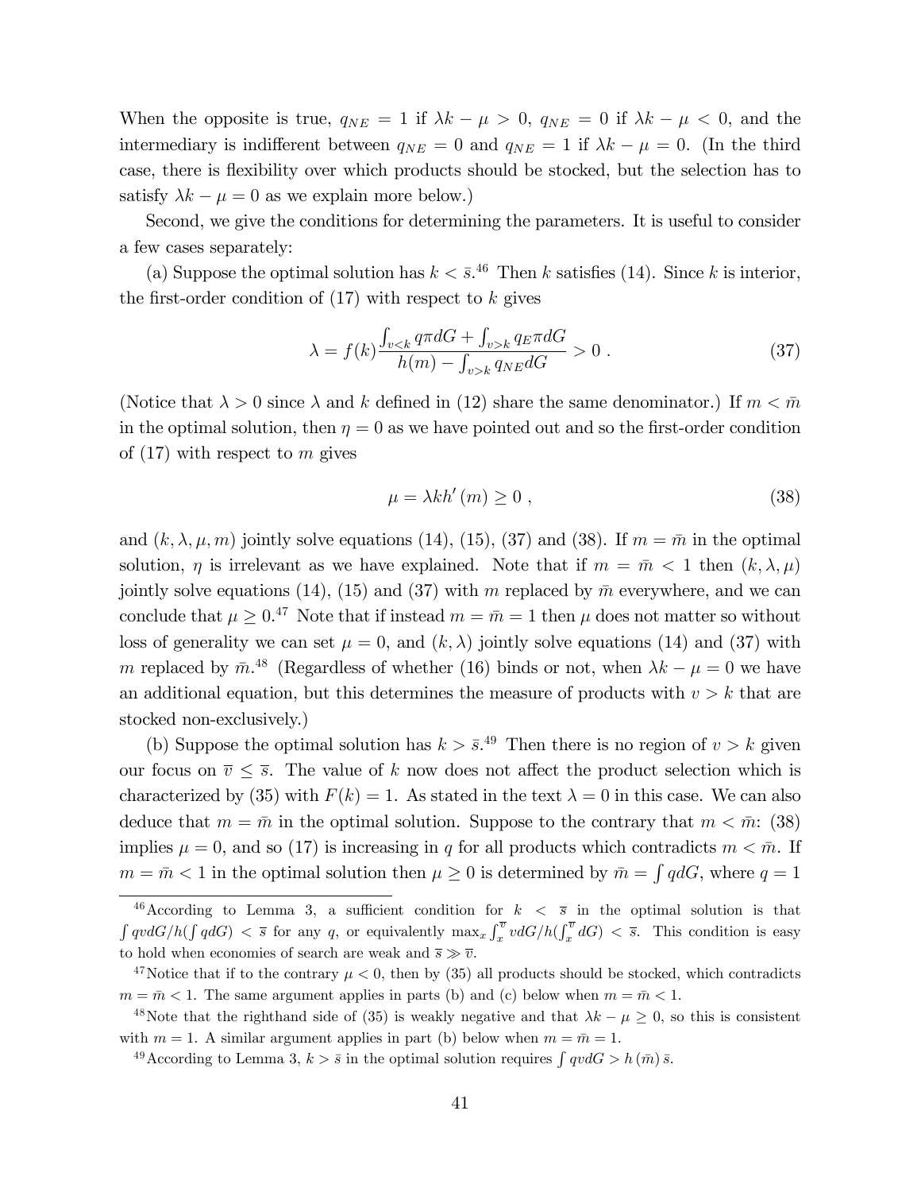When the opposite is true, $q_{NE} = 1$ if $\lambda k - \mu > 0$, $q_{NE} = 0$ if $\lambda k - \mu < 0$, and the intermediary is indifferent between $q_{NE} = 0$ and $q_{NE} = 1$ if $\lambda k - \mu = 0$. (In the third case, there is flexibility over which products should be stocked, but the selection has to satisfy $\lambda k - \mu = 0$ as we explain more below.)

Second, we give the conditions for determining the parameters. It is useful to consider a few cases separately:

(a) Suppose the optimal solution has $k < \bar{s}$.[46] Then $k$ satisfies (14). Since $k$ is interior, the first-order condition of (17) with respect to $k$ gives

$$\lambda = f(k) \frac{\int_{v<k} q\pi dG + \int_{v>k} q_E \pi dG}{h(m) - \int_{v>k} q_{NE} dG} > 0 \ . \tag{37}$$

(Notice that $\lambda > 0$ since $\lambda$ and $k$ defined in (12) share the same denominator.) If $m < \bar{m}$ in the optimal solution, then $\eta = 0$ as we have pointed out and so the first-order condition of (17) with respect to $m$ gives

$$\mu = \lambda k h'(m) \geq 0 \ , \tag{38}$$

and $(k, \lambda, \mu, m)$ jointly solve equations (14), (15), (37) and (38). If $m = \bar{m}$ in the optimal solution, $\eta$ is irrelevant as we have explained. Note that if $m = \bar{m} < 1$ then $(k, \lambda, \mu)$ jointly solve equations (14), (15) and (37) with $m$ replaced by $\bar{m}$ everywhere, and we can conclude that $\mu \geq 0$.[47] Note that if instead $m = \bar{m} = 1$ then $\mu$ does not matter so without loss of generality we can set $\mu = 0$, and $(k, \lambda)$ jointly solve equations (14) and (37) with $m$ replaced by $\bar{m}$.[48] (Regardless of whether (16) binds or not, when $\lambda k - \mu = 0$ we have an additional equation, but this determines the measure of products with $v > k$ that are stocked non-exclusively.)

(b) Suppose the optimal solution has $k > \bar{s}$.[49] Then there is no region of $v > k$ given our focus on $\overline{v} \leq \overline{s}$. The value of $k$ now does not affect the product selection which is characterized by (35) with $F(k) = 1$. As stated in the text $\lambda = 0$ in this case. We can also deduce that $m = \bar{m}$ in the optimal solution. Suppose to the contrary that $m < \bar{m}$: (38) implies $\mu = 0$, and so (17) is increasing in $q$ for all products which contradicts $m < \bar{m}$. If $m = \bar{m} < 1$ in the optimal solution then $\mu \geq 0$ is determined by $\bar{m} = \int q dG$, where $q = 1$

---

[46] According to Lemma 3, a sufficient condition for $k < \overline{s}$ in the optimal solution is that $\int qvdG/h(\int qdG) < \overline{s}$ for any $q$, or equivalently $\max_x \int_x^{\overline{v}} vdG/h(\int_x^{\overline{v}} dG) < \overline{s}$. This condition is easy to hold when economies of search are weak and $\overline{s} \gg \overline{v}$.

[47] Notice that if to the contrary $\mu < 0$, then by (35) all products should be stocked, which contradicts $m = \bar{m} < 1$. The same argument applies in parts (b) and (c) below when $m = \bar{m} < 1$.

[48] Note that the righthand side of (35) is weakly negative and that $\lambda k - \mu \geq 0$, so this is consistent with $m = 1$. A similar argument applies in part (b) below when $m = \bar{m} = 1$.

[49] According to Lemma 3, $k > \bar{s}$ in the optimal solution requires $\int qvdG > h(\bar{m})\bar{s}$.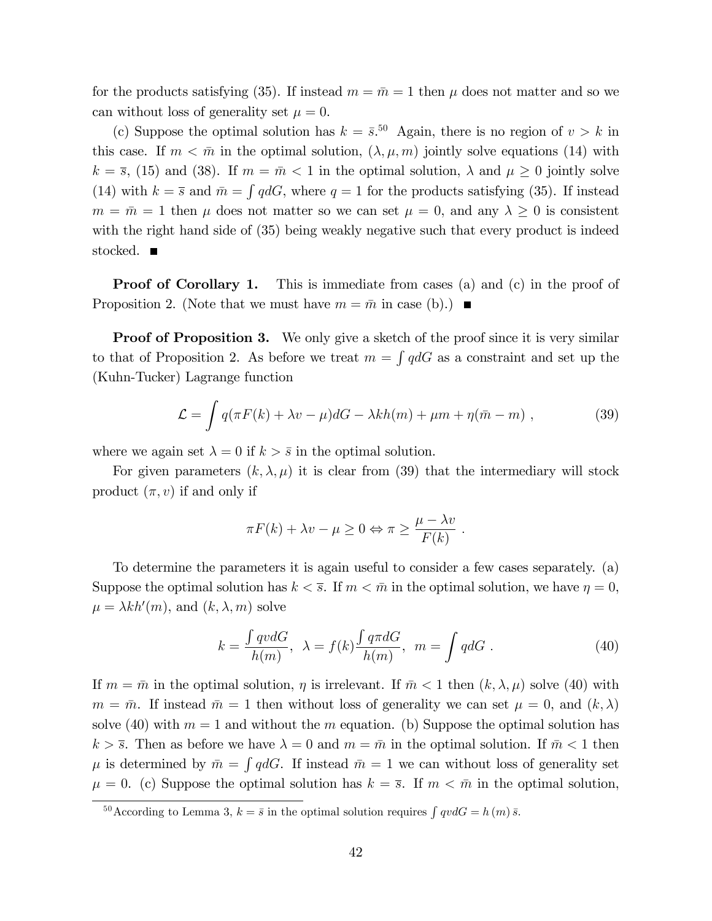for the products satisfying (35). If instead $m = \bar{m} = 1$ then $\mu$ does not matter and so we can without loss of generality set $\mu = 0$.

(c) Suppose the optimal solution has $k = \bar{s}$.[50] Again, there is no region of $v > k$ in this case. If $m < \bar{m}$ in the optimal solution, $(\lambda, \mu, m)$ jointly solve equations (14) with $k = \bar{s}$, (15) and (38). If $m = \bar{m} < 1$ in the optimal solution, $\lambda$ and $\mu \geq 0$ jointly solve (14) with $k = \bar{s}$ and $\bar{m} = \int q dG$, where $q = 1$ for the products satisfying (35). If instead $m = \bar{m} = 1$ then $\mu$ does not matter so we can set $\mu = 0$, and any $\lambda \geq 0$ is consistent with the right hand side of (35) being weakly negative such that every product is indeed stocked. ■

**Proof of Corollary 1.** This is immediate from cases (a) and (c) in the proof of Proposition 2. (Note that we must have $m = \bar{m}$ in case (b).) ■

**Proof of Proposition 3.** We only give a sketch of the proof since it is very similar to that of Proposition 2. As before we treat $m = \int q dG$ as a constraint and set up the (Kuhn-Tucker) Lagrange function

$$\mathcal{L} = \int q(\pi F(k) + \lambda v - \mu) dG - \lambda k h(m) + \mu m + \eta(\bar{m} - m) \ , \tag{39}$$

where we again set $\lambda = 0$ if $k > \bar{s}$ in the optimal solution.

For given parameters $(k, \lambda, \mu)$ it is clear from (39) that the intermediary will stock product $(\pi, v)$ if and only if

$$\pi F(k) + \lambda v - \mu \geq 0 \Leftrightarrow \pi \geq \frac{\mu - \lambda v}{F(k)} \ .$$

To determine the parameters it is again useful to consider a few cases separately. (a) Suppose the optimal solution has $k < \bar{s}$. If $m < \bar{m}$ in the optimal solution, we have $\eta = 0$, $\mu = \lambda k h'(m)$, and $(k, \lambda, m)$ solve

$$k = \frac{\int q v dG}{h(m)}, \ \ \lambda = f(k) \frac{\int q \pi dG}{h(m)}, \ \ m = \int q dG \ . \tag{40}$$

If $m = \bar{m}$ in the optimal solution, $\eta$ is irrelevant. If $\bar{m} < 1$ then $(k, \lambda, \mu)$ solve (40) with $m = \bar{m}$. If instead $\bar{m} = 1$ then without loss of generality we can set $\mu = 0$, and $(k, \lambda)$ solve (40) with $m = 1$ and without the $m$ equation. (b) Suppose the optimal solution has $k > \bar{s}$. Then as before we have $\lambda = 0$ and $m = \bar{m}$ in the optimal solution. If $\bar{m} < 1$ then $\mu$ is determined by $\bar{m} = \int q dG$. If instead $\bar{m} = 1$ we can without loss of generality set $\mu = 0$. (c) Suppose the optimal solution has $k = \bar{s}$. If $m < \bar{m}$ in the optimal solution,

[50] According to Lemma 3, $k = \bar{s}$ in the optimal solution requires $\int q v dG = h(m) \bar{s}$.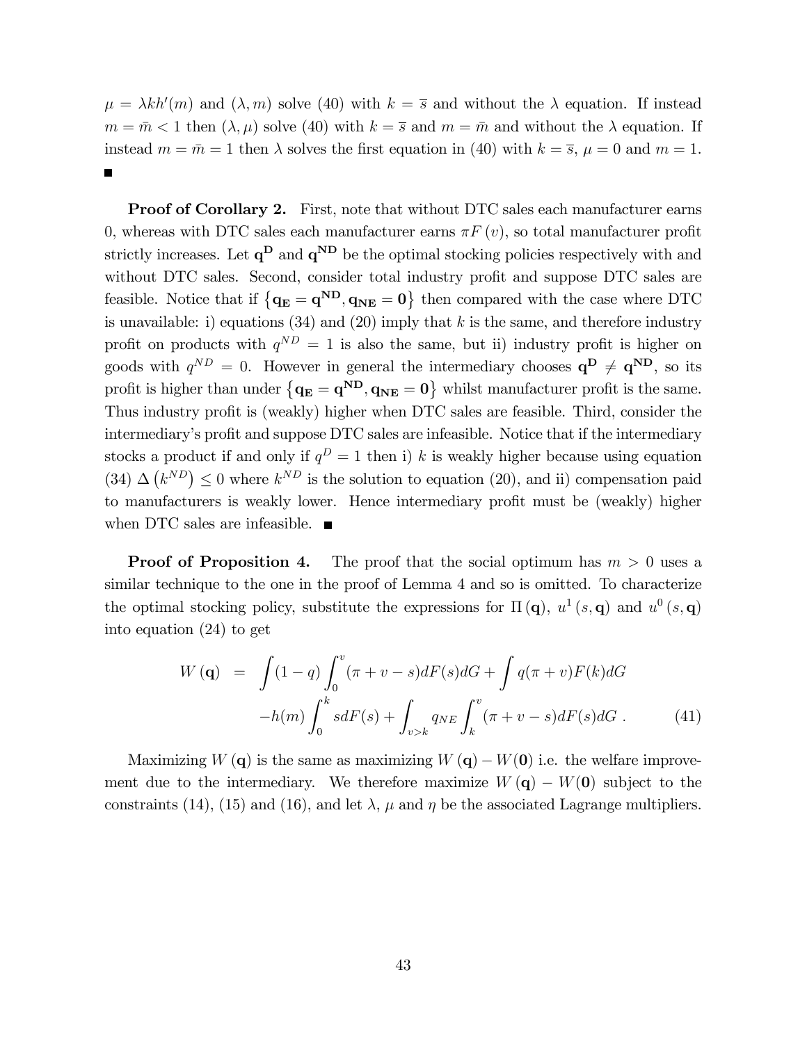$\mu = \lambda k h'(m)$ and $(\lambda, m)$ solve (40) with $k = \bar{s}$ and without the $\lambda$ equation. If instead $m = \bar{m} < 1$ then $(\lambda, \mu)$ solve (40) with $k = \bar{s}$ and $m = \bar{m}$ and without the $\lambda$ equation. If instead $m = \bar{m} = 1$ then $\lambda$ solves the first equation in (40) with $k = \bar{s}$, $\mu = 0$ and $m = 1$. ■

**Proof of Corollary 2.** First, note that without DTC sales each manufacturer earns 0, whereas with DTC sales each manufacturer earns $\pi F(v)$, so total manufacturer profit strictly increases. Let $\mathbf{q^D}$ and $\mathbf{q^{ND}}$ be the optimal stocking policies respectively with and without DTC sales. Second, consider total industry profit and suppose DTC sales are feasible. Notice that if $\{\mathbf{q_E} = \mathbf{q^{ND}}, \mathbf{q_{NE}} = \mathbf{0}\}$ then compared with the case where DTC is unavailable: i) equations (34) and (20) imply that $k$ is the same, and therefore industry profit on products with $q^{ND} = 1$ is also the same, but ii) industry profit is higher on goods with $q^{ND} = 0$. However in general the intermediary chooses $\mathbf{q^D} \neq \mathbf{q^{ND}}$, so its profit is higher than under $\{\mathbf{q_E} = \mathbf{q^{ND}}, \mathbf{q_{NE}} = \mathbf{0}\}$ whilst manufacturer profit is the same. Thus industry profit is (weakly) higher when DTC sales are feasible. Third, consider the intermediary's profit and suppose DTC sales are infeasible. Notice that if the intermediary stocks a product if and only if $q^D = 1$ then i) $k$ is weakly higher because using equation (34) $\Delta(k^{ND}) \leq 0$ where $k^{ND}$ is the solution to equation (20), and ii) compensation paid to manufacturers is weakly lower. Hence intermediary profit must be (weakly) higher when DTC sales are infeasible. ■

**Proof of Proposition 4.** The proof that the social optimum has $m > 0$ uses a similar technique to the one in the proof of Lemma 4 and so is omitted. To characterize the optimal stocking policy, substitute the expressions for $\Pi(\mathbf{q})$, $u^1(s, \mathbf{q})$ and $u^0(s, \mathbf{q})$ into equation (24) to get

$$
\begin{aligned}
W(\mathbf{q}) &= \int (1-q) \int_0^v (\pi + v - s) dF(s) dG + \int q(\pi + v) F(k) dG \\
&\quad - h(m) \int_0^k s dF(s) + \int_{v>k} q_{NE} \int_k^v (\pi + v - s) dF(s) dG \, . \qquad (41)
\end{aligned}
$$

Maximizing $W(\mathbf{q})$ is the same as maximizing $W(\mathbf{q}) - W(\mathbf{0})$ i.e. the welfare improvement due to the intermediary. We therefore maximize $W(\mathbf{q}) - W(\mathbf{0})$ subject to the constraints (14), (15) and (16), and let $\lambda$, $\mu$ and $\eta$ be the associated Lagrange multipliers.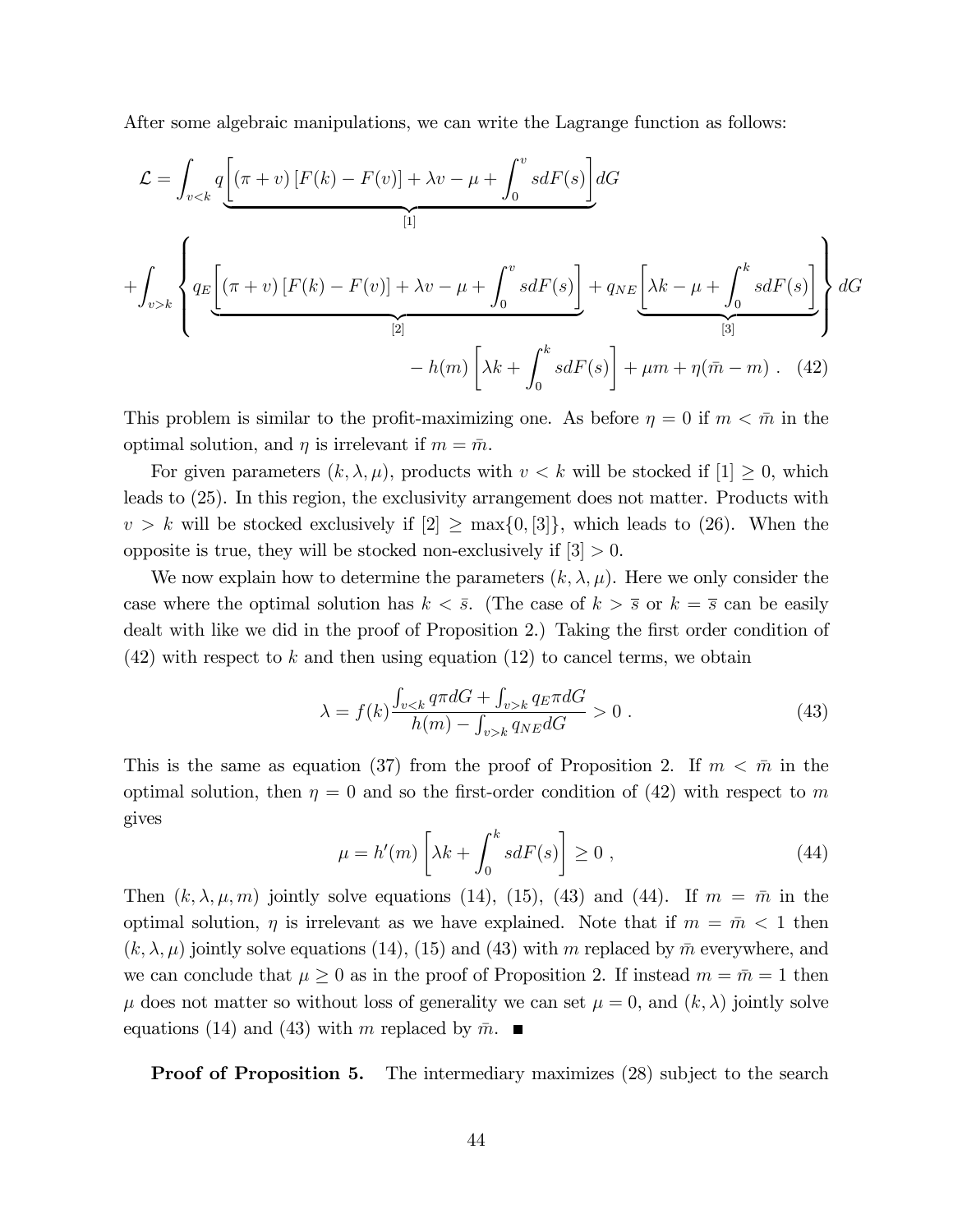After some algebraic manipulations, we can write the Lagrange function as follows:

$$
\begin{aligned}
\mathcal{L} = & \int_{v<k} q \underbrace{\left[ (\pi + v) \left[ F(k) - F(v) \right] + \lambda v - \mu + \int_0^v s dF(s) \right]}_{[1]} dG \\
& + \int_{v>k} \left\{ q_E \underbrace{\left[ (\pi + v) \left[ F(k) - F(v) \right] + \lambda v - \mu + \int_0^v s dF(s) \right]}_{[2]} + q_{NE} \underbrace{\left[ \lambda k - \mu + \int_0^k s dF(s) \right]}_{[3]} \right\} dG \\
& - h(m) \left[ \lambda k + \int_0^k s dF(s) \right] + \mu m + \eta (\bar{m} - m) \ . \quad (42)
\end{aligned}
$$

This problem is similar to the profit-maximizing one. As before $\eta = 0$ if $m < \bar{m}$ in the optimal solution, and $\eta$ is irrelevant if $m = \bar{m}$.

For given parameters $(k, \lambda, \mu)$, products with $v < k$ will be stocked if $[1] \geq 0$, which leads to (25). In this region, the exclusivity arrangement does not matter. Products with $v > k$ will be stocked exclusively if $[2] \geq \max\{0, [3]\}$, which leads to (26). When the opposite is true, they will be stocked non-exclusively if $[3] > 0$.

We now explain how to determine the parameters $(k, \lambda, \mu)$. Here we only consider the case where the optimal solution has $k < \bar{s}$. (The case of $k > \bar{s}$ or $k = \bar{s}$ can be easily dealt with like we did in the proof of Proposition 2.) Taking the first order condition of (42) with respect to $k$ and then using equation (12) to cancel terms, we obtain

$$
\lambda = f(k) \frac{\int_{v<k} q \pi dG + \int_{v>k} q_E \pi dG}{h(m) - \int_{v>k} q_{NE} dG} > 0 \ . \tag{43}
$$

This is the same as equation (37) from the proof of Proposition 2. If $m < \bar{m}$ in the optimal solution, then $\eta = 0$ and so the first-order condition of (42) with respect to $m$ gives

$$
\mu = h'(m) \left[ \lambda k + \int_0^k s dF(s) \right] \geq 0 \ , \tag{44}
$$

Then $(k, \lambda, \mu, m)$ jointly solve equations (14), (15), (43) and (44). If $m = \bar{m}$ in the optimal solution, $\eta$ is irrelevant as we have explained. Note that if $m = \bar{m} < 1$ then $(k, \lambda, \mu)$ jointly solve equations (14), (15) and (43) with $m$ replaced by $\bar{m}$ everywhere, and we can conclude that $\mu \geq 0$ as in the proof of Proposition 2. If instead $m = \bar{m} = 1$ then $\mu$ does not matter so without loss of generality we can set $\mu = 0$, and $(k, \lambda)$ jointly solve equations (14) and (43) with $m$ replaced by $\bar{m}$. ■

**Proof of Proposition 5.** The intermediary maximizes (28) subject to the search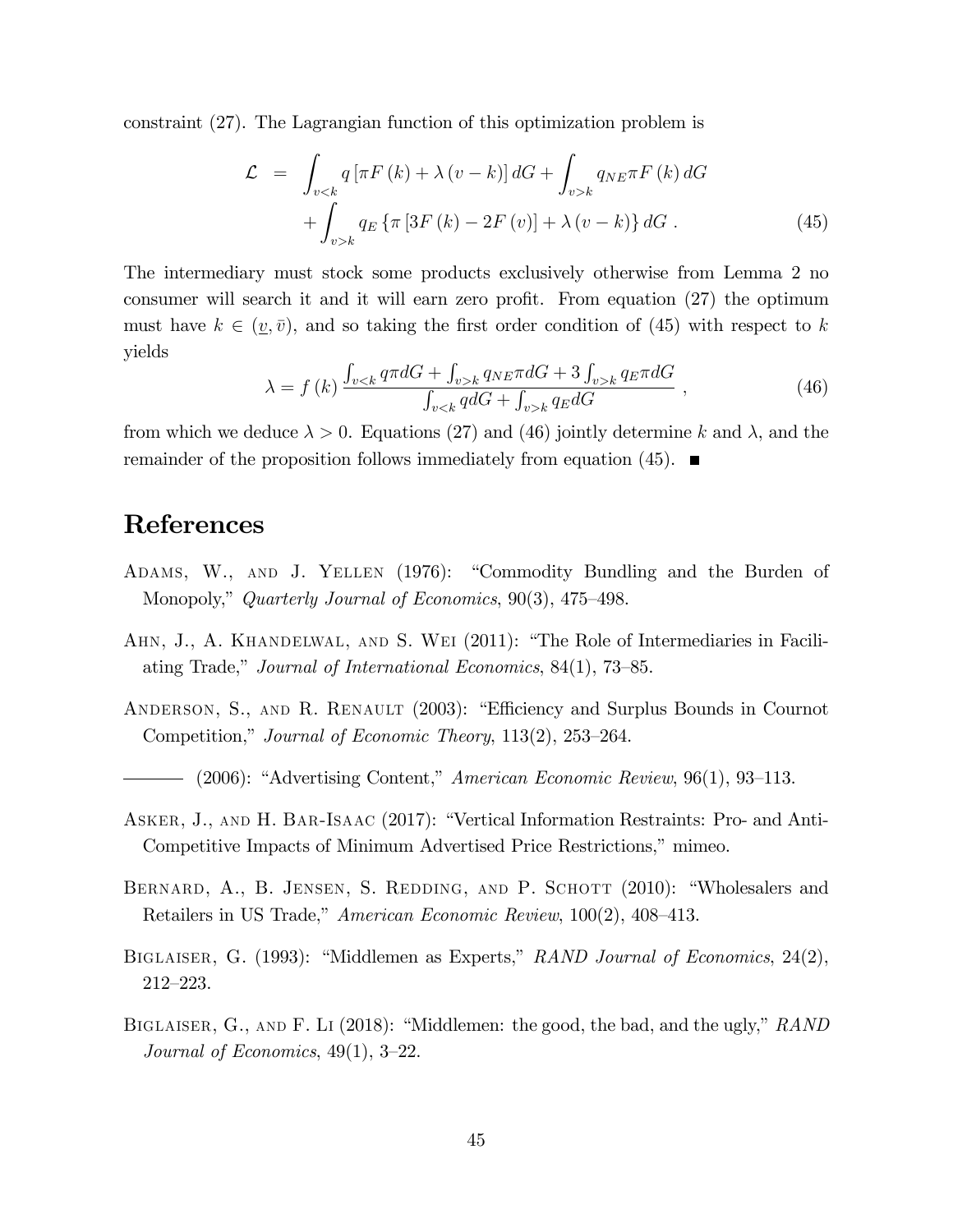constraint (27). The Lagrangian function of this optimization problem is

$$
\begin{aligned}
\mathcal{L} &= \int_{v<k} q \left[\pi F(k) + \lambda (v-k)\right] dG + \int_{v>k} q_{NE} \pi F(k)\, dG \\
&\quad + \int_{v>k} q_E \left\{\pi \left[3F(k) - 2F(v)\right] + \lambda (v-k)\right\} dG \, . \qquad (45)
\end{aligned}
$$

The intermediary must stock some products exclusively otherwise from Lemma 2 no consumer will search it and it will earn zero profit. From equation (27) the optimum must have $k \in (\underline{v}, \bar{v})$, and so taking the first order condition of (45) with respect to $k$ yields

$$
\lambda = f(k) \frac{\int_{v<k} q\pi dG + \int_{v>k} q_{NE}\pi dG + 3\int_{v>k} q_E \pi dG}{\int_{v<k} q dG + \int_{v>k} q_E dG} \, , \qquad (46)
$$

from which we deduce $\lambda > 0$. Equations (27) and (46) jointly determine $k$ and $\lambda$, and the remainder of the proposition follows immediately from equation (45). ■

# References

Adams, W., and J. Yellen (1976): "Commodity Bundling and the Burden of Monopoly," *Quarterly Journal of Economics*, 90(3), 475–498.

Ahn, J., A. Khandelwal, and S. Wei (2011): "The Role of Intermediaries in Facilitating Trade," *Journal of International Economics*, 84(1), 73–85.

Anderson, S., and R. Renault (2003): "Efficiency and Surplus Bounds in Cournot Competition," *Journal of Economic Theory*, 113(2), 253–264.

——— (2006): "Advertising Content," *American Economic Review*, 96(1), 93–113.

Asker, J., and H. Bar-Isaac (2017): "Vertical Information Restraints: Pro- and Anti-Competitive Impacts of Minimum Advertised Price Restrictions," mimeo.

Bernard, A., B. Jensen, S. Redding, and P. Schott (2010): "Wholesalers and Retailers in US Trade," *American Economic Review*, 100(2), 408–413.

Biglaiser, G. (1993): "Middlemen as Experts," *RAND Journal of Economics*, 24(2), 212–223.

Biglaiser, G., and F. Li (2018): "Middlemen: the good, the bad, and the ugly," *RAND Journal of Economics*, 49(1), 3–22.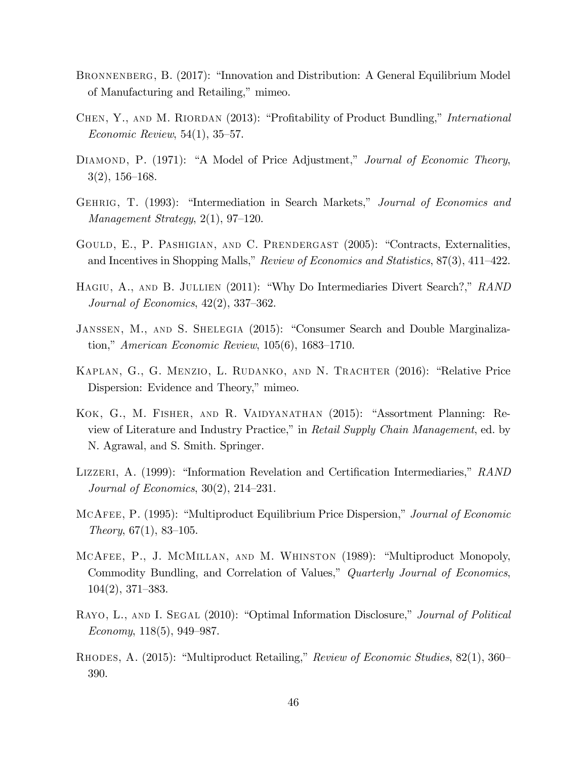Bronnenberg, B. (2017): "Innovation and Distribution: A General Equilibrium Model of Manufacturing and Retailing," mimeo.

Chen, Y., and M. Riordan (2013): "Profitability of Product Bundling," *International Economic Review*, 54(1), 35–57.

Diamond, P. (1971): "A Model of Price Adjustment," *Journal of Economic Theory*, 3(2), 156–168.

Gehrig, T. (1993): "Intermediation in Search Markets," *Journal of Economics and Management Strategy*, 2(1), 97–120.

Gould, E., P. Pashigian, and C. Prendergast (2005): "Contracts, Externalities, and Incentives in Shopping Malls," *Review of Economics and Statistics*, 87(3), 411–422.

Hagiu, A., and B. Jullien (2011): "Why Do Intermediaries Divert Search?," *RAND Journal of Economics*, 42(2), 337–362.

Janssen, M., and S. Shelegia (2015): "Consumer Search and Double Marginalization," *American Economic Review*, 105(6), 1683–1710.

Kaplan, G., G. Menzio, L. Rudanko, and N. Trachter (2016): "Relative Price Dispersion: Evidence and Theory," mimeo.

Kok, G., M. Fisher, and R. Vaidyanathan (2015): "Assortment Planning: Review of Literature and Industry Practice," in *Retail Supply Chain Management*, ed. by N. Agrawal, and S. Smith. Springer.

Lizzeri, A. (1999): "Information Revelation and Certification Intermediaries," *RAND Journal of Economics*, 30(2), 214–231.

McAfee, P. (1995): "Multiproduct Equilibrium Price Dispersion," *Journal of Economic Theory*, 67(1), 83–105.

McAfee, P., J. McMillan, and M. Whinston (1989): "Multiproduct Monopoly, Commodity Bundling, and Correlation of Values," *Quarterly Journal of Economics*, 104(2), 371–383.

Rayo, L., and I. Segal (2010): "Optimal Information Disclosure," *Journal of Political Economy*, 118(5), 949–987.

Rhodes, A. (2015): "Multiproduct Retailing," *Review of Economic Studies*, 82(1), 360–390.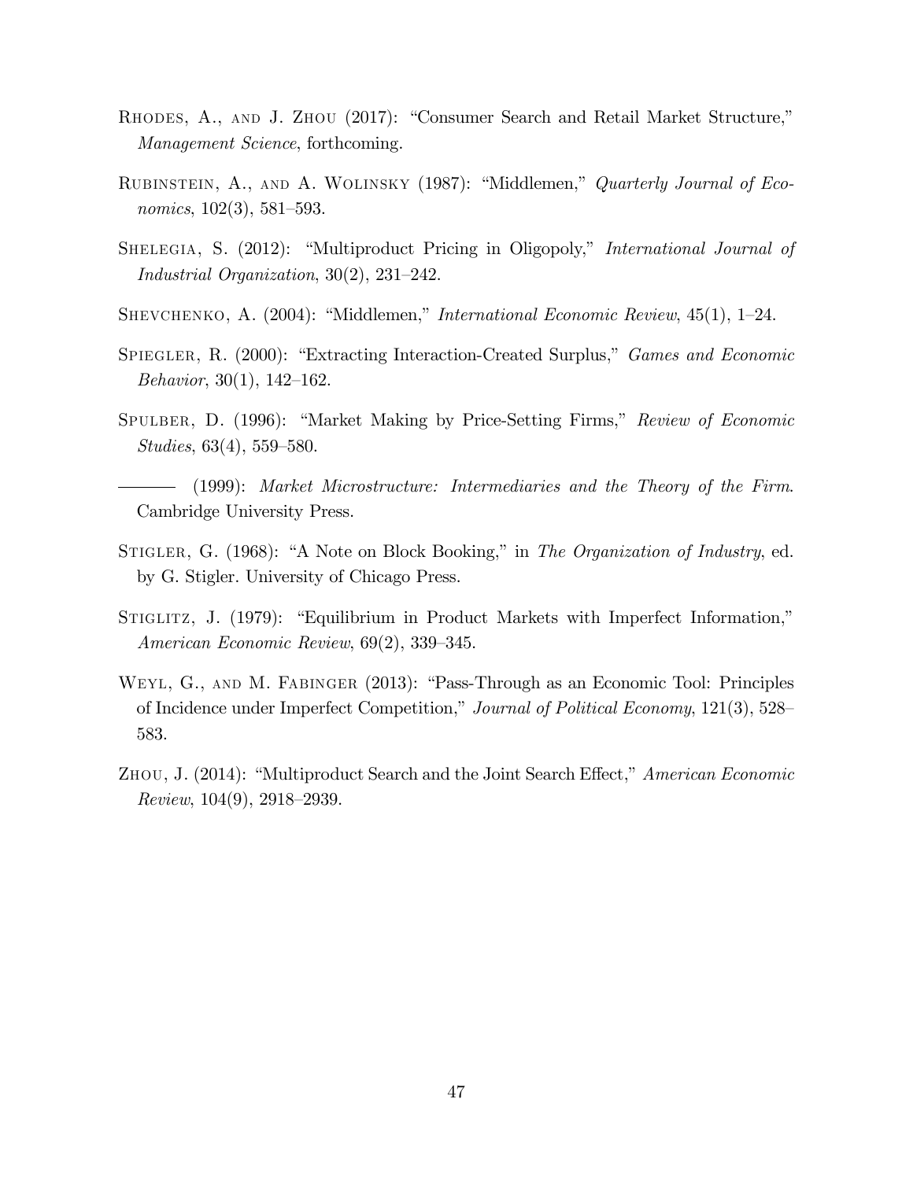Rhodes, A., and J. Zhou (2017): "Consumer Search and Retail Market Structure," *Management Science*, forthcoming.

Rubinstein, A., and A. Wolinsky (1987): "Middlemen," *Quarterly Journal of Economics*, 102(3), 581–593.

Shelegia, S. (2012): "Multiproduct Pricing in Oligopoly," *International Journal of Industrial Organization*, 30(2), 231–242.

Shevchenko, A. (2004): "Middlemen," *International Economic Review*, 45(1), 1–24.

Spiegler, R. (2000): "Extracting Interaction-Created Surplus," *Games and Economic Behavior*, 30(1), 142–162.

Spulber, D. (1996): "Market Making by Price-Setting Firms," *Review of Economic Studies*, 63(4), 559–580.

——— (1999): *Market Microstructure: Intermediaries and the Theory of the Firm*. Cambridge University Press.

Stigler, G. (1968): "A Note on Block Booking," in *The Organization of Industry*, ed. by G. Stigler. University of Chicago Press.

Stiglitz, J. (1979): "Equilibrium in Product Markets with Imperfect Information," *American Economic Review*, 69(2), 339–345.

Weyl, G., and M. Fabinger (2013): "Pass-Through as an Economic Tool: Principles of Incidence under Imperfect Competition," *Journal of Political Economy*, 121(3), 528–583.

Zhou, J. (2014): "Multiproduct Search and the Joint Search Effect," *American Economic Review*, 104(9), 2918–2939.